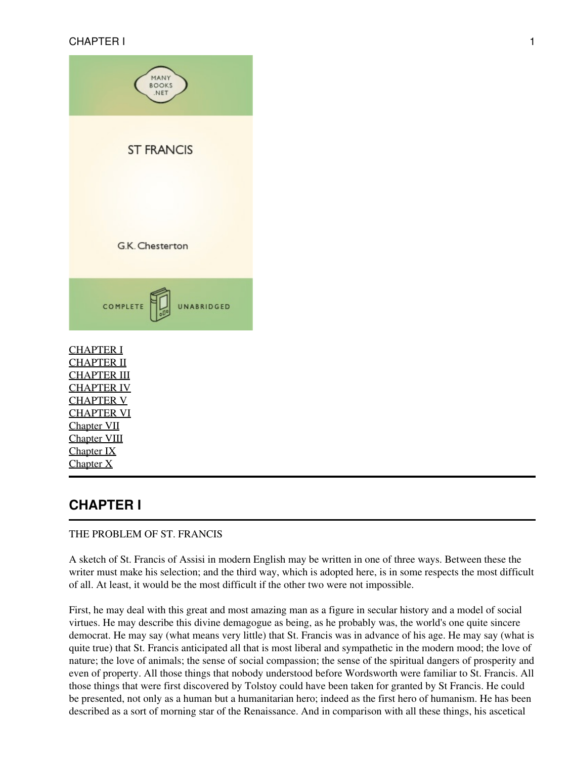CHAPTER I
CHAPTER II
CHAPTER III
CHAPTER IV
CHAPTER V
CHAPTER VI
Chapter VII
Chapter VIII
Chapter IX
Chapter X

---

## CHAPTER I

---

THE PROBLEM OF ST. FRANCIS

A sketch of St. Francis of Assisi in modern English may be written in one of three ways. Between these the writer must make his selection; and the third way, which is adopted here, is in some respects the most difficult of all. At least, it would be the most difficult if the other two were not impossible.

First, he may deal with this great and most amazing man as a figure in secular history and a model of social virtues. He may describe this divine demagogue as being, as he probably was, the world's one quite sincere democrat. He may say (what means very little) that St. Francis was in advance of his age. He may say (what is quite true) that St. Francis anticipated all that is most liberal and sympathetic in the modern mood; the love of nature; the love of animals; the sense of social compassion; the sense of the spiritual dangers of prosperity and even of property. All those things that nobody understood before Wordsworth were familiar to St. Francis. All those things that were first discovered by Tolstoy could have been taken for granted by St Francis. He could be presented, not only as a human but a humanitarian hero; indeed as the first hero of humanism. He has been described as a sort of morning star of the Renaissance. And in comparison with all these things, his ascetical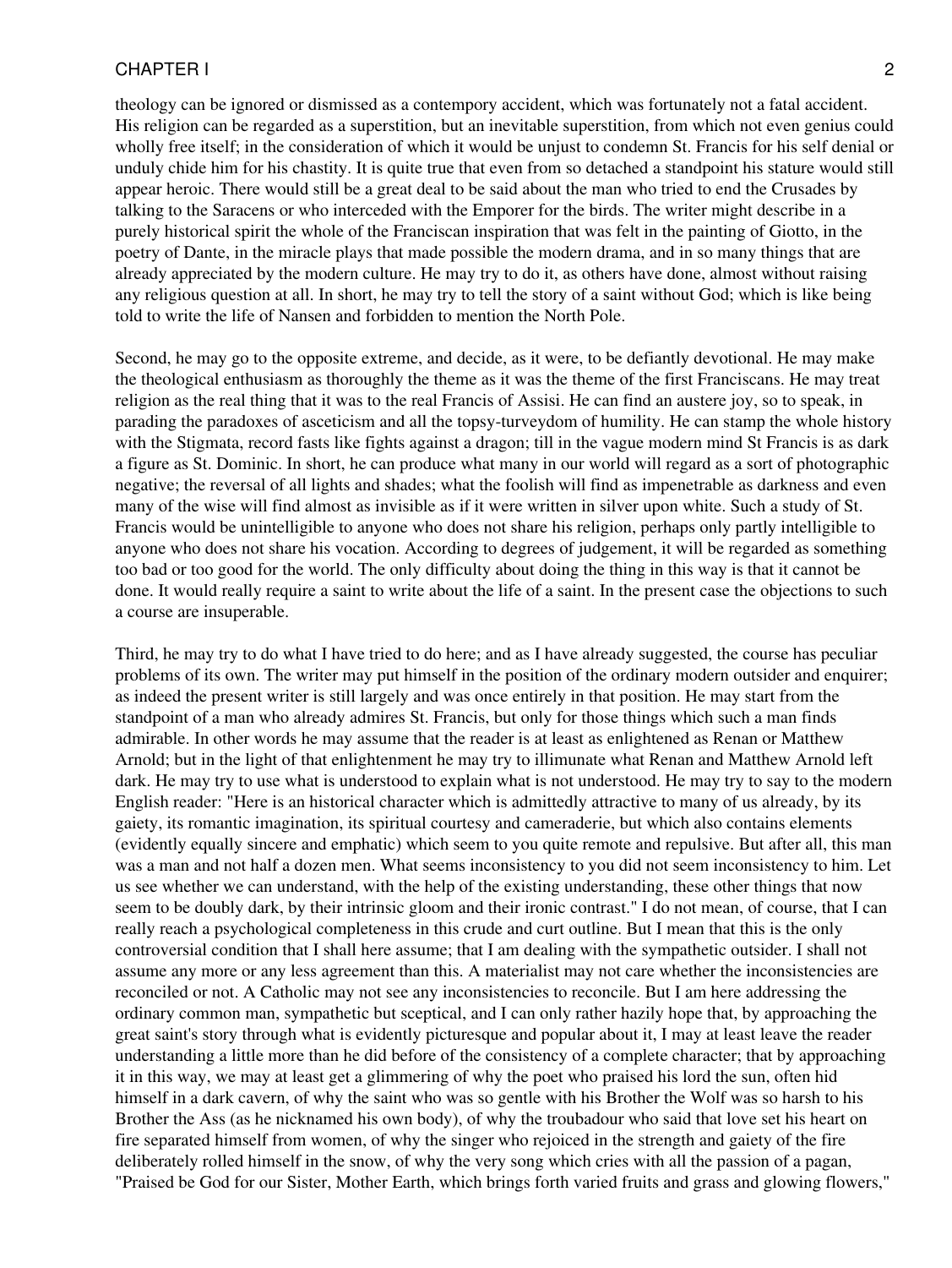theology can be ignored or dismissed as a contempory accident, which was fortunately not a fatal accident. His religion can be regarded as a superstition, but an inevitable superstition, from which not even genius could wholly free itself; in the consideration of which it would be unjust to condemn St. Francis for his self denial or unduly chide him for his chastity. It is quite true that even from so detached a standpoint his stature would still appear heroic. There would still be a great deal to be said about the man who tried to end the Crusades by talking to the Saracens or who interceded with the Emporer for the birds. The writer might describe in a purely historical spirit the whole of the Franciscan inspiration that was felt in the painting of Giotto, in the poetry of Dante, in the miracle plays that made possible the modern drama, and in so many things that are already appreciated by the modern culture. He may try to do it, as others have done, almost without raising any religious question at all. In short, he may try to tell the story of a saint without God; which is like being told to write the life of Nansen and forbidden to mention the North Pole.

Second, he may go to the opposite extreme, and decide, as it were, to be defiantly devotional. He may make the theological enthusiasm as thoroughly the theme as it was the theme of the first Franciscans. He may treat religion as the real thing that it was to the real Francis of Assisi. He can find an austere joy, so to speak, in parading the paradoxes of asceticism and all the topsy-turveydom of humility. He can stamp the whole history with the Stigmata, record fasts like fights against a dragon; till in the vague modern mind St Francis is as dark a figure as St. Dominic. In short, he can produce what many in our world will regard as a sort of photographic negative; the reversal of all lights and shades; what the foolish will find as impenetrable as darkness and even many of the wise will find almost as invisible as if it were written in silver upon white. Such a study of St. Francis would be unintelligible to anyone who does not share his religion, perhaps only partly intelligible to anyone who does not share his vocation. According to degrees of judgement, it will be regarded as something too bad or too good for the world. The only difficulty about doing the thing in this way is that it cannot be done. It would really require a saint to write about the life of a saint. In the present case the objections to such a course are insuperable.

Third, he may try to do what I have tried to do here; and as I have already suggested, the course has peculiar problems of its own. The writer may put himself in the position of the ordinary modern outsider and enquirer; as indeed the present writer is still largely and was once entirely in that position. He may start from the standpoint of a man who already admires St. Francis, but only for those things which such a man finds admirable. In other words he may assume that the reader is at least as enlightened as Renan or Matthew Arnold; but in the light of that enlightenment he may try to illiminate what Renan and Matthew Arnold left dark. He may try to use what is understood to explain what is not understood. He may try to say to the modern English reader: "Here is an historical character which is admittedly attractive to many of us already, by its gaiety, its romantic imagination, its spiritual courtesy and cameraderie, but which also contains elements (evidently equally sincere and emphatic) which seem to you quite remote and repulsive. But after all, this man was a man and not half a dozen men. What seems inconsistency to you did not seem inconsistency to him. Let us see whether we can understand, with the help of the existing understanding, these other things that now seem to be doubly dark, by their intrinsic gloom and their ironic contrast." I do not mean, of course, that I can really reach a psychological completeness in this crude and curt outline. But I mean that this is the only controversial condition that I shall here assume; that I am dealing with the sympathetic outsider. I shall not assume any more or any less agreement than this. A materialist may not care whether the inconsistencies are reconciled or not. A Catholic may not see any inconsistencies to reconcile. But I am here addressing the ordinary common man, sympathetic but sceptical, and I can only rather hazily hope that, by approaching the great saint's story through what is evidently picturesque and popular about it, I may at least leave the reader understanding a little more than he did before of the consistency of a complete character; that by approaching it in this way, we may at least get a glimmering of why the poet who praised his lord the sun, often hid himself in a dark cavern, of why the saint who was so gentle with his Brother the Wolf was so harsh to his Brother the Ass (as he nicknamed his own body), of why the troubadour who said that love set his heart on fire separated himself from women, of why the singer who rejoiced in the strength and gaiety of the fire deliberately rolled himself in the snow, of why the very song which cries with all the passion of a pagan, "Praised be God for our Sister, Mother Earth, which brings forth varied fruits and grass and glowing flowers,"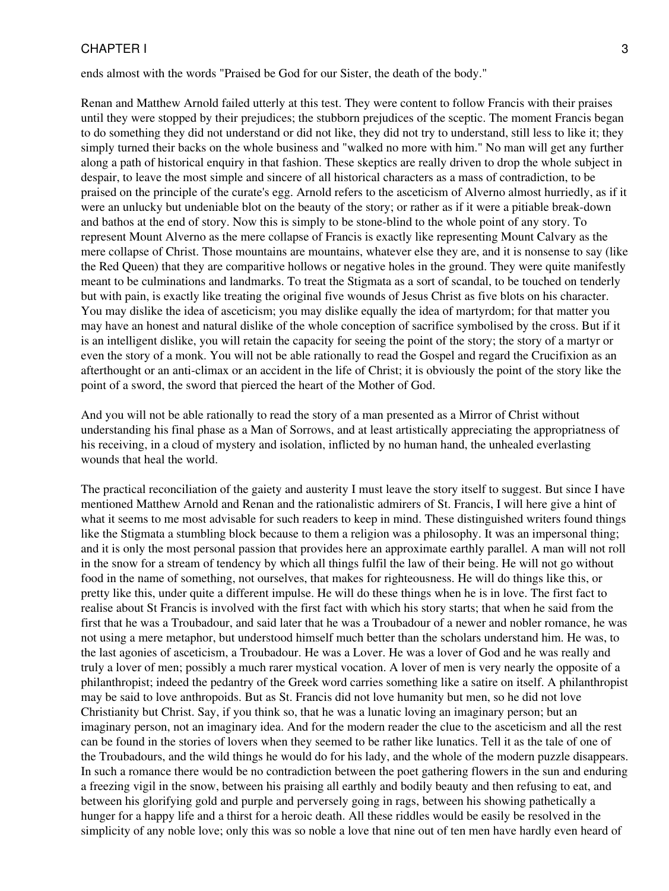ends almost with the words "Praised be God for our Sister, the death of the body."

Renan and Matthew Arnold failed utterly at this test. They were content to follow Francis with their praises until they were stopped by their prejudices; the stubborn prejudices of the sceptic. The moment Francis began to do something they did not understand or did not like, they did not try to understand, still less to like it; they simply turned their backs on the whole business and "walked no more with him." No man will get any further along a path of historical enquiry in that fashion. These skeptics are really driven to drop the whole subject in despair, to leave the most simple and sincere of all historical characters as a mass of contradiction, to be praised on the principle of the curate's egg. Arnold refers to the asceticism of Alverno almost hurriedly, as if it were an unlucky but undeniable blot on the beauty of the story; or rather as if it were a pitiable break-down and bathos at the end of story. Now this is simply to be stone-blind to the whole point of any story. To represent Mount Alverno as the mere collapse of Francis is exactly like representing Mount Calvary as the mere collapse of Christ. Those mountains are mountains, whatever else they are, and it is nonsense to say (like the Red Queen) that they are comparitive hollows or negative holes in the ground. They were quite manifestly meant to be culminations and landmarks. To treat the Stigmata as a sort of scandal, to be touched on tenderly but with pain, is exactly like treating the original five wounds of Jesus Christ as five blots on his character. You may dislike the idea of asceticism; you may dislike equally the idea of martyrdom; for that matter you may have an honest and natural dislike of the whole conception of sacrifice symbolised by the cross. But if it is an intelligent dislike, you will retain the capacity for seeing the point of the story; the story of a martyr or even the story of a monk. You will not be able rationally to read the Gospel and regard the Crucifixion as an afterthought or an anti-climax or an accident in the life of Christ; it is obviously the point of the story like the point of a sword, the sword that pierced the heart of the Mother of God.

And you will not be able rationally to read the story of a man presented as a Mirror of Christ without understanding his final phase as a Man of Sorrows, and at least artistically appreciating the appropriatness of his receiving, in a cloud of mystery and isolation, inflicted by no human hand, the unhealed everlasting wounds that heal the world.

The practical reconciliation of the gaiety and austerity I must leave the story itself to suggest. But since I have mentioned Matthew Arnold and Renan and the rationalistic admirers of St. Francis, I will here give a hint of what it seems to me most advisable for such readers to keep in mind. These distinguished writers found things like the Stigmata a stumbling block because to them a religion was a philosophy. It was an impersonal thing; and it is only the most personal passion that provides here an approximate earthly parallel. A man will not roll in the snow for a stream of tendency by which all things fulfil the law of their being. He will not go without food in the name of something, not ourselves, that makes for righteousness. He will do things like this, or pretty like this, under quite a different impulse. He will do these things when he is in love. The first fact to realise about St Francis is involved with the first fact with which his story starts; that when he said from the first that he was a Troubadour, and said later that he was a Troubadour of a newer and nobler romance, he was not using a mere metaphor, but understood himself much better than the scholars understand him. He was, to the last agonies of asceticism, a Troubadour. He was a Lover. He was a lover of God and he was really and truly a lover of men; possibly a much rarer mystical vocation. A lover of men is very nearly the opposite of a philanthropist; indeed the pedantry of the Greek word carries something like a satire on itself. A philanthropist may be said to love anthropoids. But as St. Francis did not love humanity but men, so he did not love Christianity but Christ. Say, if you think so, that he was a lunatic loving an imaginary person; but an imaginary person, not an imaginary idea. And for the modern reader the clue to the asceticism and all the rest can be found in the stories of lovers when they seemed to be rather like lunatics. Tell it as the tale of one of the Troubadours, and the wild things he would do for his lady, and the whole of the modern puzzle disappears. In such a romance there would be no contradiction between the poet gathering flowers in the sun and enduring a freezing vigil in the snow, between his praising all earthly and bodily beauty and then refusing to eat, and between his glorifying gold and purple and perversely going in rags, between his showing pathetically a hunger for a happy life and a thirst for a heroic death. All these riddles would be easily be resolved in the simplicity of any noble love; only this was so noble a love that nine out of ten men have hardly even heard of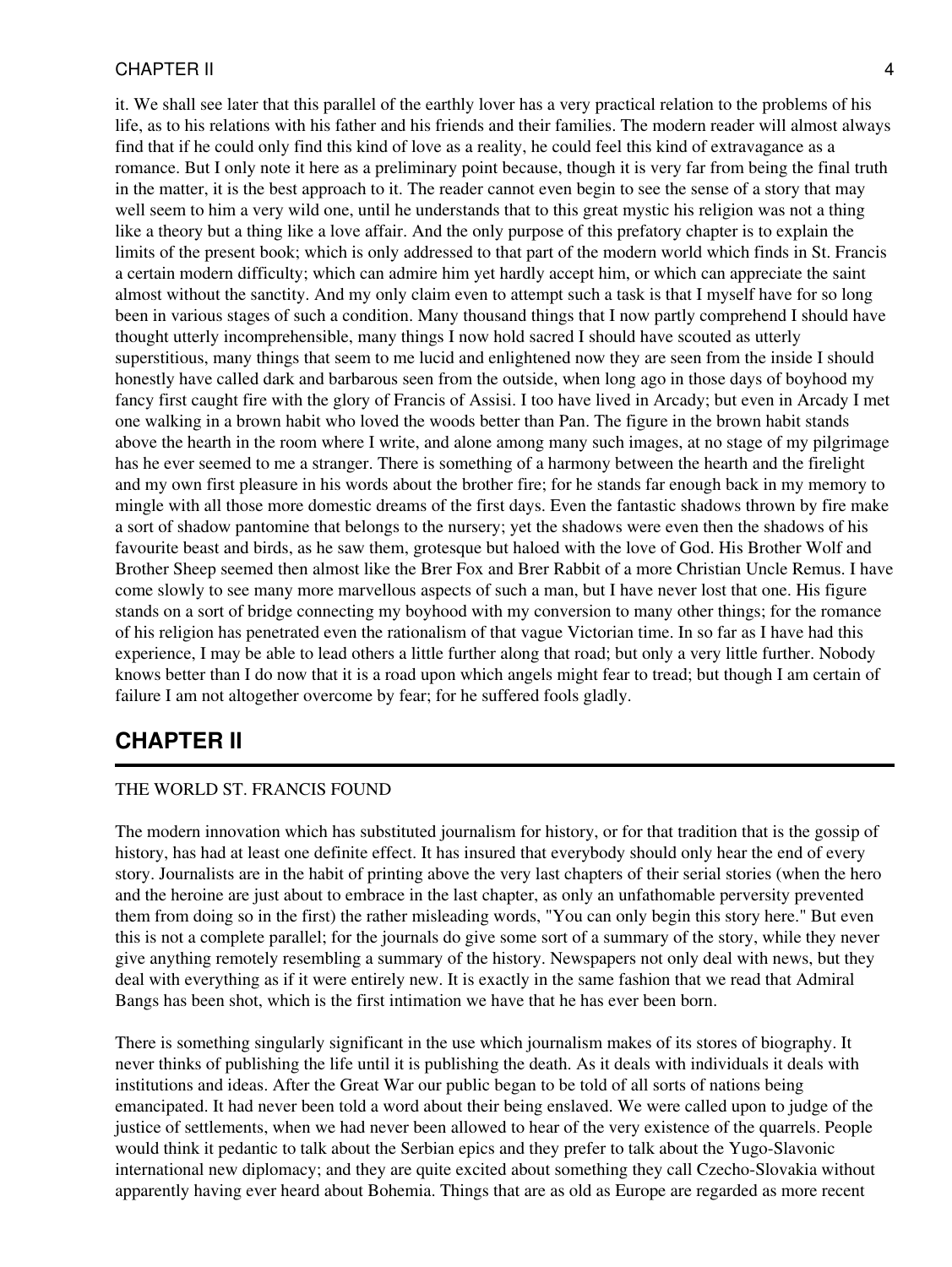it. We shall see later that this parallel of the earthly lover has a very practical relation to the problems of his life, as to his relations with his father and his friends and their families. The modern reader will almost always find that if he could only find this kind of love as a reality, he could feel this kind of extravagance as a romance. But I only note it here as a preliminary point because, though it is very far from being the final truth in the matter, it is the best approach to it. The reader cannot even begin to see the sense of a story that may well seem to him a very wild one, until he understands that to this great mystic his religion was not a thing like a theory but a thing like a love affair. And the only purpose of this prefatory chapter is to explain the limits of the present book; which is only addressed to that part of the modern world which finds in St. Francis a certain modern difficulty; which can admire him yet hardly accept him, or which can appreciate the saint almost without the sanctity. And my only claim even to attempt such a task is that I myself have for so long been in various stages of such a condition. Many thousand things that I now partly comprehend I should have thought utterly incomprehensible, many things I now hold sacred I should have scouted as utterly superstitious, many things that seem to me lucid and enlightened now they are seen from the inside I should honestly have called dark and barbarous seen from the outside, when long ago in those days of boyhood my fancy first caught fire with the glory of Francis of Assisi. I too have lived in Arcady; but even in Arcady I met one walking in a brown habit who loved the woods better than Pan. The figure in the brown habit stands above the hearth in the room where I write, and alone among many such images, at no stage of my pilgrimage has he ever seemed to me a stranger. There is something of a harmony between the hearth and the firelight and my own first pleasure in his words about the brother fire; for he stands far enough back in my memory to mingle with all those more domestic dreams of the first days. Even the fantastic shadows thrown by fire make a sort of shadow pantomine that belongs to the nursery; yet the shadows were even then the shadows of his favourite beast and birds, as he saw them, grotesque but haloed with the love of God. His Brother Wolf and Brother Sheep seemed then almost like the Brer Fox and Brer Rabbit of a more Christian Uncle Remus. I have come slowly to see many more marvellous aspects of such a man, but I have never lost that one. His figure stands on a sort of bridge connecting my boyhood with my conversion to many other things; for the romance of his religion has penetrated even the rationalism of that vague Victorian time. In so far as I have had this experience, I may be able to lead others a little further along that road; but only a very little further. Nobody knows better than I do now that it is a road upon which angels might fear to tread; but though I am certain of failure I am not altogether overcome by fear; for he suffered fools gladly.

## CHAPTER II

THE WORLD ST. FRANCIS FOUND

The modern innovation which has substituted journalism for history, or for that tradition that is the gossip of history, has had at least one definite effect. It has insured that everybody should only hear the end of every story. Journalists are in the habit of printing above the very last chapters of their serial stories (when the hero and the heroine are just about to embrace in the last chapter, as only an unfathomable perversity prevented them from doing so in the first) the rather misleading words, "You can only begin this story here." But even this is not a complete parallel; for the journals do give some sort of a summary of the story, while they never give anything remotely resembling a summary of the history. Newspapers not only deal with news, but they deal with everything as if it were entirely new. It is exactly in the same fashion that we read that Admiral Bangs has been shot, which is the first intimation we have that he has ever been born.

There is something singularly significant in the use which journalism makes of its stores of biography. It never thinks of publishing the life until it is publishing the death. As it deals with individuals it deals with institutions and ideas. After the Great War our public began to be told of all sorts of nations being emancipated. It had never been told a word about their being enslaved. We were called upon to judge of the justice of settlements, when we had never been allowed to hear of the very existence of the quarrels. People would think it pedantic to talk about the Serbian epics and they prefer to talk about the Yugo-Slavonic international new diplomacy; and they are quite excited about something they call Czecho-Slovakia without apparently having ever heard about Bohemia. Things that are as old as Europe are regarded as more recent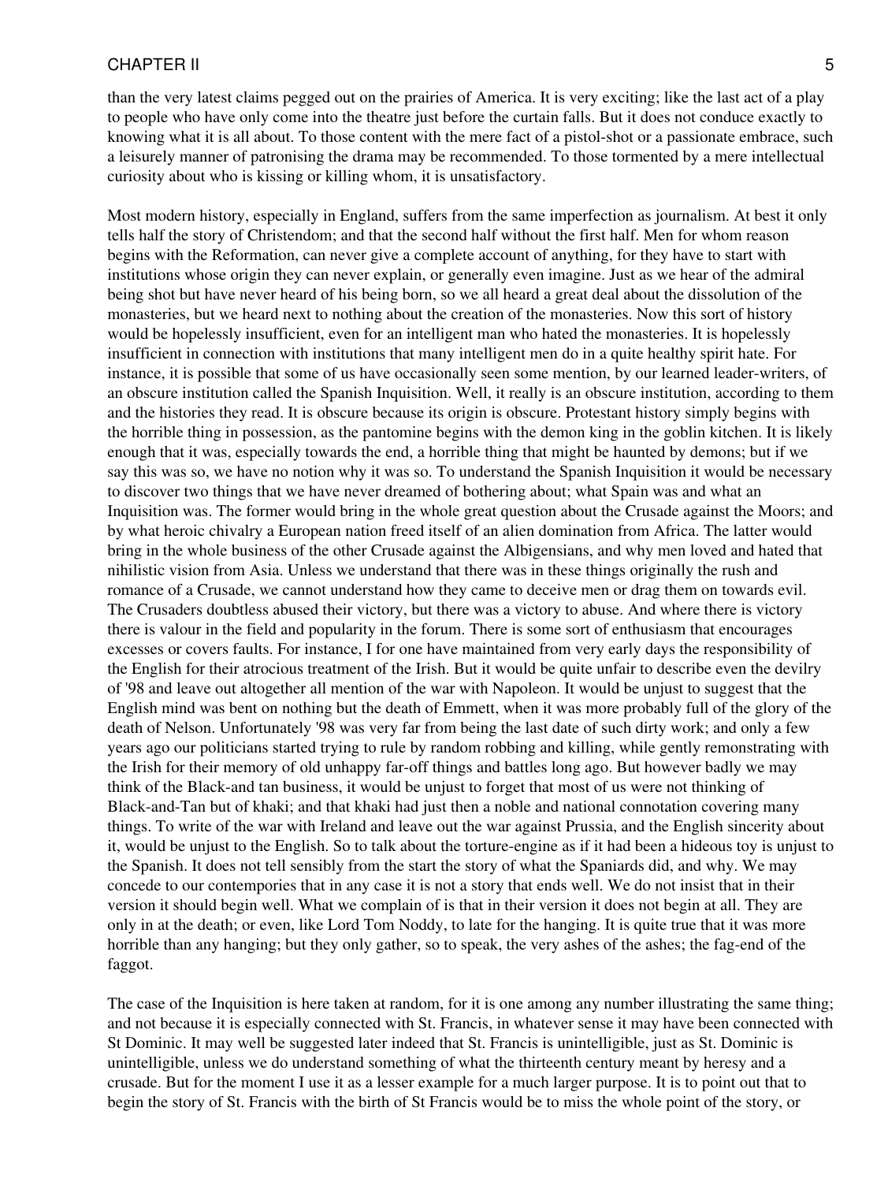than the very latest claims pegged out on the prairies of America. It is very exciting; like the last act of a play to people who have only come into the theatre just before the curtain falls. But it does not conduce exactly to knowing what it is all about. To those content with the mere fact of a pistol-shot or a passionate embrace, such a leisurely manner of patronising the drama may be recommended. To those tormented by a mere intellectual curiosity about who is kissing or killing whom, it is unsatisfactory.

Most modern history, especially in England, suffers from the same imperfection as journalism. At best it only tells half the story of Christendom; and that the second half without the first half. Men for whom reason begins with the Reformation, can never give a complete account of anything, for they have to start with institutions whose origin they can never explain, or generally even imagine. Just as we hear of the admiral being shot but have never heard of his being born, so we all heard a great deal about the dissolution of the monasteries, but we heard next to nothing about the creation of the monasteries. Now this sort of history would be hopelessly insufficient, even for an intelligent man who hated the monasteries. It is hopelessly insufficient in connection with institutions that many intelligent men do in a quite healthy spirit hate. For instance, it is possible that some of us have occasionally seen some mention, by our learned leader-writers, of an obscure institution called the Spanish Inquisition. Well, it really is an obscure institution, according to them and the histories they read. It is obscure because its origin is obscure. Protestant history simply begins with the horrible thing in possession, as the pantomine begins with the demon king in the goblin kitchen. It is likely enough that it was, especially towards the end, a horrible thing that might be haunted by demons; but if we say this was so, we have no notion why it was so. To understand the Spanish Inquisition it would be necessary to discover two things that we have never dreamed of bothering about; what Spain was and what an Inquisition was. The former would bring in the whole great question about the Crusade against the Moors; and by what heroic chivalry a European nation freed itself of an alien domination from Africa. The latter would bring in the whole business of the other Crusade against the Albigensians, and why men loved and hated that nihilistic vision from Asia. Unless we understand that there was in these things originally the rush and romance of a Crusade, we cannot understand how they came to deceive men or drag them on towards evil. The Crusaders doubtless abused their victory, but there was a victory to abuse. And where there is victory there is valour in the field and popularity in the forum. There is some sort of enthusiasm that encourages excesses or covers faults. For instance, I for one have maintained from very early days the responsibility of the English for their atrocious treatment of the Irish. But it would be quite unfair to describe even the devilry of '98 and leave out altogether all mention of the war with Napoleon. It would be unjust to suggest that the English mind was bent on nothing but the death of Emmett, when it was more probably full of the glory of the death of Nelson. Unfortunately '98 was very far from being the last date of such dirty work; and only a few years ago our politicians started trying to rule by random robbing and killing, while gently remonstrating with the Irish for their memory of old unhappy far-off things and battles long ago. But however badly we may think of the Black-and tan business, it would be unjust to forget that most of us were not thinking of Black-and-Tan but of khaki; and that khaki had just then a noble and national connotation covering many things. To write of the war with Ireland and leave out the war against Prussia, and the English sincerity about it, would be unjust to the English. So to talk about the torture-engine as if it had been a hideous toy is unjust to the Spanish. It does not tell sensibly from the start the story of what the Spaniards did, and why. We may concede to our contempories that in any case it is not a story that ends well. We do not insist that in their version it should begin well. What we complain of is that in their version it does not begin at all. They are only in at the death; or even, like Lord Tom Noddy, to late for the hanging. It is quite true that it was more horrible than any hanging; but they only gather, so to speak, the very ashes of the ashes; the fag-end of the faggot.

The case of the Inquisition is here taken at random, for it is one among any number illustrating the same thing; and not because it is especially connected with St. Francis, in whatever sense it may have been connected with St Dominic. It may well be suggested later indeed that St. Francis is unintelligible, just as St. Dominic is unintelligible, unless we do understand something of what the thirteenth century meant by heresy and a crusade. But for the moment I use it as a lesser example for a much larger purpose. It is to point out that to begin the story of St. Francis with the birth of St Francis would be to miss the whole point of the story, or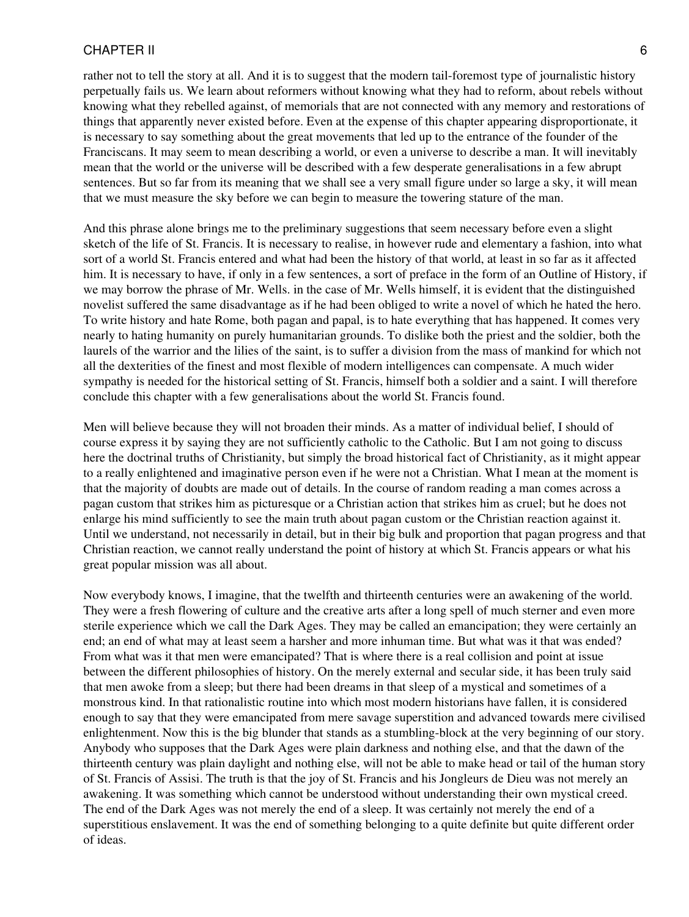rather not to tell the story at all. And it is to suggest that the modern tail-foremost type of journalistic history perpetually fails us. We learn about reformers without knowing what they had to reform, about rebels without knowing what they rebelled against, of memorials that are not connected with any memory and restorations of things that apparently never existed before. Even at the expense of this chapter appearing disproportionate, it is necessary to say something about the great movements that led up to the entrance of the founder of the Franciscans. It may seem to mean describing a world, or even a universe to describe a man. It will inevitably mean that the world or the universe will be described with a few desperate generalisations in a few abrupt sentences. But so far from its meaning that we shall see a very small figure under so large a sky, it will mean that we must measure the sky before we can begin to measure the towering stature of the man.

And this phrase alone brings me to the preliminary suggestions that seem necessary before even a slight sketch of the life of St. Francis. It is necessary to realise, in however rude and elementary a fashion, into what sort of a world St. Francis entered and what had been the history of that world, at least in so far as it affected him. It is necessary to have, if only in a few sentences, a sort of preface in the form of an Outline of History, if we may borrow the phrase of Mr. Wells. in the case of Mr. Wells himself, it is evident that the distinguished novelist suffered the same disadvantage as if he had been obliged to write a novel of which he hated the hero. To write history and hate Rome, both pagan and papal, is to hate everything that has happened. It comes very nearly to hating humanity on purely humanitarian grounds. To dislike both the priest and the soldier, both the laurels of the warrior and the lilies of the saint, is to suffer a division from the mass of mankind for which not all the dexterities of the finest and most flexible of modern intelligences can compensate. A much wider sympathy is needed for the historical setting of St. Francis, himself both a soldier and a saint. I will therefore conclude this chapter with a few generalisations about the world St. Francis found.

Men will believe because they will not broaden their minds. As a matter of individual belief, I should of course express it by saying they are not sufficiently catholic to the Catholic. But I am not going to discuss here the doctrinal truths of Christianity, but simply the broad historical fact of Christianity, as it might appear to a really enlightened and imaginative person even if he were not a Christian. What I mean at the moment is that the majority of doubts are made out of details. In the course of random reading a man comes across a pagan custom that strikes him as picturesque or a Christian action that strikes him as cruel; but he does not enlarge his mind sufficiently to see the main truth about pagan custom or the Christian reaction against it. Until we understand, not necessarily in detail, but in their big bulk and proportion that pagan progress and that Christian reaction, we cannot really understand the point of history at which St. Francis appears or what his great popular mission was all about.

Now everybody knows, I imagine, that the twelfth and thirteenth centuries were an awakening of the world. They were a fresh flowering of culture and the creative arts after a long spell of much sterner and even more sterile experience which we call the Dark Ages. They may be called an emancipation; they were certainly an end; an end of what may at least seem a harsher and more inhuman time. But what was it that was ended? From what was it that men were emancipated? That is where there is a real collision and point at issue between the different philosophies of history. On the merely external and secular side, it has been truly said that men awoke from a sleep; but there had been dreams in that sleep of a mystical and sometimes of a monstrous kind. In that rationalistic routine into which most modern historians have fallen, it is considered enough to say that they were emancipated from mere savage superstition and advanced towards mere civilised enlightenment. Now this is the big blunder that stands as a stumbling-block at the very beginning of our story. Anybody who supposes that the Dark Ages were plain darkness and nothing else, and that the dawn of the thirteenth century was plain daylight and nothing else, will not be able to make head or tail of the human story of St. Francis of Assisi. The truth is that the joy of St. Francis and his Jongleurs de Dieu was not merely an awakening. It was something which cannot be understood without understanding their own mystical creed. The end of the Dark Ages was not merely the end of a sleep. It was certainly not merely the end of a superstitious enslavement. It was the end of something belonging to a quite definite but quite different order of ideas.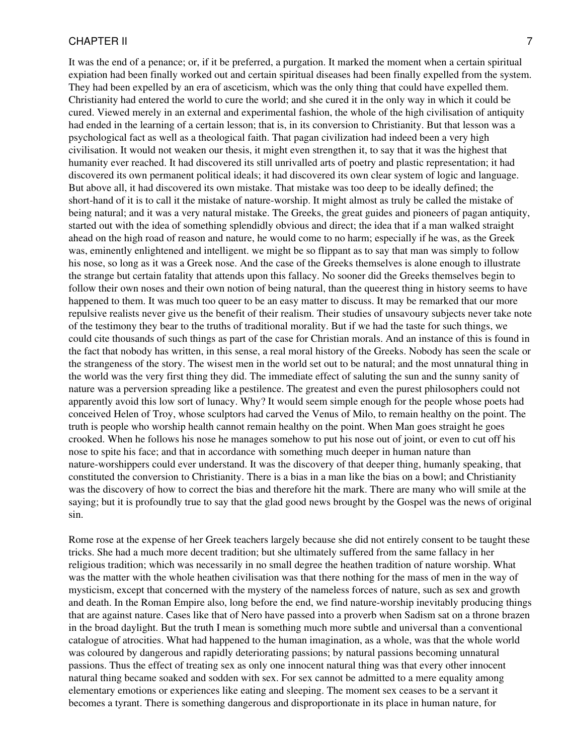It was the end of a penance; or, if it be preferred, a purgation. It marked the moment when a certain spiritual expiation had been finally worked out and certain spiritual diseases had been finally expelled from the system. They had been expelled by an era of asceticism, which was the only thing that could have expelled them. Christianity had entered the world to cure the world; and she cured it in the only way in which it could be cured. Viewed merely in an external and experimental fashion, the whole of the high civilisation of antiquity had ended in the learning of a certain lesson; that is, in its conversion to Christianity. But that lesson was a psychological fact as well as a theological faith. That pagan civilization had indeed been a very high civilisation. It would not weaken our thesis, it might even strengthen it, to say that it was the highest that humanity ever reached. It had discovered its still unrivalled arts of poetry and plastic representation; it had discovered its own permanent political ideals; it had discovered its own clear system of logic and language. But above all, it had discovered its own mistake. That mistake was too deep to be ideally defined; the short-hand of it is to call it the mistake of nature-worship. It might almost as truly be called the mistake of being natural; and it was a very natural mistake. The Greeks, the great guides and pioneers of pagan antiquity, started out with the idea of something splendidly obvious and direct; the idea that if a man walked straight ahead on the high road of reason and nature, he would come to no harm; especially if he was, as the Greek was, eminently enlightened and intelligent. we might be so flippant as to say that man was simply to follow his nose, so long as it was a Greek nose. And the case of the Greeks themselves is alone enough to illustrate the strange but certain fatality that attends upon this fallacy. No sooner did the Greeks themselves begin to follow their own noses and their own notion of being natural, than the queerest thing in history seems to have happened to them. It was much too queer to be an easy matter to discuss. It may be remarked that our more repulsive realists never give us the benefit of their realism. Their studies of unsavoury subjects never take note of the testimony they bear to the truths of traditional morality. But if we had the taste for such things, we could cite thousands of such things as part of the case for Christian morals. And an instance of this is found in the fact that nobody has written, in this sense, a real moral history of the Greeks. Nobody has seen the scale or the strangeness of the story. The wisest men in the world set out to be natural; and the most unnatural thing in the world was the very first thing they did. The immediate effect of saluting the sun and the sunny sanity of nature was a perversion spreading like a pestilence. The greatest and even the purest philosophers could not apparently avoid this low sort of lunacy. Why? It would seem simple enough for the people whose poets had conceived Helen of Troy, whose sculptors had carved the Venus of Milo, to remain healthy on the point. The truth is people who worship health cannot remain healthy on the point. When Man goes straight he goes crooked. When he follows his nose he manages somehow to put his nose out of joint, or even to cut off his nose to spite his face; and that in accordance with something much deeper in human nature than nature-worshippers could ever understand. It was the discovery of that deeper thing, humanly speaking, that constituted the conversion to Christianity. There is a bias in a man like the bias on a bowl; and Christianity was the discovery of how to correct the bias and therefore hit the mark. There are many who will smile at the saying; but it is profoundly true to say that the glad good news brought by the Gospel was the news of original sin.

Rome rose at the expense of her Greek teachers largely because she did not entirely consent to be taught these tricks. She had a much more decent tradition; but she ultimately suffered from the same fallacy in her religious tradition; which was necessarily in no small degree the heathen tradition of nature worship. What was the matter with the whole heathen civilisation was that there nothing for the mass of men in the way of mysticism, except that concerned with the mystery of the nameless forces of nature, such as sex and growth and death. In the Roman Empire also, long before the end, we find nature-worship inevitably producing things that are against nature. Cases like that of Nero have passed into a proverb when Sadism sat on a throne brazen in the broad daylight. But the truth I mean is something much more subtle and universal than a conventional catalogue of atrocities. What had happened to the human imagination, as a whole, was that the whole world was coloured by dangerous and rapidly deteriorating passions; by natural passions becoming unnatural passions. Thus the effect of treating sex as only one innocent natural thing was that every other innocent natural thing became soaked and sodden with sex. For sex cannot be admitted to a mere equality among elementary emotions or experiences like eating and sleeping. The moment sex ceases to be a servant it becomes a tyrant. There is something dangerous and disproportionate in its place in human nature, for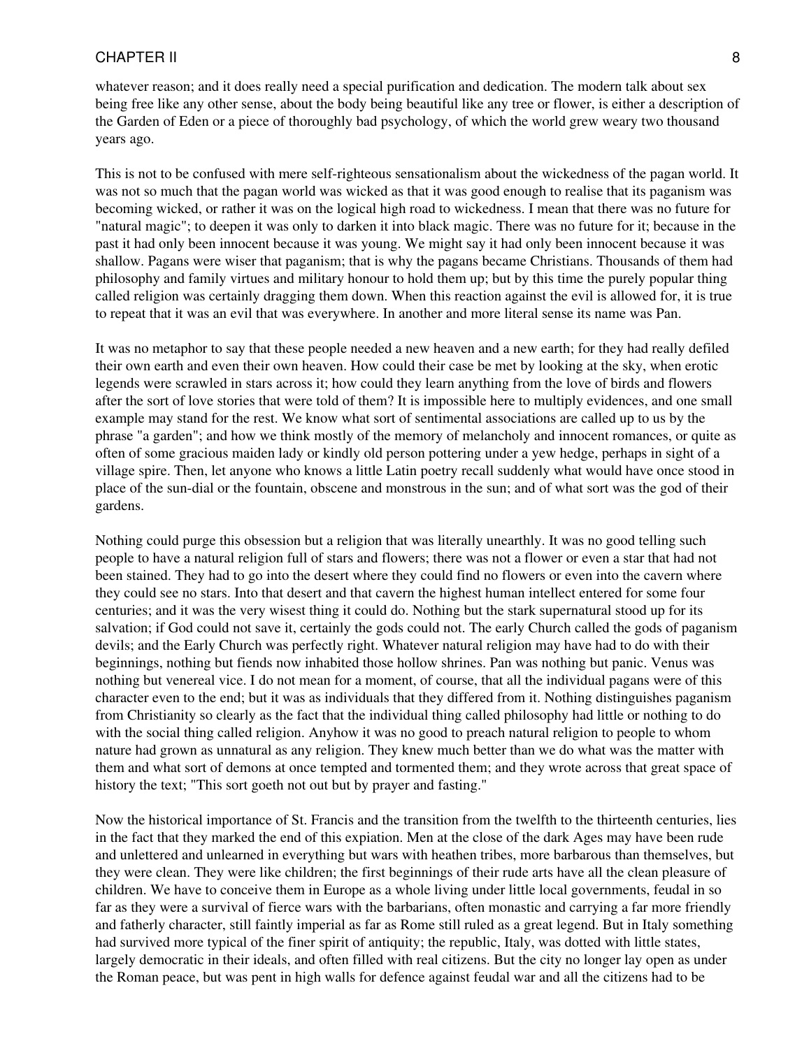whatever reason; and it does really need a special purification and dedication. The modern talk about sex being free like any other sense, about the body being beautiful like any tree or flower, is either a description of the Garden of Eden or a piece of thoroughly bad psychology, of which the world grew weary two thousand years ago.

This is not to be confused with mere self-righteous sensationalism about the wickedness of the pagan world. It was not so much that the pagan world was wicked as that it was good enough to realise that its paganism was becoming wicked, or rather it was on the logical high road to wickedness. I mean that there was no future for "natural magic"; to deepen it was only to darken it into black magic. There was no future for it; because in the past it had only been innocent because it was young. We might say it had only been innocent because it was shallow. Pagans were wiser that paganism; that is why the pagans became Christians. Thousands of them had philosophy and family virtues and military honour to hold them up; but by this time the purely popular thing called religion was certainly dragging them down. When this reaction against the evil is allowed for, it is true to repeat that it was an evil that was everywhere. In another and more literal sense its name was Pan.

It was no metaphor to say that these people needed a new heaven and a new earth; for they had really defiled their own earth and even their own heaven. How could their case be met by looking at the sky, when erotic legends were scrawled in stars across it; how could they learn anything from the love of birds and flowers after the sort of love stories that were told of them? It is impossible here to multiply evidences, and one small example may stand for the rest. We know what sort of sentimental associations are called up to us by the phrase "a garden"; and how we think mostly of the memory of melancholy and innocent romances, or quite as often of some gracious maiden lady or kindly old person pottering under a yew hedge, perhaps in sight of a village spire. Then, let anyone who knows a little Latin poetry recall suddenly what would have once stood in place of the sun-dial or the fountain, obscene and monstrous in the sun; and of what sort was the god of their gardens.

Nothing could purge this obsession but a religion that was literally unearthly. It was no good telling such people to have a natural religion full of stars and flowers; there was not a flower or even a star that had not been stained. They had to go into the desert where they could find no flowers or even into the cavern where they could see no stars. Into that desert and that cavern the highest human intellect entered for some four centuries; and it was the very wisest thing it could do. Nothing but the stark supernatural stood up for its salvation; if God could not save it, certainly the gods could not. The early Church called the gods of paganism devils; and the Early Church was perfectly right. Whatever natural religion may have had to do with their beginnings, nothing but fiends now inhabited those hollow shrines. Pan was nothing but panic. Venus was nothing but venereal vice. I do not mean for a moment, of course, that all the individual pagans were of this character even to the end; but it was as individuals that they differed from it. Nothing distinguishes paganism from Christianity so clearly as the fact that the individual thing called philosophy had little or nothing to do with the social thing called religion. Anyhow it was no good to preach natural religion to people to whom nature had grown as unnatural as any religion. They knew much better than we do what was the matter with them and what sort of demons at once tempted and tormented them; and they wrote across that great space of history the text; "This sort goeth not out but by prayer and fasting."

Now the historical importance of St. Francis and the transition from the twelfth to the thirteenth centuries, lies in the fact that they marked the end of this expiation. Men at the close of the dark Ages may have been rude and unlettered and unlearned in everything but wars with heathen tribes, more barbarous than themselves, but they were clean. They were like children; the first beginnings of their rude arts have all the clean pleasure of children. We have to conceive them in Europe as a whole living under little local governments, feudal in so far as they were a survival of fierce wars with the barbarians, often monastic and carrying a far more friendly and fatherly character, still faintly imperial as far as Rome still ruled as a great legend. But in Italy something had survived more typical of the finer spirit of antiquity; the republic, Italy, was dotted with little states, largely democratic in their ideals, and often filled with real citizens. But the city no longer lay open as under the Roman peace, but was pent in high walls for defence against feudal war and all the citizens had to be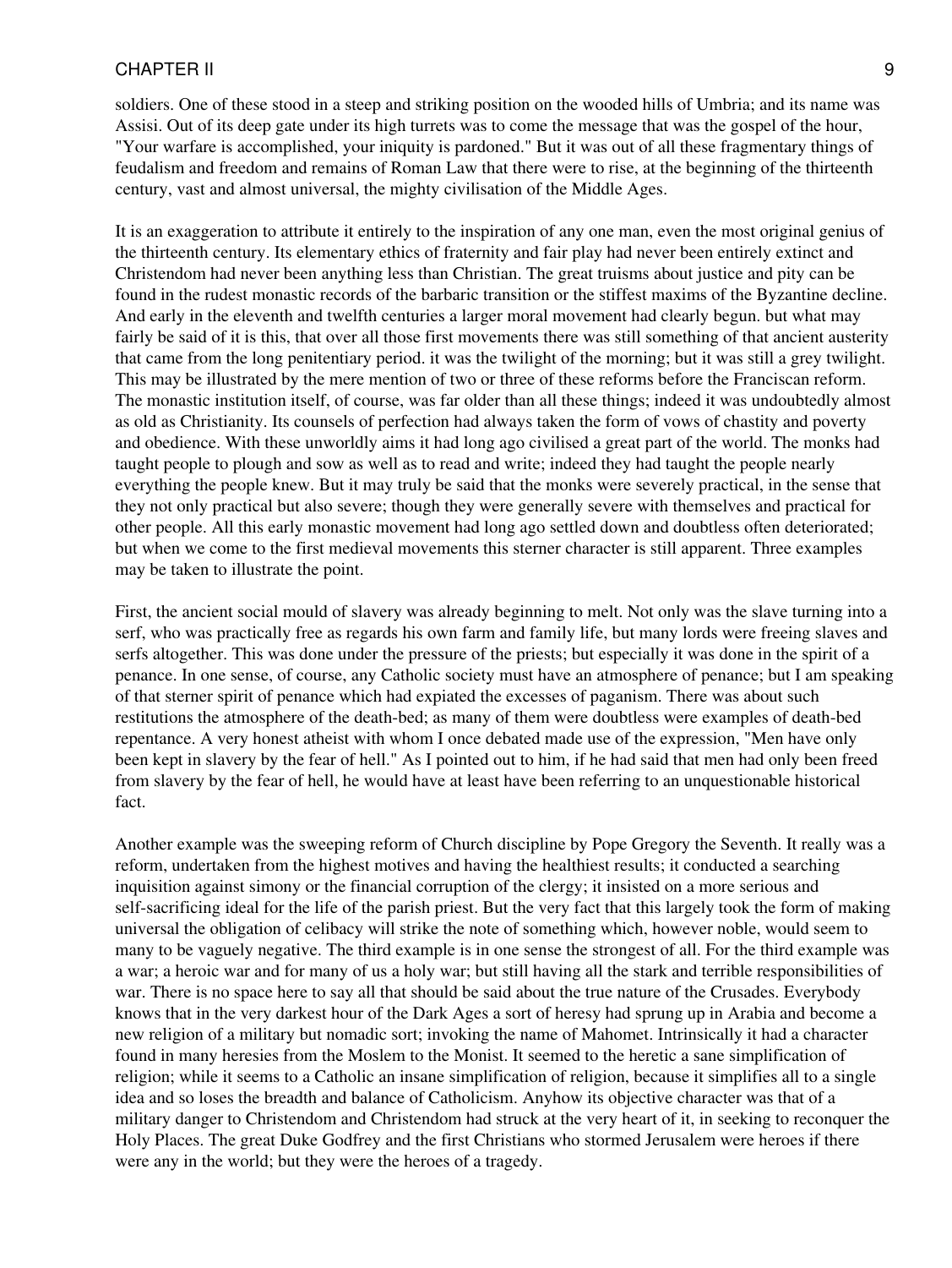soldiers. One of these stood in a steep and striking position on the wooded hills of Umbria; and its name was Assisi. Out of its deep gate under its high turrets was to come the message that was the gospel of the hour, "Your warfare is accomplished, your iniquity is pardoned." But it was out of all these fragmentary things of feudalism and freedom and remains of Roman Law that there were to rise, at the beginning of the thirteenth century, vast and almost universal, the mighty civilisation of the Middle Ages.

It is an exaggeration to attribute it entirely to the inspiration of any one man, even the most original genius of the thirteenth century. Its elementary ethics of fraternity and fair play had never been entirely extinct and Christendom had never been anything less than Christian. The great truisms about justice and pity can be found in the rudest monastic records of the barbaric transition or the stiffest maxims of the Byzantine decline. And early in the eleventh and twelfth centuries a larger moral movement had clearly begun. but what may fairly be said of it is this, that over all those first movements there was still something of that ancient austerity that came from the long penitentiary period. it was the twilight of the morning; but it was still a grey twilight. This may be illustrated by the mere mention of two or three of these reforms before the Franciscan reform. The monastic institution itself, of course, was far older than all these things; indeed it was undoubtedly almost as old as Christianity. Its counsels of perfection had always taken the form of vows of chastity and poverty and obedience. With these unworldly aims it had long ago civilised a great part of the world. The monks had taught people to plough and sow as well as to read and write; indeed they had taught the people nearly everything the people knew. But it may truly be said that the monks were severely practical, in the sense that they not only practical but also severe; though they were generally severe with themselves and practical for other people. All this early monastic movement had long ago settled down and doubtless often deteriorated; but when we come to the first medieval movements this sterner character is still apparent. Three examples may be taken to illustrate the point.

First, the ancient social mould of slavery was already beginning to melt. Not only was the slave turning into a serf, who was practically free as regards his own farm and family life, but many lords were freeing slaves and serfs altogether. This was done under the pressure of the priests; but especially it was done in the spirit of a penance. In one sense, of course, any Catholic society must have an atmosphere of penance; but I am speaking of that sterner spirit of penance which had expiated the excesses of paganism. There was about such restitutions the atmosphere of the death-bed; as many of them were doubtless were examples of death-bed repentance. A very honest atheist with whom I once debated made use of the expression, "Men have only been kept in slavery by the fear of hell." As I pointed out to him, if he had said that men had only been freed from slavery by the fear of hell, he would have at least have been referring to an unquestionable historical fact.

Another example was the sweeping reform of Church discipline by Pope Gregory the Seventh. It really was a reform, undertaken from the highest motives and having the healthiest results; it conducted a searching inquisition against simony or the financial corruption of the clergy; it insisted on a more serious and self-sacrificing ideal for the life of the parish priest. But the very fact that this largely took the form of making universal the obligation of celibacy will strike the note of something which, however noble, would seem to many to be vaguely negative. The third example is in one sense the strongest of all. For the third example was a war; a heroic war and for many of us a holy war; but still having all the stark and terrible responsibilities of war. There is no space here to say all that should be said about the true nature of the Crusades. Everybody knows that in the very darkest hour of the Dark Ages a sort of heresy had sprung up in Arabia and become a new religion of a military but nomadic sort; invoking the name of Mahomet. Intrinsically it had a character found in many heresies from the Moslem to the Monist. It seemed to the heretic a sane simplification of religion; while it seems to a Catholic an insane simplification of religion, because it simplifies all to a single idea and so loses the breadth and balance of Catholicism. Anyhow its objective character was that of a military danger to Christendom and Christendom had struck at the very heart of it, in seeking to reconquer the Holy Places. The great Duke Godfrey and the first Christians who stormed Jerusalem were heroes if there were any in the world; but they were the heroes of a tragedy.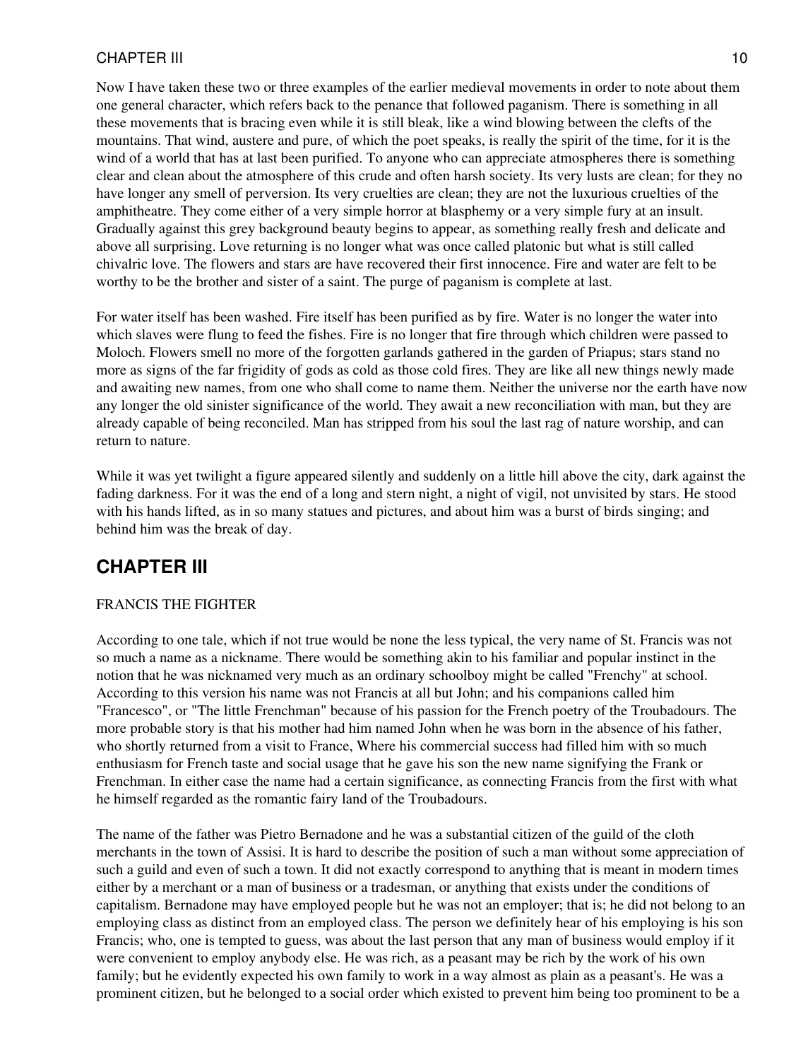Now I have taken these two or three examples of the earlier medieval movements in order to note about them one general character, which refers back to the penance that followed paganism. There is something in all these movements that is bracing even while it is still bleak, like a wind blowing between the clefts of the mountains. That wind, austere and pure, of which the poet speaks, is really the spirit of the time, for it is the wind of a world that has at last been purified. To anyone who can appreciate atmospheres there is something clear and clean about the atmosphere of this crude and often harsh society. Its very lusts are clean; for they no have longer any smell of perversion. Its very cruelties are clean; they are not the luxurious cruelties of the amphitheatre. They come either of a very simple horror at blasphemy or a very simple fury at an insult. Gradually against this grey background beauty begins to appear, as something really fresh and delicate and above all surprising. Love returning is no longer what was once called platonic but what is still called chivalric love. The flowers and stars are have recovered their first innocence. Fire and water are felt to be worthy to be the brother and sister of a saint. The purge of paganism is complete at last.

For water itself has been washed. Fire itself has been purified as by fire. Water is no longer the water into which slaves were flung to feed the fishes. Fire is no longer that fire through which children were passed to Moloch. Flowers smell no more of the forgotten garlands gathered in the garden of Priapus; stars stand no more as signs of the far frigidity of gods as cold as those cold fires. They are like all new things newly made and awaiting new names, from one who shall come to name them. Neither the universe nor the earth have now any longer the old sinister significance of the world. They await a new reconciliation with man, but they are already capable of being reconciled. Man has stripped from his soul the last rag of nature worship, and can return to nature.

While it was yet twilight a figure appeared silently and suddenly on a little hill above the city, dark against the fading darkness. For it was the end of a long and stern night, a night of vigil, not unvisited by stars. He stood with his hands lifted, as in so many statues and pictures, and about him was a burst of birds singing; and behind him was the break of day.

## CHAPTER III

FRANCIS THE FIGHTER

According to one tale, which if not true would be none the less typical, the very name of St. Francis was not so much a name as a nickname. There would be something akin to his familiar and popular instinct in the notion that he was nicknamed very much as an ordinary schoolboy might be called "Frenchy" at school. According to this version his name was not Francis at all but John; and his companions called him "Francesco", or "The little Frenchman" because of his passion for the French poetry of the Troubadours. The more probable story is that his mother had him named John when he was born in the absence of his father, who shortly returned from a visit to France, Where his commercial success had filled him with so much enthusiasm for French taste and social usage that he gave his son the new name signifying the Frank or Frenchman. In either case the name had a certain significance, as connecting Francis from the first with what he himself regarded as the romantic fairy land of the Troubadours.

The name of the father was Pietro Bernadone and he was a substantial citizen of the guild of the cloth merchants in the town of Assisi. It is hard to describe the position of such a man without some appreciation of such a guild and even of such a town. It did not exactly correspond to anything that is meant in modern times either by a merchant or a man of business or a tradesman, or anything that exists under the conditions of capitalism. Bernadone may have employed people but he was not an employer; that is; he did not belong to an employing class as distinct from an employed class. The person we definitely hear of his employing is his son Francis; who, one is tempted to guess, was about the last person that any man of business would employ if it were convenient to employ anybody else. He was rich, as a peasant may be rich by the work of his own family; but he evidently expected his own family to work in a way almost as plain as a peasant's. He was a prominent citizen, but he belonged to a social order which existed to prevent him being too prominent to be a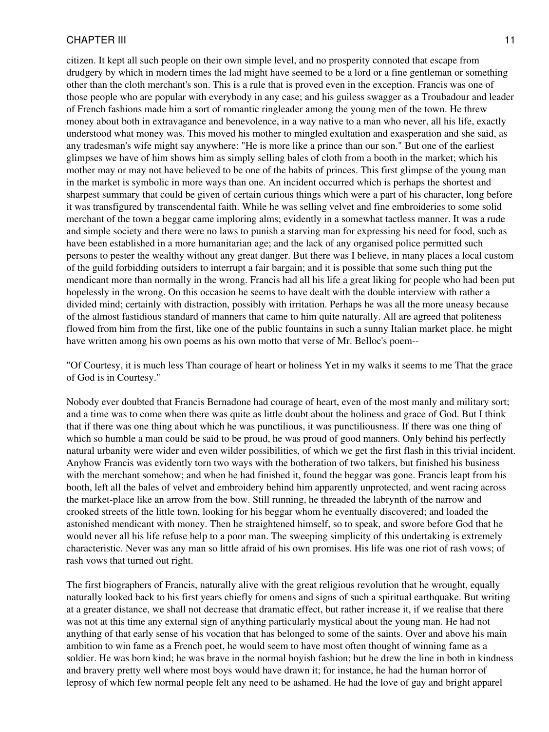citizen. It kept all such people on their own simple level, and no prosperity connoted that escape from drudgery by which in modern times the lad might have seemed to be a lord or a fine gentleman or something other than the cloth merchant's son. This is a rule that is proved even in the exception. Francis was one of those people who are popular with everybody in any case; and his guiless swagger as a Troubadour and leader of French fashions made him a sort of romantic ringleader among the young men of the town. He threw money about both in extravagance and benevolence, in a way native to a man who never, all his life, exactly understood what money was. This moved his mother to mingled exultation and exasperation and she said, as any tradesman's wife might say anywhere: "He is more like a prince than our son." But one of the earliest glimpses we have of him shows him as simply selling bales of cloth from a booth in the market; which his mother may or may not have believed to be one of the habits of princes. This first glimpse of the young man in the market is symbolic in more ways than one. An incident occurred which is perhaps the shortest and sharpest summary that could be given of certain curious things which were a part of his character, long before it was transfigured by transcendental faith. While he was selling velvet and fine embroideries to some solid merchant of the town a beggar came imploring alms; evidently in a somewhat tactless manner. It was a rude and simple society and there were no laws to punish a starving man for expressing his need for food, such as have been established in a more humanitarian age; and the lack of any organised police permitted such persons to pester the wealthy without any great danger. But there was I believe, in many places a local custom of the guild forbidding outsiders to interrupt a fair bargain; and it is possible that some such thing put the mendicant more than normally in the wrong. Francis had all his life a great liking for people who had been put hopelessly in the wrong. On this occasion he seems to have dealt with the double interview with rather a divided mind; certainly with distraction, possibly with irritation. Perhaps he was all the more uneasy because of the almost fastidious standard of manners that came to him quite naturally. All are agreed that politeness flowed from him from the first, like one of the public fountains in such a sunny Italian market place. he might have written among his own poems as his own motto that verse of Mr. Belloc's poem--

"Of Courtesy, it is much less Than courage of heart or holiness Yet in my walks it seems to me That the grace of God is in Courtesy."

Nobody ever doubted that Francis Bernadone had courage of heart, even of the most manly and military sort; and a time was to come when there was quite as little doubt about the holiness and grace of God. But I think that if there was one thing about which he was punctilious, it was punctiliousness. If there was one thing of which so humble a man could be said to be proud, he was proud of good manners. Only behind his perfectly natural urbanity were wider and even wilder possibilities, of which we get the first flash in this trivial incident. Anyhow Francis was evidently torn two ways with the botheration of two talkers, but finished his business with the merchant somehow; and when he had finished it, found the beggar was gone. Francis leapt from his booth, left all the bales of velvet and embroidery behind him apparently unprotected, and went racing across the market-place like an arrow from the bow. Still running, he threaded the labrynth of the narrow and crooked streets of the little town, looking for his beggar whom he eventually discovered; and loaded the astonished mendicant with money. Then he straightened himself, so to speak, and swore before God that he would never all his life refuse help to a poor man. The sweeping simplicity of this undertaking is extremely characteristic. Never was any man so little afraid of his own promises. His life was one riot of rash vows; of rash vows that turned out right.

The first biographers of Francis, naturally alive with the great religious revolution that he wrought, equally naturally looked back to his first years chiefly for omens and signs of such a spiritual earthquake. But writing at a greater distance, we shall not decrease that dramatic effect, but rather increase it, if we realise that there was not at this time any external sign of anything particularly mystical about the young man. He had not anything of that early sense of his vocation that has belonged to some of the saints. Over and above his main ambition to win fame as a French poet, he would seem to have most often thought of winning fame as a soldier. He was born kind; he was brave in the normal boyish fashion; but he drew the line in both in kindness and bravery pretty well where most boys would have drawn it; for instance, he had the human horror of leprosy of which few normal people felt any need to be ashamed. He had the love of gay and bright apparel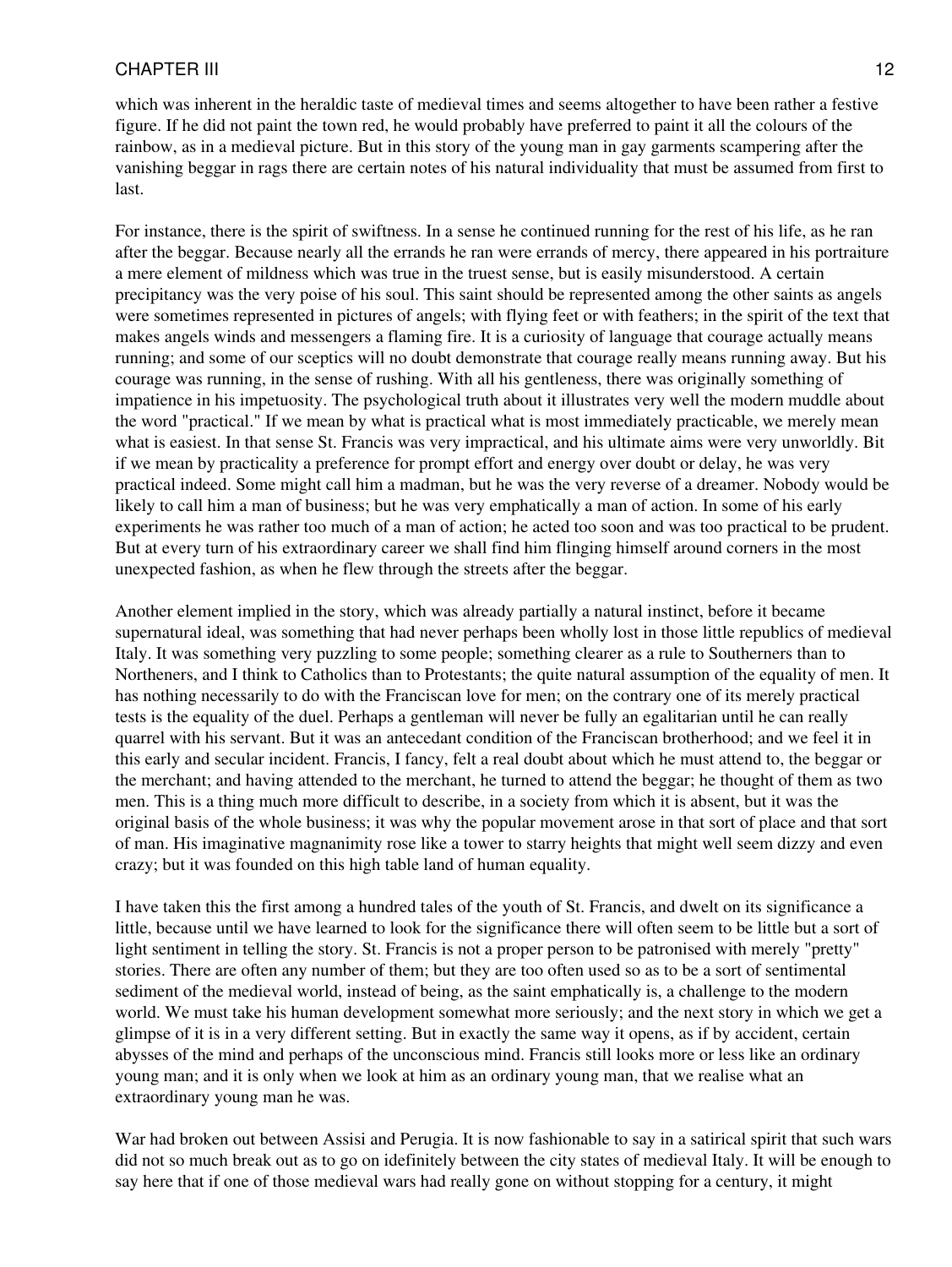which was inherent in the heraldic taste of medieval times and seems altogether to have been rather a festive figure. If he did not paint the town red, he would probably have preferred to paint it all the colours of the rainbow, as in a medieval picture. But in this story of the young man in gay garments scampering after the vanishing beggar in rags there are certain notes of his natural individuality that must be assumed from first to last.

For instance, there is the spirit of swiftness. In a sense he continued running for the rest of his life, as he ran after the beggar. Because nearly all the errands he ran were errands of mercy, there appeared in his portraiture a mere element of mildness which was true in the truest sense, but is easily misunderstood. A certain precipitancy was the very poise of his soul. This saint should be represented among the other saints as angels were sometimes represented in pictures of angels; with flying feet or with feathers; in the spirit of the text that makes angels winds and messengers a flaming fire. It is a curiosity of language that courage actually means running; and some of our sceptics will no doubt demonstrate that courage really means running away. But his courage was running, in the sense of rushing. With all his gentleness, there was originally something of impatience in his impetuosity. The psychological truth about it illustrates very well the modern muddle about the word "practical." If we mean by what is practical what is most immediately practicable, we merely mean what is easiest. In that sense St. Francis was very impractical, and his ultimate aims were very unworldly. Bit if we mean by practicality a preference for prompt effort and energy over doubt or delay, he was very practical indeed. Some might call him a madman, but he was the very reverse of a dreamer. Nobody would be likely to call him a man of business; but he was very emphatically a man of action. In some of his early experiments he was rather too much of a man of action; he acted too soon and was too practical to be prudent. But at every turn of his extraordinary career we shall find him flinging himself around corners in the most unexpected fashion, as when he flew through the streets after the beggar.

Another element implied in the story, which was already partially a natural instinct, before it became supernatural ideal, was something that had never perhaps been wholly lost in those little republics of medieval Italy. It was something very puzzling to some people; something clearer as a rule to Southerners than to Northeners, and I think to Catholics than to Protestants; the quite natural assumption of the equality of men. It has nothing necessarily to do with the Franciscan love for men; on the contrary one of its merely practical tests is the equality of the duel. Perhaps a gentleman will never be fully an egalitarian until he can really quarrel with his servant. But it was an antecedant condition of the Franciscan brotherhood; and we feel it in this early and secular incident. Francis, I fancy, felt a real doubt about which he must attend to, the beggar or the merchant; and having attended to the merchant, he turned to attend the beggar; he thought of them as two men. This is a thing much more difficult to describe, in a society from which it is absent, but it was the original basis of the whole business; it was why the popular movement arose in that sort of place and that sort of man. His imaginative magnanimity rose like a tower to starry heights that might well seem dizzy and even crazy; but it was founded on this high table land of human equality.

I have taken this the first among a hundred tales of the youth of St. Francis, and dwelt on its significance a little, because until we have learned to look for the significance there will often seem to be little but a sort of light sentiment in telling the story. St. Francis is not a proper person to be patronised with merely "pretty" stories. There are often any number of them; but they are too often used so as to be a sort of sentimental sediment of the medieval world, instead of being, as the saint emphatically is, a challenge to the modern world. We must take his human development somewhat more seriously; and the next story in which we get a glimpse of it is in a very different setting. But in exactly the same way it opens, as if by accident, certain abysses of the mind and perhaps of the unconscious mind. Francis still looks more or less like an ordinary young man; and it is only when we look at him as an ordinary young man, that we realise what an extraordinary young man he was.

War had broken out between Assisi and Perugia. It is now fashionable to say in a satirical spirit that such wars did not so much break out as to go on idefinitely between the city states of medieval Italy. It will be enough to say here that if one of those medieval wars had really gone on without stopping for a century, it might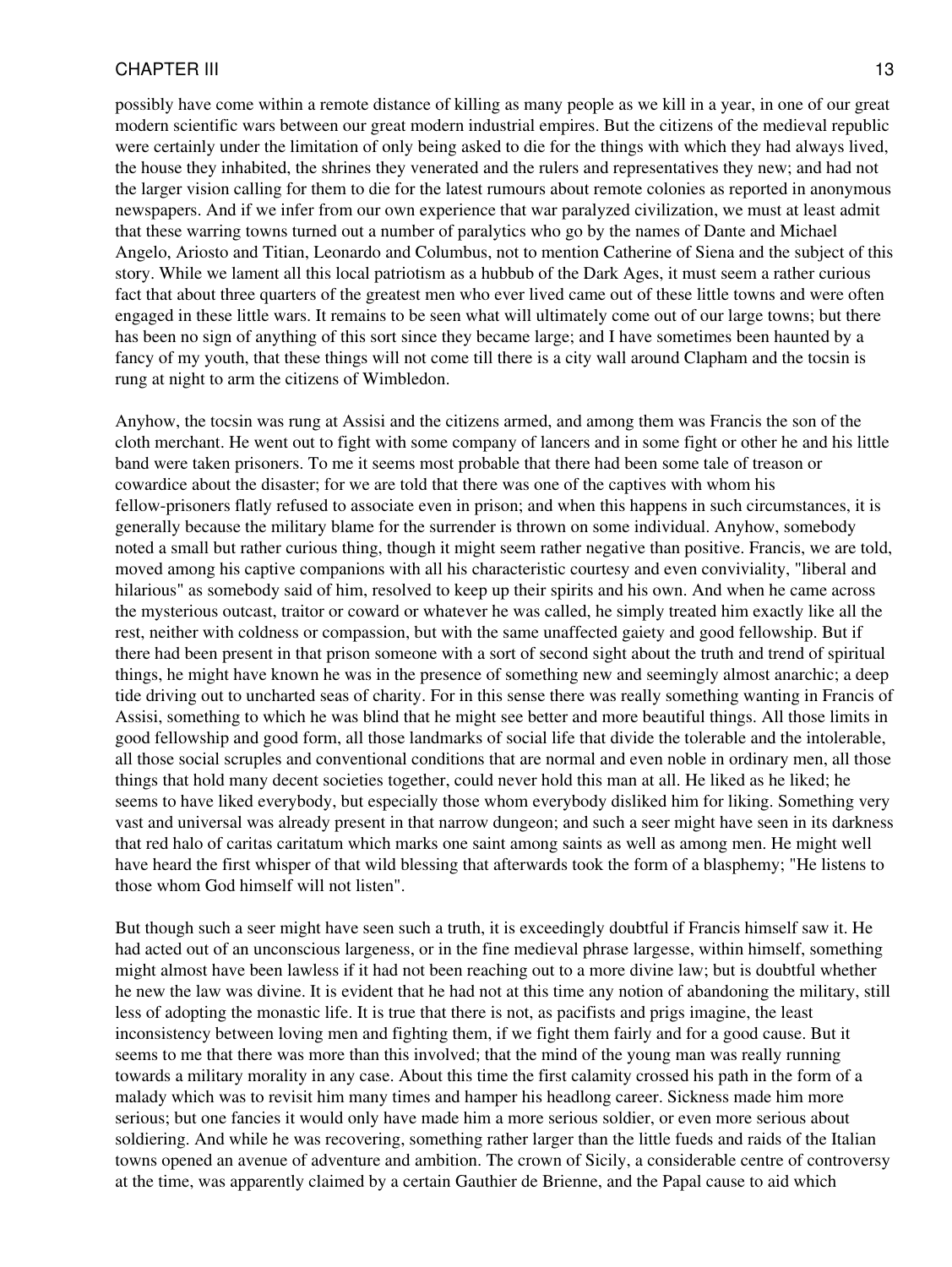possibly have come within a remote distance of killing as many people as we kill in a year, in one of our great modern scientific wars between our great modern industrial empires. But the citizens of the medieval republic were certainly under the limitation of only being asked to die for the things with which they had always lived, the house they inhabited, the shrines they venerated and the rulers and representatives they new; and had not the larger vision calling for them to die for the latest rumours about remote colonies as reported in anonymous newspapers. And if we infer from our own experience that war paralyzed civilization, we must at least admit that these warring towns turned out a number of paralytics who go by the names of Dante and Michael Angelo, Ariosto and Titian, Leonardo and Columbus, not to mention Catherine of Siena and the subject of this story. While we lament all this local patriotism as a hubbub of the Dark Ages, it must seem a rather curious fact that about three quarters of the greatest men who ever lived came out of these little towns and were often engaged in these little wars. It remains to be seen what will ultimately come out of our large towns; but there has been no sign of anything of this sort since they became large; and I have sometimes been haunted by a fancy of my youth, that these things will not come till there is a city wall around Clapham and the tocsin is rung at night to arm the citizens of Wimbledon.

Anyhow, the tocsin was rung at Assisi and the citizens armed, and among them was Francis the son of the cloth merchant. He went out to fight with some company of lancers and in some fight or other he and his little band were taken prisoners. To me it seems most probable that there had been some tale of treason or cowardice about the disaster; for we are told that there was one of the captives with whom his fellow-prisoners flatly refused to associate even in prison; and when this happens in such circumstances, it is generally because the military blame for the surrender is thrown on some individual. Anyhow, somebody noted a small but rather curious thing, though it might seem rather negative than positive. Francis, we are told, moved among his captive companions with all his characteristic courtesy and even conviviality, "liberal and hilarious" as somebody said of him, resolved to keep up their spirits and his own. And when he came across the mysterious outcast, traitor or coward or whatever he was called, he simply treated him exactly like all the rest, neither with coldness or compassion, but with the same unaffected gaiety and good fellowship. But if there had been present in that prison someone with a sort of second sight about the truth and trend of spiritual things, he might have known he was in the presence of something new and seemingly almost anarchic; a deep tide driving out to uncharted seas of charity. For in this sense there was really something wanting in Francis of Assisi, something to which he was blind that he might see better and more beautiful things. All those limits in good fellowship and good form, all those landmarks of social life that divide the tolerable and the intolerable, all those social scruples and conventional conditions that are normal and even noble in ordinary men, all those things that hold many decent societies together, could never hold this man at all. He liked as he liked; he seems to have liked everybody, but especially those whom everybody disliked him for liking. Something very vast and universal was already present in that narrow dungeon; and such a seer might have seen in its darkness that red halo of caritas caritatum which marks one saint among saints as well as among men. He might well have heard the first whisper of that wild blessing that afterwards took the form of a blasphemy; "He listens to those whom God himself will not listen".

But though such a seer might have seen such a truth, it is exceedingly doubtful if Francis himself saw it. He had acted out of an unconscious largeness, or in the fine medieval phrase largesse, within himself, something might almost have been lawless if it had not been reaching out to a more divine law; but is doubtful whether he new the law was divine. It is evident that he had not at this time any notion of abandoning the military, still less of adopting the monastic life. It is true that there is not, as pacifists and prigs imagine, the least inconsistency between loving men and fighting them, if we fight them fairly and for a good cause. But it seems to me that there was more than this involved; that the mind of the young man was really running towards a military morality in any case. About this time the first calamity crossed his path in the form of a malady which was to revisit him many times and hamper his headlong career. Sickness made him more serious; but one fancies it would only have made him a more serious soldier, or even more serious about soldiering. And while he was recovering, something rather larger than the little fueds and raids of the Italian towns opened an avenue of adventure and ambition. The crown of Sicily, a considerable centre of controversy at the time, was apparently claimed by a certain Gauthier de Brienne, and the Papal cause to aid which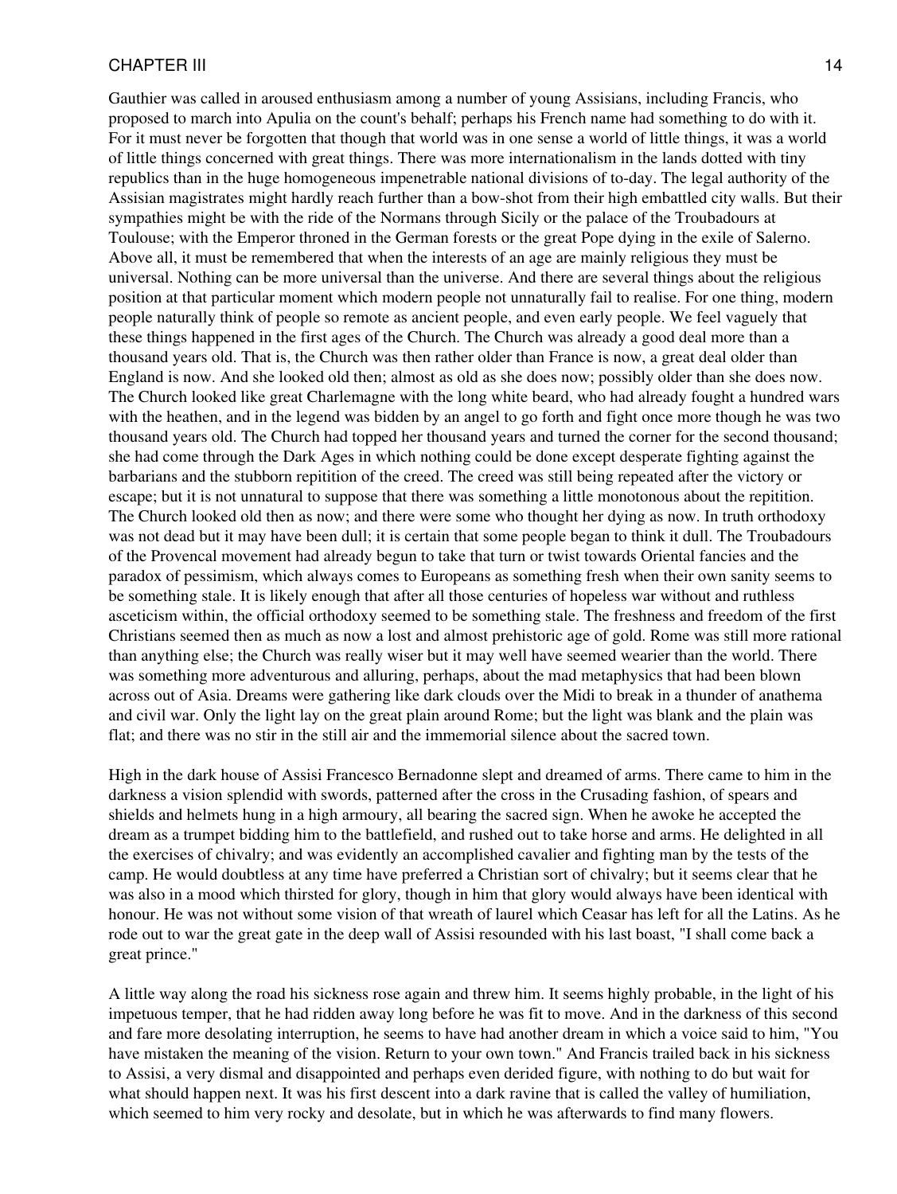Gauthier was called in aroused enthusiasm among a number of young Assisians, including Francis, who proposed to march into Apulia on the count's behalf; perhaps his French name had something to do with it. For it must never be forgotten that though that world was in one sense a world of little things, it was a world of little things concerned with great things. There was more internationalism in the lands dotted with tiny republics than in the huge homogeneous impenetrable national divisions of to-day. The legal authority of the Assisian magistrates might hardly reach further than a bow-shot from their high embattled city walls. But their sympathies might be with the ride of the Normans through Sicily or the palace of the Troubadours at Toulouse; with the Emperor throned in the German forests or the great Pope dying in the exile of Salerno. Above all, it must be remembered that when the interests of an age are mainly religious they must be universal. Nothing can be more universal than the universe. And there are several things about the religious position at that particular moment which modern people not unnaturally fail to realise. For one thing, modern people naturally think of people so remote as ancient people, and even early people. We feel vaguely that these things happened in the first ages of the Church. The Church was already a good deal more than a thousand years old. That is, the Church was then rather older than France is now, a great deal older than England is now. And she looked old then; almost as old as she does now; possibly older than she does now. The Church looked like great Charlemagne with the long white beard, who had already fought a hundred wars with the heathen, and in the legend was bidden by an angel to go forth and fight once more though he was two thousand years old. The Church had topped her thousand years and turned the corner for the second thousand; she had come through the Dark Ages in which nothing could be done except desperate fighting against the barbarians and the stubborn repitition of the creed. The creed was still being repeated after the victory or escape; but it is not unnatural to suppose that there was something a little monotonous about the repitition. The Church looked old then as now; and there were some who thought her dying as now. In truth orthodoxy was not dead but it may have been dull; it is certain that some people began to think it dull. The Troubadours of the Provencal movement had already begun to take that turn or twist towards Oriental fancies and the paradox of pessimism, which always comes to Europeans as something fresh when their own sanity seems to be something stale. It is likely enough that after all those centuries of hopeless war without and ruthless asceticism within, the official orthodoxy seemed to be something stale. The freshness and freedom of the first Christians seemed then as much as now a lost and almost prehistoric age of gold. Rome was still more rational than anything else; the Church was really wiser but it may well have seemed wearier than the world. There was something more adventurous and alluring, perhaps, about the mad metaphysics that had been blown across out of Asia. Dreams were gathering like dark clouds over the Midi to break in a thunder of anathema and civil war. Only the light lay on the great plain around Rome; but the light was blank and the plain was flat; and there was no stir in the still air and the immemorial silence about the sacred town.

High in the dark house of Assisi Francesco Bernadonne slept and dreamed of arms. There came to him in the darkness a vision splendid with swords, patterned after the cross in the Crusading fashion, of spears and shields and helmets hung in a high armoury, all bearing the sacred sign. When he awoke he accepted the dream as a trumpet bidding him to the battlefield, and rushed out to take horse and arms. He delighted in all the exercises of chivalry; and was evidently an accomplished cavalier and fighting man by the tests of the camp. He would doubtless at any time have preferred a Christian sort of chivalry; but it seems clear that he was also in a mood which thirsted for glory, though in him that glory would always have been identical with honour. He was not without some vision of that wreath of laurel which Ceasar has left for all the Latins. As he rode out to war the great gate in the deep wall of Assisi resounded with his last boast, "I shall come back a great prince."

A little way along the road his sickness rose again and threw him. It seems highly probable, in the light of his impetuous temper, that he had ridden away long before he was fit to move. And in the darkness of this second and fare more desolating interruption, he seems to have had another dream in which a voice said to him, "You have mistaken the meaning of the vision. Return to your own town." And Francis trailed back in his sickness to Assisi, a very dismal and disappointed and perhaps even derided figure, with nothing to do but wait for what should happen next. It was his first descent into a dark ravine that is called the valley of humiliation, which seemed to him very rocky and desolate, but in which he was afterwards to find many flowers.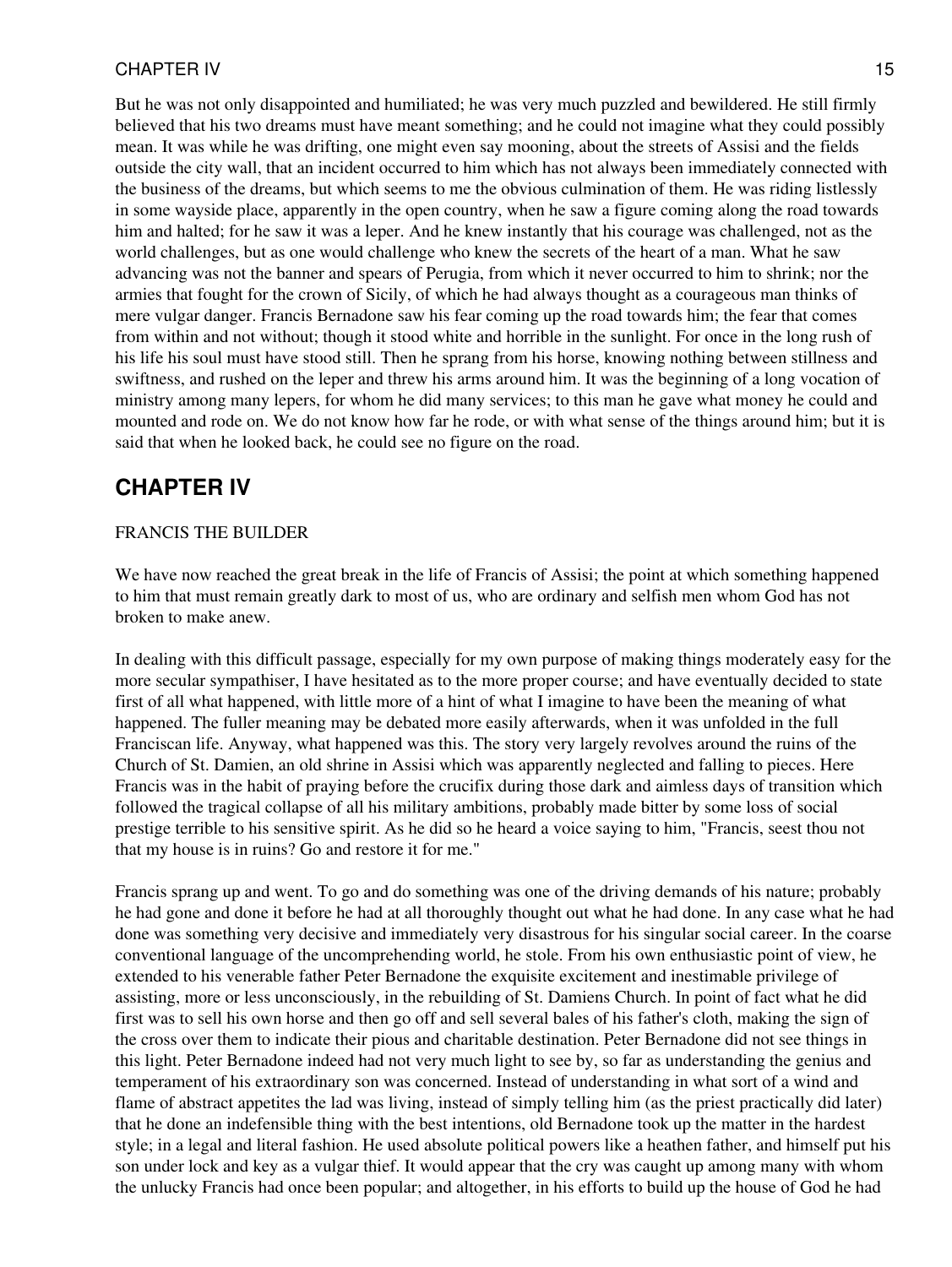But he was not only disappointed and humiliated; he was very much puzzled and bewildered. He still firmly believed that his two dreams must have meant something; and he could not imagine what they could possibly mean. It was while he was drifting, one might even say mooning, about the streets of Assisi and the fields outside the city wall, that an incident occurred to him which has not always been immediately connected with the business of the dreams, but which seems to me the obvious culmination of them. He was riding listlessly in some wayside place, apparently in the open country, when he saw a figure coming along the road towards him and halted; for he saw it was a leper. And he knew instantly that his courage was challenged, not as the world challenges, but as one would challenge who knew the secrets of the heart of a man. What he saw advancing was not the banner and spears of Perugia, from which it never occurred to him to shrink; nor the armies that fought for the crown of Sicily, of which he had always thought as a courageous man thinks of mere vulgar danger. Francis Bernadone saw his fear coming up the road towards him; the fear that comes from within and not without; though it stood white and horrible in the sunlight. For once in the long rush of his life his soul must have stood still. Then he sprang from his horse, knowing nothing between stillness and swiftness, and rushed on the leper and threw his arms around him. It was the beginning of a long vocation of ministry among many lepers, for whom he did many services; to this man he gave what money he could and mounted and rode on. We do not know how far he rode, or with what sense of the things around him; but it is said that when he looked back, he could see no figure on the road.

## CHAPTER IV

FRANCIS THE BUILDER

We have now reached the great break in the life of Francis of Assisi; the point at which something happened to him that must remain greatly dark to most of us, who are ordinary and selfish men whom God has not broken to make anew.

In dealing with this difficult passage, especially for my own purpose of making things moderately easy for the more secular sympathiser, I have hesitated as to the more proper course; and have eventually decided to state first of all what happened, with little more of a hint of what I imagine to have been the meaning of what happened. The fuller meaning may be debated more easily afterwards, when it was unfolded in the full Franciscan life. Anyway, what happened was this. The story very largely revolves around the ruins of the Church of St. Damien, an old shrine in Assisi which was apparently neglected and falling to pieces. Here Francis was in the habit of praying before the crucifix during those dark and aimless days of transition which followed the tragical collapse of all his military ambitions, probably made bitter by some loss of social prestige terrible to his sensitive spirit. As he did so he heard a voice saying to him, "Francis, seest thou not that my house is in ruins? Go and restore it for me."

Francis sprang up and went. To go and do something was one of the driving demands of his nature; probably he had gone and done it before he had at all thoroughly thought out what he had done. In any case what he had done was something very decisive and immediately very disastrous for his singular social career. In the coarse conventional language of the uncomprehending world, he stole. From his own enthusiastic point of view, he extended to his venerable father Peter Bernadone the exquisite excitement and inestimable privilege of assisting, more or less unconsciously, in the rebuilding of St. Damiens Church. In point of fact what he did first was to sell his own horse and then go off and sell several bales of his father's cloth, making the sign of the cross over them to indicate their pious and charitable destination. Peter Bernadone did not see things in this light. Peter Bernadone indeed had not very much light to see by, so far as understanding the genius and temperament of his extraordinary son was concerned. Instead of understanding in what sort of a wind and flame of abstract appetites the lad was living, instead of simply telling him (as the priest practically did later) that he done an indefensible thing with the best intentions, old Bernadone took up the matter in the hardest style; in a legal and literal fashion. He used absolute political powers like a heathen father, and himself put his son under lock and key as a vulgar thief. It would appear that the cry was caught up among many with whom the unlucky Francis had once been popular; and altogether, in his efforts to build up the house of God he had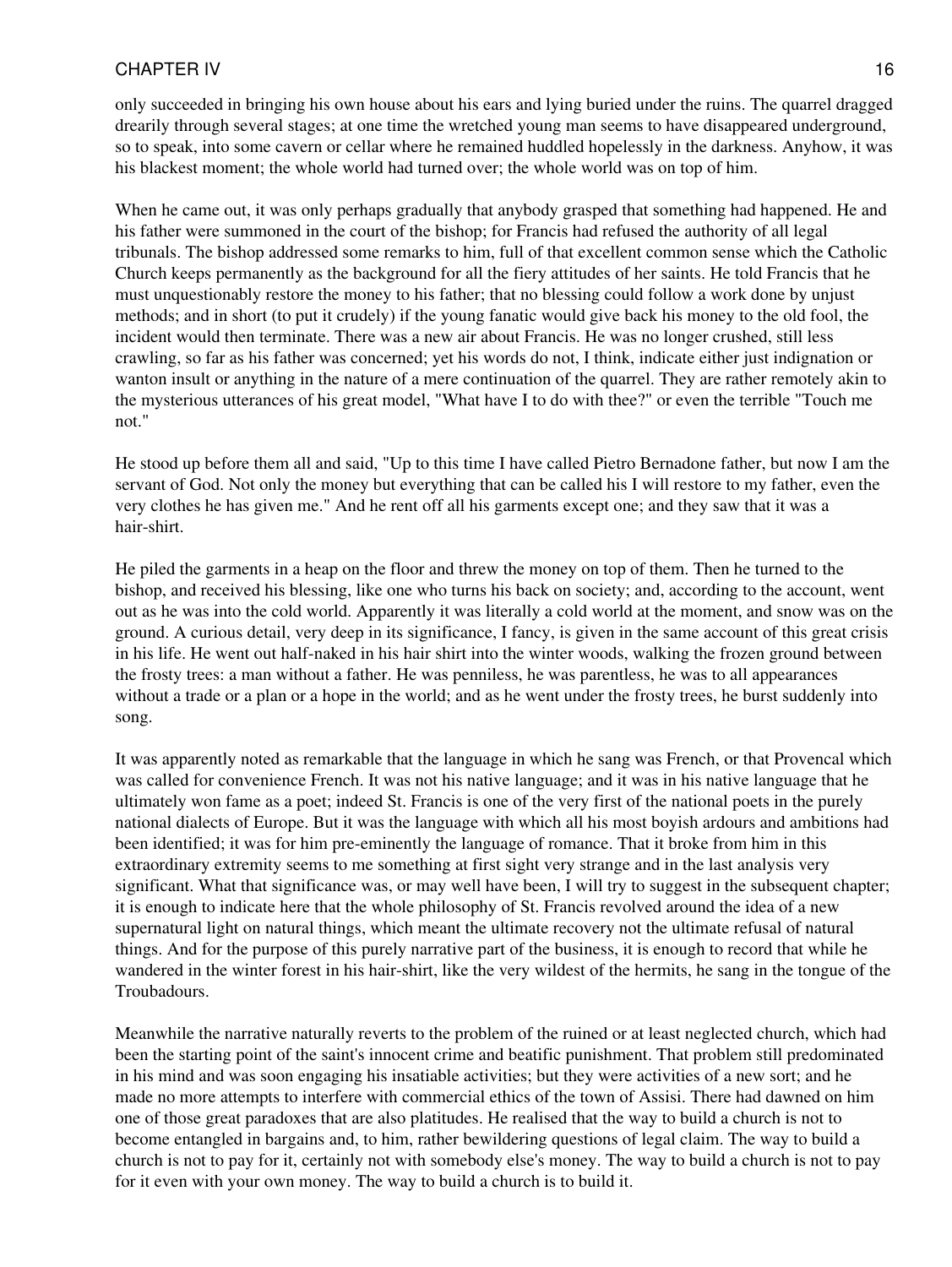only succeeded in bringing his own house about his ears and lying buried under the ruins. The quarrel dragged drearily through several stages; at one time the wretched young man seems to have disappeared underground, so to speak, into some cavern or cellar where he remained huddled hopelessly in the darkness. Anyhow, it was his blackest moment; the whole world had turned over; the whole world was on top of him.

When he came out, it was only perhaps gradually that anybody grasped that something had happened. He and his father were summoned in the court of the bishop; for Francis had refused the authority of all legal tribunals. The bishop addressed some remarks to him, full of that excellent common sense which the Catholic Church keeps permanently as the background for all the fiery attitudes of her saints. He told Francis that he must unquestionably restore the money to his father; that no blessing could follow a work done by unjust methods; and in short (to put it crudely) if the young fanatic would give back his money to the old fool, the incident would then terminate. There was a new air about Francis. He was no longer crushed, still less crawling, so far as his father was concerned; yet his words do not, I think, indicate either just indignation or wanton insult or anything in the nature of a mere continuation of the quarrel. They are rather remotely akin to the mysterious utterances of his great model, "What have I to do with thee?" or even the terrible "Touch me not."

He stood up before them all and said, "Up to this time I have called Pietro Bernadone father, but now I am the servant of God. Not only the money but everything that can be called his I will restore to my father, even the very clothes he has given me." And he rent off all his garments except one; and they saw that it was a hair-shirt.

He piled the garments in a heap on the floor and threw the money on top of them. Then he turned to the bishop, and received his blessing, like one who turns his back on society; and, according to the account, went out as he was into the cold world. Apparently it was literally a cold world at the moment, and snow was on the ground. A curious detail, very deep in its significance, I fancy, is given in the same account of this great crisis in his life. He went out half-naked in his hair shirt into the winter woods, walking the frozen ground between the frosty trees: a man without a father. He was penniless, he was parentless, he was to all appearances without a trade or a plan or a hope in the world; and as he went under the frosty trees, he burst suddenly into song.

It was apparently noted as remarkable that the language in which he sang was French, or that Provencal which was called for convenience French. It was not his native language; and it was in his native language that he ultimately won fame as a poet; indeed St. Francis is one of the very first of the national poets in the purely national dialects of Europe. But it was the language with which all his most boyish ardours and ambitions had been identified; it was for him pre-eminently the language of romance. That it broke from him in this extraordinary extremity seems to me something at first sight very strange and in the last analysis very significant. What that significance was, or may well have been, I will try to suggest in the subsequent chapter; it is enough to indicate here that the whole philosophy of St. Francis revolved around the idea of a new supernatural light on natural things, which meant the ultimate recovery not the ultimate refusal of natural things. And for the purpose of this purely narrative part of the business, it is enough to record that while he wandered in the winter forest in his hair-shirt, like the very wildest of the hermits, he sang in the tongue of the Troubadours.

Meanwhile the narrative naturally reverts to the problem of the ruined or at least neglected church, which had been the starting point of the saint's innocent crime and beatific punishment. That problem still predominated in his mind and was soon engaging his insatiable activities; but they were activities of a new sort; and he made no more attempts to interfere with commercial ethics of the town of Assisi. There had dawned on him one of those great paradoxes that are also platitudes. He realised that the way to build a church is not to become entangled in bargains and, to him, rather bewildering questions of legal claim. The way to build a church is not to pay for it, certainly not with somebody else's money. The way to build a church is not to pay for it even with your own money. The way to build a church is to build it.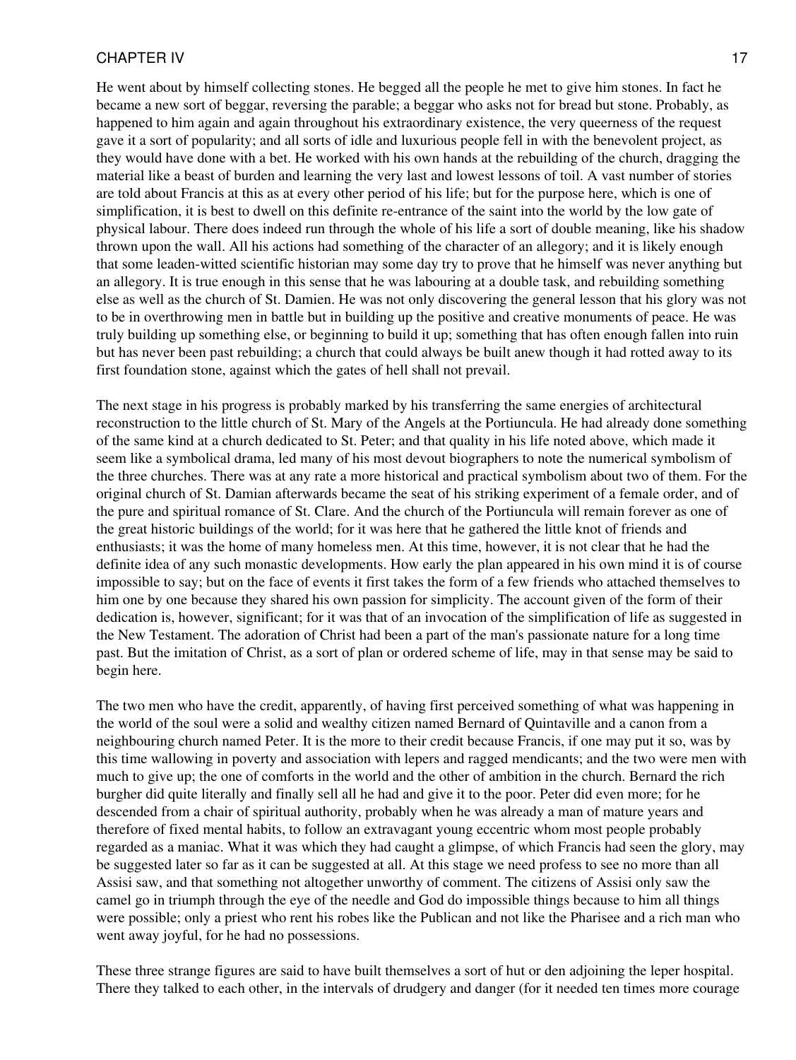He went about by himself collecting stones. He begged all the people he met to give him stones. In fact he became a new sort of beggar, reversing the parable; a beggar who asks not for bread but stone. Probably, as happened to him again and again throughout his extraordinary existence, the very queerness of the request gave it a sort of popularity; and all sorts of idle and luxurious people fell in with the benevolent project, as they would have done with a bet. He worked with his own hands at the rebuilding of the church, dragging the material like a beast of burden and learning the very last and lowest lessons of toil. A vast number of stories are told about Francis at this as at every other period of his life; but for the purpose here, which is one of simplification, it is best to dwell on this definite re-entrance of the saint into the world by the low gate of physical labour. There does indeed run through the whole of his life a sort of double meaning, like his shadow thrown upon the wall. All his actions had something of the character of an allegory; and it is likely enough that some leaden-witted scientific historian may some day try to prove that he himself was never anything but an allegory. It is true enough in this sense that he was labouring at a double task, and rebuilding something else as well as the church of St. Damien. He was not only discovering the general lesson that his glory was not to be in overthrowing men in battle but in building up the positive and creative monuments of peace. He was truly building up something else, or beginning to build it up; something that has often enough fallen into ruin but has never been past rebuilding; a church that could always be built anew though it had rotted away to its first foundation stone, against which the gates of hell shall not prevail.

The next stage in his progress is probably marked by his transferring the same energies of architectural reconstruction to the little church of St. Mary of the Angels at the Portiuncula. He had already done something of the same kind at a church dedicated to St. Peter; and that quality in his life noted above, which made it seem like a symbolical drama, led many of his most devout biographers to note the numerical symbolism of the three churches. There was at any rate a more historical and practical symbolism about two of them. For the original church of St. Damian afterwards became the seat of his striking experiment of a female order, and of the pure and spiritual romance of St. Clare. And the church of the Portiuncula will remain forever as one of the great historic buildings of the world; for it was here that he gathered the little knot of friends and enthusiasts; it was the home of many homeless men. At this time, however, it is not clear that he had the definite idea of any such monastic developments. How early the plan appeared in his own mind it is of course impossible to say; but on the face of events it first takes the form of a few friends who attached themselves to him one by one because they shared his own passion for simplicity. The account given of the form of their dedication is, however, significant; for it was that of an invocation of the simplification of life as suggested in the New Testament. The adoration of Christ had been a part of the man's passionate nature for a long time past. But the imitation of Christ, as a sort of plan or ordered scheme of life, may in that sense may be said to begin here.

The two men who have the credit, apparently, of having first perceived something of what was happening in the world of the soul were a solid and wealthy citizen named Bernard of Quintaville and a canon from a neighbouring church named Peter. It is the more to their credit because Francis, if one may put it so, was by this time wallowing in poverty and association with lepers and ragged mendicants; and the two were men with much to give up; the one of comforts in the world and the other of ambition in the church. Bernard the rich burgher did quite literally and finally sell all he had and give it to the poor. Peter did even more; for he descended from a chair of spiritual authority, probably when he was already a man of mature years and therefore of fixed mental habits, to follow an extravagant young eccentric whom most people probably regarded as a maniac. What it was which they had caught a glimpse, of which Francis had seen the glory, may be suggested later so far as it can be suggested at all. At this stage we need profess to see no more than all Assisi saw, and that something not altogether unworthy of comment. The citizens of Assisi only saw the camel go in triumph through the eye of the needle and God do impossible things because to him all things were possible; only a priest who rent his robes like the Publican and not like the Pharisee and a rich man who went away joyful, for he had no possessions.

These three strange figures are said to have built themselves a sort of hut or den adjoining the leper hospital. There they talked to each other, in the intervals of drudgery and danger (for it needed ten times more courage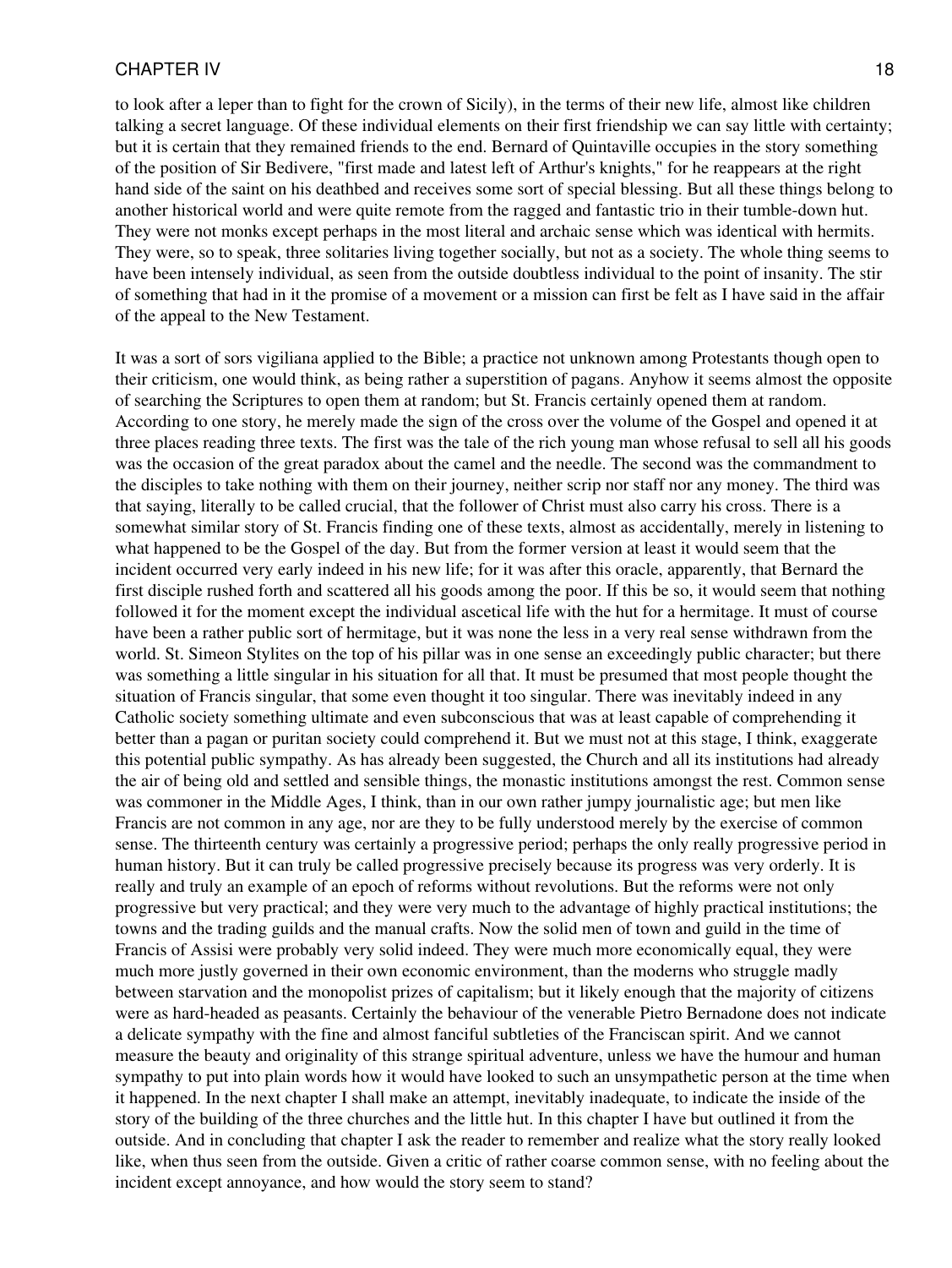to look after a leper than to fight for the crown of Sicily), in the terms of their new life, almost like children talking a secret language. Of these individual elements on their first friendship we can say little with certainty; but it is certain that they remained friends to the end. Bernard of Quintaville occupies in the story something of the position of Sir Bedivere, "first made and latest left of Arthur's knights," for he reappears at the right hand side of the saint on his deathbed and receives some sort of special blessing. But all these things belong to another historical world and were quite remote from the ragged and fantastic trio in their tumble-down hut. They were not monks except perhaps in the most literal and archaic sense which was identical with hermits. They were, so to speak, three solitaries living together socially, but not as a society. The whole thing seems to have been intensely individual, as seen from the outside doubtless individual to the point of insanity. The stir of something that had in it the promise of a movement or a mission can first be felt as I have said in the affair of the appeal to the New Testament.

It was a sort of sors vigiliana applied to the Bible; a practice not unknown among Protestants though open to their criticism, one would think, as being rather a superstition of pagans. Anyhow it seems almost the opposite of searching the Scriptures to open them at random; but St. Francis certainly opened them at random. According to one story, he merely made the sign of the cross over the volume of the Gospel and opened it at three places reading three texts. The first was the tale of the rich young man whose refusal to sell all his goods was the occasion of the great paradox about the camel and the needle. The second was the commandment to the disciples to take nothing with them on their journey, neither scrip nor staff nor any money. The third was that saying, literally to be called crucial, that the follower of Christ must also carry his cross. There is a somewhat similar story of St. Francis finding one of these texts, almost as accidentally, merely in listening to what happened to be the Gospel of the day. But from the former version at least it would seem that the incident occurred very early indeed in his new life; for it was after this oracle, apparently, that Bernard the first disciple rushed forth and scattered all his goods among the poor. If this be so, it would seem that nothing followed it for the moment except the individual ascetical life with the hut for a hermitage. It must of course have been a rather public sort of hermitage, but it was none the less in a very real sense withdrawn from the world. St. Simeon Stylites on the top of his pillar was in one sense an exceedingly public character; but there was something a little singular in his situation for all that. It must be presumed that most people thought the situation of Francis singular, that some even thought it too singular. There was inevitably indeed in any Catholic society something ultimate and even subconscious that was at least capable of comprehending it better than a pagan or puritan society could comprehend it. But we must not at this stage, I think, exaggerate this potential public sympathy. As has already been suggested, the Church and all its institutions had already the air of being old and settled and sensible things, the monastic institutions amongst the rest. Common sense was commoner in the Middle Ages, I think, than in our own rather jumpy journalistic age; but men like Francis are not common in any age, nor are they to be fully understood merely by the exercise of common sense. The thirteenth century was certainly a progressive period; perhaps the only really progressive period in human history. But it can truly be called progressive precisely because its progress was very orderly. It is really and truly an example of an epoch of reforms without revolutions. But the reforms were not only progressive but very practical; and they were very much to the advantage of highly practical institutions; the towns and the trading guilds and the manual crafts. Now the solid men of town and guild in the time of Francis of Assisi were probably very solid indeed. They were much more economically equal, they were much more justly governed in their own economic environment, than the moderns who struggle madly between starvation and the monopolist prizes of capitalism; but it likely enough that the majority of citizens were as hard-headed as peasants. Certainly the behaviour of the venerable Pietro Bernadone does not indicate a delicate sympathy with the fine and almost fanciful subtleties of the Franciscan spirit. And we cannot measure the beauty and originality of this strange spiritual adventure, unless we have the humour and human sympathy to put into plain words how it would have looked to such an unsympathetic person at the time when it happened. In the next chapter I shall make an attempt, inevitably inadequate, to indicate the inside of the story of the building of the three churches and the little hut. In this chapter I have but outlined it from the outside. And in concluding that chapter I ask the reader to remember and realize what the story really looked like, when thus seen from the outside. Given a critic of rather coarse common sense, with no feeling about the incident except annoyance, and how would the story seem to stand?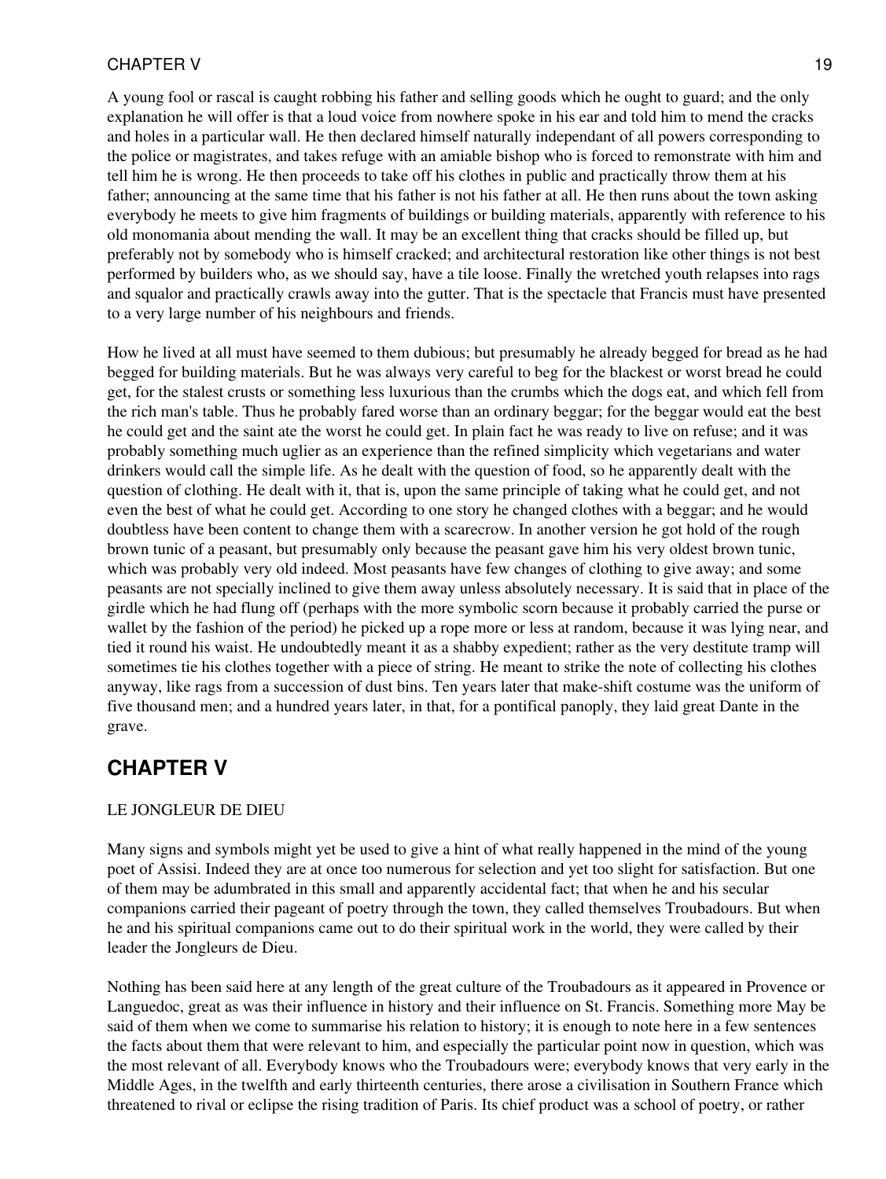A young fool or rascal is caught robbing his father and selling goods which he ought to guard; and the only explanation he will offer is that a loud voice from nowhere spoke in his ear and told him to mend the cracks and holes in a particular wall. He then declared himself naturally independant of all powers corresponding to the police or magistrates, and takes refuge with an amiable bishop who is forced to remonstrate with him and tell him he is wrong. He then proceeds to take off his clothes in public and practically throw them at his father; announcing at the same time that his father is not his father at all. He then runs about the town asking everybody he meets to give him fragments of buildings or building materials, apparently with reference to his old monomania about mending the wall. It may be an excellent thing that cracks should be filled up, but preferably not by somebody who is himself cracked; and architectural restoration like other things is not best performed by builders who, as we should say, have a tile loose. Finally the wretched youth relapses into rags and squalor and practically crawls away into the gutter. That is the spectacle that Francis must have presented to a very large number of his neighbours and friends.

How he lived at all must have seemed to them dubious; but presumably he already begged for bread as he had begged for building materials. But he was always very careful to beg for the blackest or worst bread he could get, for the stalest crusts or something less luxurious than the crumbs which the dogs eat, and which fell from the rich man's table. Thus he probably fared worse than an ordinary beggar; for the beggar would eat the best he could get and the saint ate the worst he could get. In plain fact he was ready to live on refuse; and it was probably something much uglier as an experience than the refined simplicity which vegetarians and water drinkers would call the simple life. As he dealt with the question of food, so he apparently dealt with the question of clothing. He dealt with it, that is, upon the same principle of taking what he could get, and not even the best of what he could get. According to one story he changed clothes with a beggar; and he would doubtless have been content to change them with a scarecrow. In another version he got hold of the rough brown tunic of a peasant, but presumably only because the peasant gave him his very oldest brown tunic, which was probably very old indeed. Most peasants have few changes of clothing to give away; and some peasants are not specially inclined to give them away unless absolutely necessary. It is said that in place of the girdle which he had flung off (perhaps with the more symbolic scorn because it probably carried the purse or wallet by the fashion of the period) he picked up a rope more or less at random, because it was lying near, and tied it round his waist. He undoubtedly meant it as a shabby expedient; rather as the very destitute tramp will sometimes tie his clothes together with a piece of string. He meant to strike the note of collecting his clothes anyway, like rags from a succession of dust bins. Ten years later that make-shift costume was the uniform of five thousand men; and a hundred years later, in that, for a pontifical panoply, they laid great Dante in the grave.

## CHAPTER V

LE JONGLEUR DE DIEU

Many signs and symbols might yet be used to give a hint of what really happened in the mind of the young poet of Assisi. Indeed they are at once too numerous for selection and yet too slight for satisfaction. But one of them may be adumbrated in this small and apparently accidental fact; that when he and his secular companions carried their pageant of poetry through the town, they called themselves Troubadours. But when he and his spiritual companions came out to do their spiritual work in the world, they were called by their leader the Jongleurs de Dieu.

Nothing has been said here at any length of the great culture of the Troubadours as it appeared in Provence or Languedoc, great as was their influence in history and their influence on St. Francis. Something more May be said of them when we come to summarise his relation to history; it is enough to note here in a few sentences the facts about them that were relevant to him, and especially the particular point now in question, which was the most relevant of all. Everybody knows who the Troubadours were; everybody knows that very early in the Middle Ages, in the twelfth and early thirteenth centuries, there arose a civilisation in Southern France which threatened to rival or eclipse the rising tradition of Paris. Its chief product was a school of poetry, or rather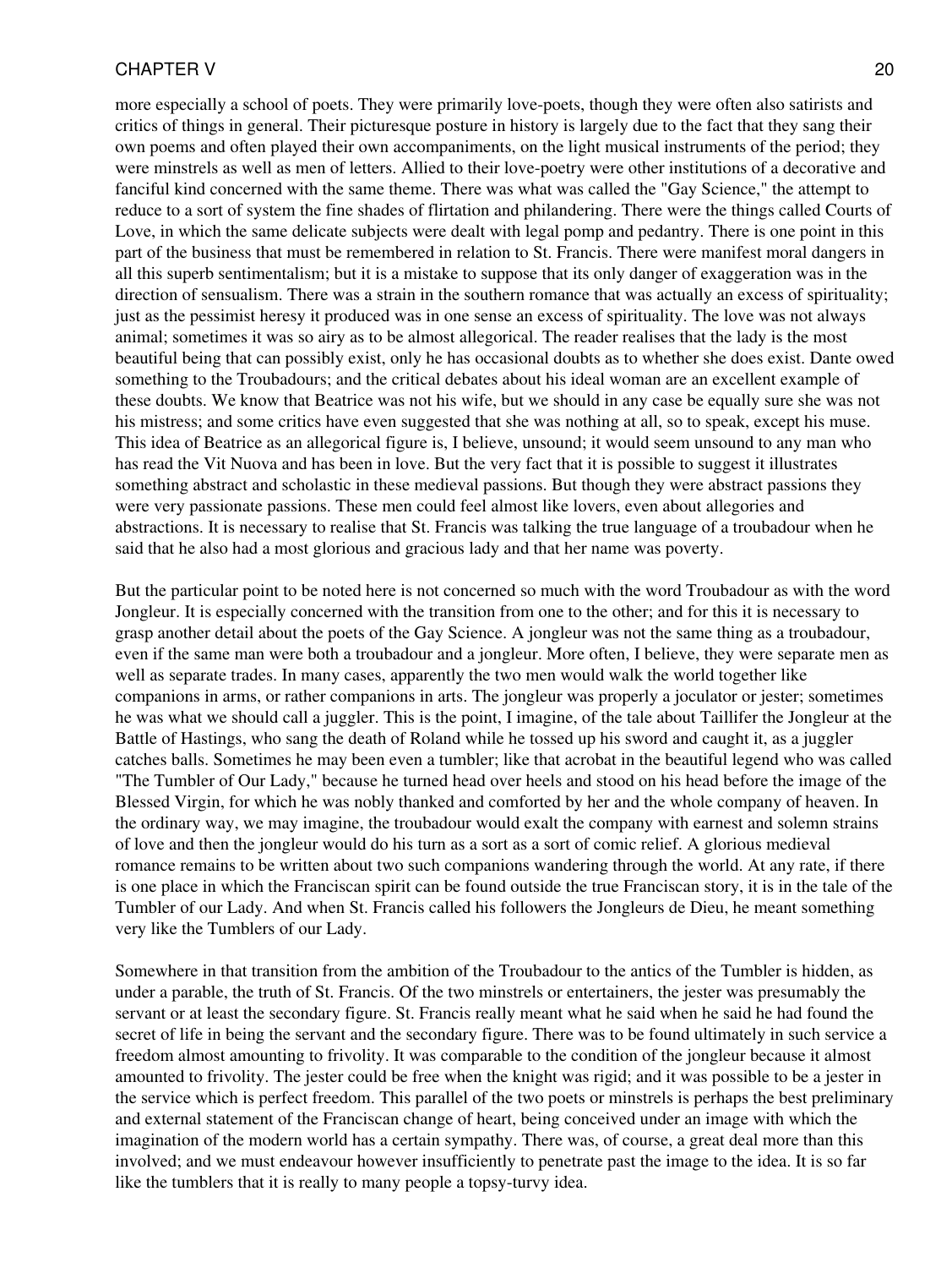more especially a school of poets. They were primarily love-poets, though they were often also satirists and critics of things in general. Their picturesque posture in history is largely due to the fact that they sang their own poems and often played their own accompaniments, on the light musical instruments of the period; they were minstrels as well as men of letters. Allied to their love-poetry were other institutions of a decorative and fanciful kind concerned with the same theme. There was what was called the "Gay Science," the attempt to reduce to a sort of system the fine shades of flirtation and philandering. There were the things called Courts of Love, in which the same delicate subjects were dealt with legal pomp and pedantry. There is one point in this part of the business that must be remembered in relation to St. Francis. There were manifest moral dangers in all this superb sentimentalism; but it is a mistake to suppose that its only danger of exaggeration was in the direction of sensualism. There was a strain in the southern romance that was actually an excess of spirituality; just as the pessimist heresy it produced was in one sense an excess of spirituality. The love was not always animal; sometimes it was so airy as to be almost allegorical. The reader realises that the lady is the most beautiful being that can possibly exist, only he has occasional doubts as to whether she does exist. Dante owed something to the Troubadours; and the critical debates about his ideal woman are an excellent example of these doubts. We know that Beatrice was not his wife, but we should in any case be equally sure she was not his mistress; and some critics have even suggested that she was nothing at all, so to speak, except his muse. This idea of Beatrice as an allegorical figure is, I believe, unsound; it would seem unsound to any man who has read the Vit Nuova and has been in love. But the very fact that it is possible to suggest it illustrates something abstract and scholastic in these medieval passions. But though they were abstract passions they were very passionate passions. These men could feel almost like lovers, even about allegories and abstractions. It is necessary to realise that St. Francis was talking the true language of a troubadour when he said that he also had a most glorious and gracious lady and that her name was poverty.

But the particular point to be noted here is not concerned so much with the word Troubadour as with the word Jongleur. It is especially concerned with the transition from one to the other; and for this it is necessary to grasp another detail about the poets of the Gay Science. A jongleur was not the same thing as a troubadour, even if the same man were both a troubadour and a jongleur. More often, I believe, they were separate men as well as separate trades. In many cases, apparently the two men would walk the world together like companions in arms, or rather companions in arts. The jongleur was properly a joculator or jester; sometimes he was what we should call a juggler. This is the point, I imagine, of the tale about Taillifer the Jongleur at the Battle of Hastings, who sang the death of Roland while he tossed up his sword and caught it, as a juggler catches balls. Sometimes he may been even a tumbler; like that acrobat in the beautiful legend who was called "The Tumbler of Our Lady," because he turned head over heels and stood on his head before the image of the Blessed Virgin, for which he was nobly thanked and comforted by her and the whole company of heaven. In the ordinary way, we may imagine, the troubadour would exalt the company with earnest and solemn strains of love and then the jongleur would do his turn as a sort as a sort of comic relief. A glorious medieval romance remains to be written about two such companions wandering through the world. At any rate, if there is one place in which the Franciscan spirit can be found outside the true Franciscan story, it is in the tale of the Tumbler of our Lady. And when St. Francis called his followers the Jongleurs de Dieu, he meant something very like the Tumblers of our Lady.

Somewhere in that transition from the ambition of the Troubadour to the antics of the Tumbler is hidden, as under a parable, the truth of St. Francis. Of the two minstrels or entertainers, the jester was presumably the servant or at least the secondary figure. St. Francis really meant what he said when he said he had found the secret of life in being the servant and the secondary figure. There was to be found ultimately in such service a freedom almost amounting to frivolity. It was comparable to the condition of the jongleur because it almost amounted to frivolity. The jester could be free when the knight was rigid; and it was possible to be a jester in the service which is perfect freedom. This parallel of the two poets or minstrels is perhaps the best preliminary and external statement of the Franciscan change of heart, being conceived under an image with which the imagination of the modern world has a certain sympathy. There was, of course, a great deal more than this involved; and we must endeavour however insufficiently to penetrate past the image to the idea. It is so far like the tumblers that it is really to many people a topsy-turvy idea.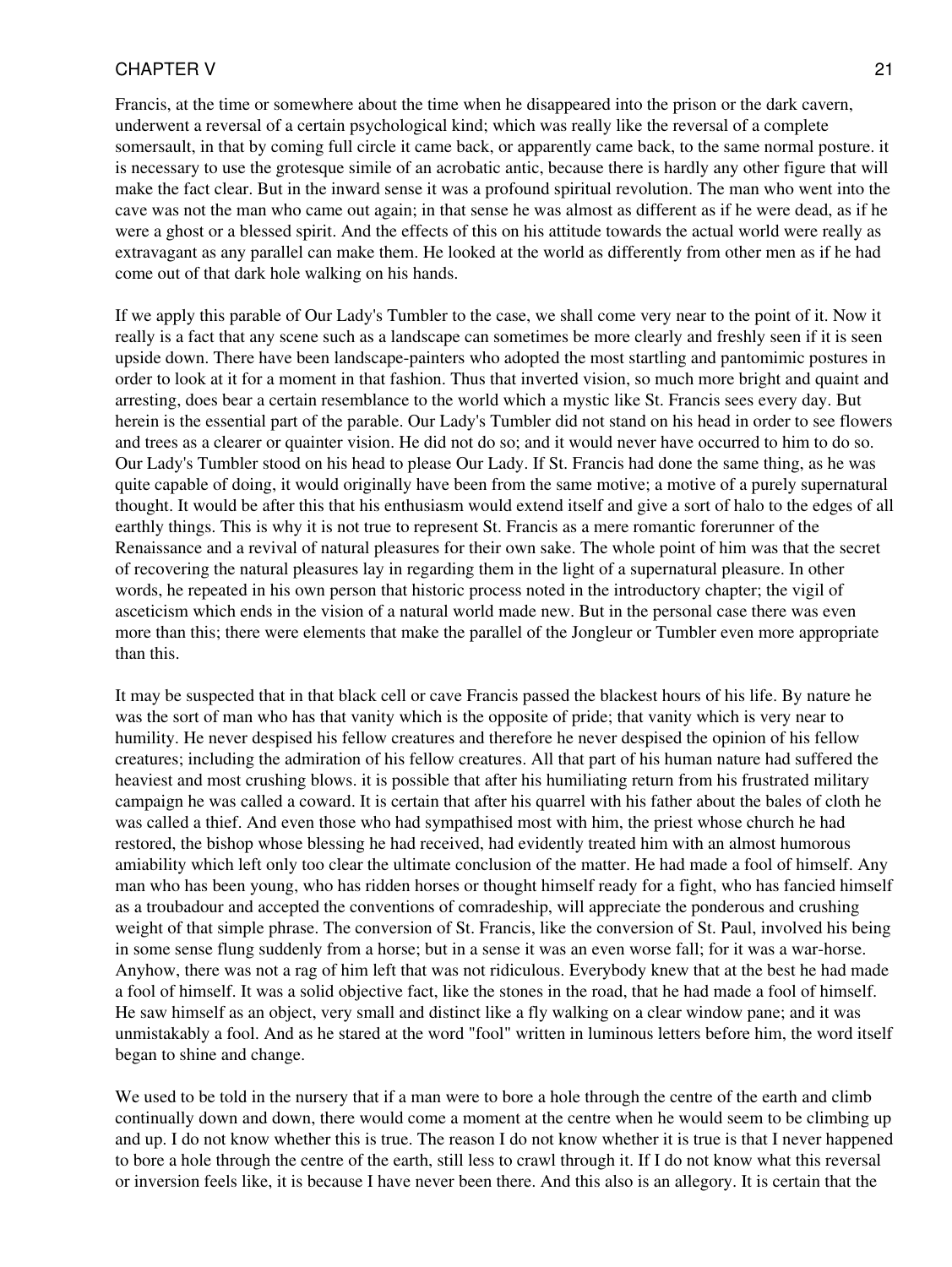Francis, at the time or somewhere about the time when he disappeared into the prison or the dark cavern, underwent a reversal of a certain psychological kind; which was really like the reversal of a complete somersault, in that by coming full circle it came back, or apparently came back, to the same normal posture. it is necessary to use the grotesque simile of an acrobatic antic, because there is hardly any other figure that will make the fact clear. But in the inward sense it was a profound spiritual revolution. The man who went into the cave was not the man who came out again; in that sense he was almost as different as if he were dead, as if he were a ghost or a blessed spirit. And the effects of this on his attitude towards the actual world were really as extravagant as any parallel can make them. He looked at the world as differently from other men as if he had come out of that dark hole walking on his hands.

If we apply this parable of Our Lady's Tumbler to the case, we shall come very near to the point of it. Now it really is a fact that any scene such as a landscape can sometimes be more clearly and freshly seen if it is seen upside down. There have been landscape-painters who adopted the most startling and pantomimic postures in order to look at it for a moment in that fashion. Thus that inverted vision, so much more bright and quaint and arresting, does bear a certain resemblance to the world which a mystic like St. Francis sees every day. But herein is the essential part of the parable. Our Lady's Tumbler did not stand on his head in order to see flowers and trees as a clearer or quainter vision. He did not do so; and it would never have occurred to him to do so. Our Lady's Tumbler stood on his head to please Our Lady. If St. Francis had done the same thing, as he was quite capable of doing, it would originally have been from the same motive; a motive of a purely supernatural thought. It would be after this that his enthusiasm would extend itself and give a sort of halo to the edges of all earthly things. This is why it is not true to represent St. Francis as a mere romantic forerunner of the Renaissance and a revival of natural pleasures for their own sake. The whole point of him was that the secret of recovering the natural pleasures lay in regarding them in the light of a supernatural pleasure. In other words, he repeated in his own person that historic process noted in the introductory chapter; the vigil of asceticism which ends in the vision of a natural world made new. But in the personal case there was even more than this; there were elements that make the parallel of the Jongleur or Tumbler even more appropriate than this.

It may be suspected that in that black cell or cave Francis passed the blackest hours of his life. By nature he was the sort of man who has that vanity which is the opposite of pride; that vanity which is very near to humility. He never despised his fellow creatures and therefore he never despised the opinion of his fellow creatures; including the admiration of his fellow creatures. All that part of his human nature had suffered the heaviest and most crushing blows. it is possible that after his humiliating return from his frustrated military campaign he was called a coward. It is certain that after his quarrel with his father about the bales of cloth he was called a thief. And even those who had sympathised most with him, the priest whose church he had restored, the bishop whose blessing he had received, had evidently treated him with an almost humorous amiability which left only too clear the ultimate conclusion of the matter. He had made a fool of himself. Any man who has been young, who has ridden horses or thought himself ready for a fight, who has fancied himself as a troubadour and accepted the conventions of comradeship, will appreciate the ponderous and crushing weight of that simple phrase. The conversion of St. Francis, like the conversion of St. Paul, involved his being in some sense flung suddenly from a horse; but in a sense it was an even worse fall; for it was a war-horse. Anyhow, there was not a rag of him left that was not ridiculous. Everybody knew that at the best he had made a fool of himself. It was a solid objective fact, like the stones in the road, that he had made a fool of himself. He saw himself as an object, very small and distinct like a fly walking on a clear window pane; and it was unmistakably a fool. And as he stared at the word "fool" written in luminous letters before him, the word itself began to shine and change.

We used to be told in the nursery that if a man were to bore a hole through the centre of the earth and climb continually down and down, there would come a moment at the centre when he would seem to be climbing up and up. I do not know whether this is true. The reason I do not know whether it is true is that I never happened to bore a hole through the centre of the earth, still less to crawl through it. If I do not know what this reversal or inversion feels like, it is because I have never been there. And this also is an allegory. It is certain that the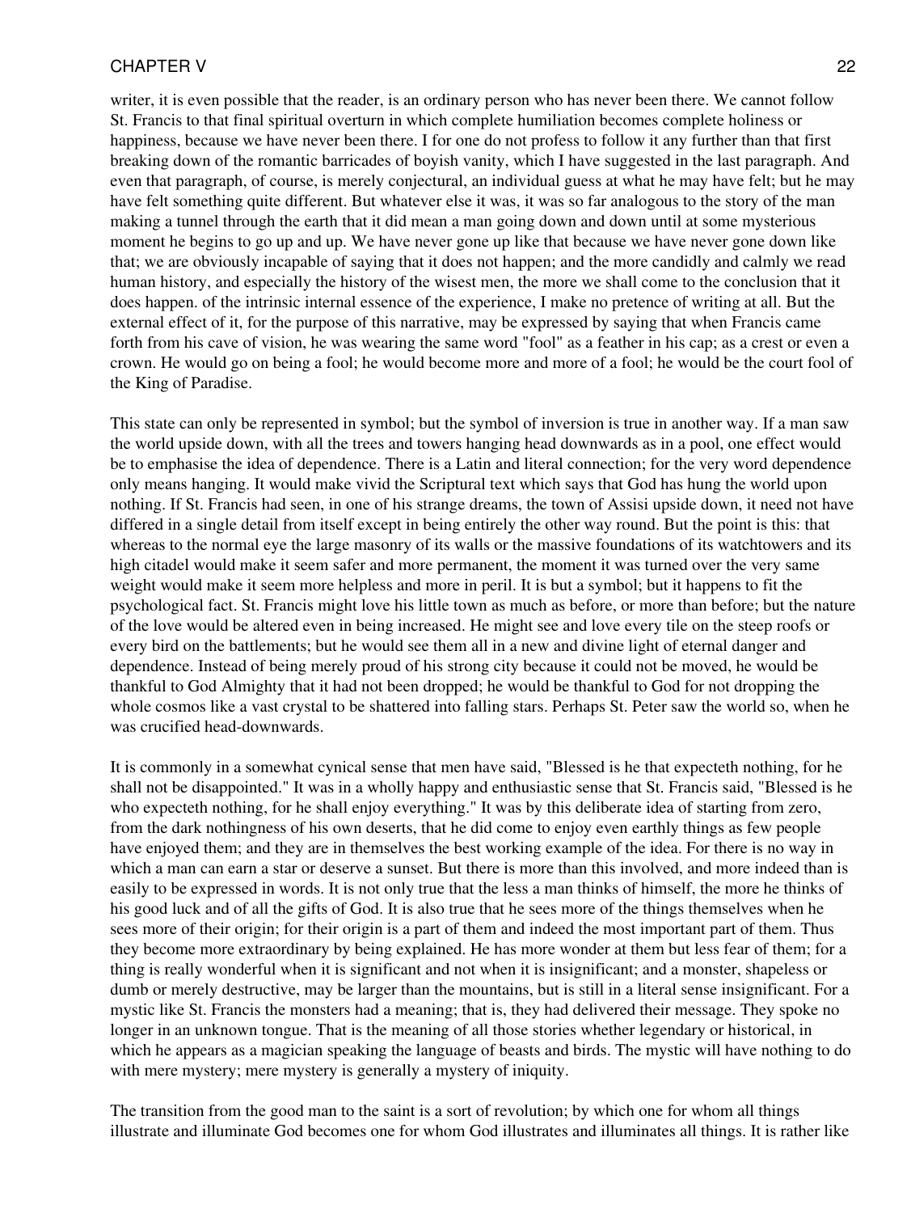writer, it is even possible that the reader, is an ordinary person who has never been there. We cannot follow St. Francis to that final spiritual overturn in which complete humiliation becomes complete holiness or happiness, because we have never been there. I for one do not profess to follow it any further than that first breaking down of the romantic barricades of boyish vanity, which I have suggested in the last paragraph. And even that paragraph, of course, is merely conjectural, an individual guess at what he may have felt; but he may have felt something quite different. But whatever else it was, it was so far analogous to the story of the man making a tunnel through the earth that it did mean a man going down and down until at some mysterious moment he begins to go up and up. We have never gone up like that because we have never gone down like that; we are obviously incapable of saying that it does not happen; and the more candidly and calmly we read human history, and especially the history of the wisest men, the more we shall come to the conclusion that it does happen. of the intrinsic internal essence of the experience, I make no pretence of writing at all. But the external effect of it, for the purpose of this narrative, may be expressed by saying that when Francis came forth from his cave of vision, he was wearing the same word "fool" as a feather in his cap; as a crest or even a crown. He would go on being a fool; he would become more and more of a fool; he would be the court fool of the King of Paradise.

This state can only be represented in symbol; but the symbol of inversion is true in another way. If a man saw the world upside down, with all the trees and towers hanging head downwards as in a pool, one effect would be to emphasise the idea of dependence. There is a Latin and literal connection; for the very word dependence only means hanging. It would make vivid the Scriptural text which says that God has hung the world upon nothing. If St. Francis had seen, in one of his strange dreams, the town of Assisi upside down, it need not have differed in a single detail from itself except in being entirely the other way round. But the point is this: that whereas to the normal eye the large masonry of its walls or the massive foundations of its watchtowers and its high citadel would make it seem safer and more permanent, the moment it was turned over the very same weight would make it seem more helpless and more in peril. It is but a symbol; but it happens to fit the psychological fact. St. Francis might love his little town as much as before, or more than before; but the nature of the love would be altered even in being increased. He might see and love every tile on the steep roofs or every bird on the battlements; but he would see them all in a new and divine light of eternal danger and dependence. Instead of being merely proud of his strong city because it could not be moved, he would be thankful to God Almighty that it had not been dropped; he would be thankful to God for not dropping the whole cosmos like a vast crystal to be shattered into falling stars. Perhaps St. Peter saw the world so, when he was crucified head-downwards.

It is commonly in a somewhat cynical sense that men have said, "Blessed is he that expecteth nothing, for he shall not be disappointed." It was in a wholly happy and enthusiastic sense that St. Francis said, "Blessed is he who expecteth nothing, for he shall enjoy everything." It was by this deliberate idea of starting from zero, from the dark nothingness of his own deserts, that he did come to enjoy even earthly things as few people have enjoyed them; and they are in themselves the best working example of the idea. For there is no way in which a man can earn a star or deserve a sunset. But there is more than this involved, and more indeed than is easily to be expressed in words. It is not only true that the less a man thinks of himself, the more he thinks of his good luck and of all the gifts of God. It is also true that he sees more of the things themselves when he sees more of their origin; for their origin is a part of them and indeed the most important part of them. Thus they become more extraordinary by being explained. He has more wonder at them but less fear of them; for a thing is really wonderful when it is significant and not when it is insignificant; and a monster, shapeless or dumb or merely destructive, may be larger than the mountains, but is still in a literal sense insignificant. For a mystic like St. Francis the monsters had a meaning; that is, they had delivered their message. They spoke no longer in an unknown tongue. That is the meaning of all those stories whether legendary or historical, in which he appears as a magician speaking the language of beasts and birds. The mystic will have nothing to do with mere mystery; mere mystery is generally a mystery of iniquity.

The transition from the good man to the saint is a sort of revolution; by which one for whom all things illustrate and illuminate God becomes one for whom God illustrates and illuminates all things. It is rather like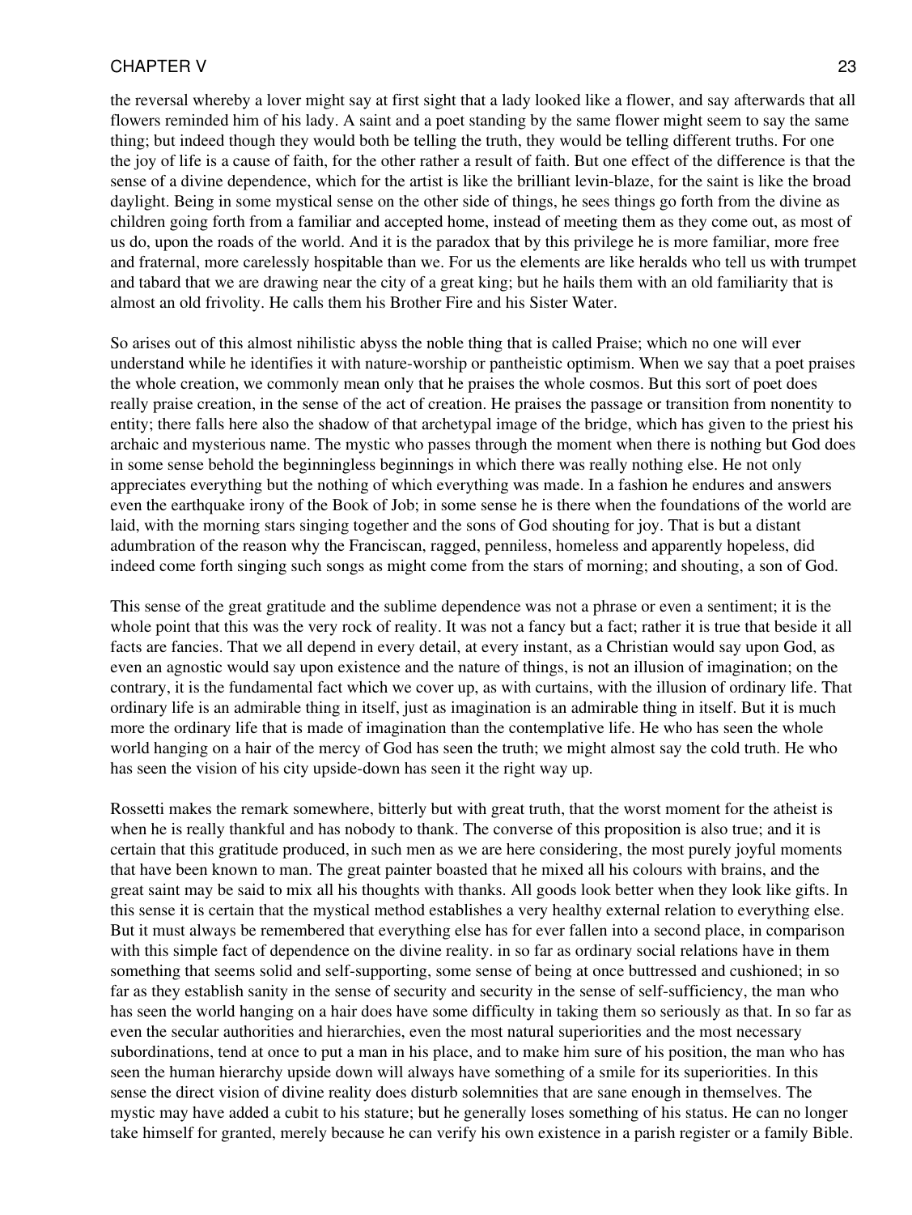the reversal whereby a lover might say at first sight that a lady looked like a flower, and say afterwards that all flowers reminded him of his lady. A saint and a poet standing by the same flower might seem to say the same thing; but indeed though they would both be telling the truth, they would be telling different truths. For one the joy of life is a cause of faith, for the other rather a result of faith. But one effect of the difference is that the sense of a divine dependence, which for the artist is like the brilliant levin-blaze, for the saint is like the broad daylight. Being in some mystical sense on the other side of things, he sees things go forth from the divine as children going forth from a familiar and accepted home, instead of meeting them as they come out, as most of us do, upon the roads of the world. And it is the paradox that by this privilege he is more familiar, more free and fraternal, more carelessly hospitable than we. For us the elements are like heralds who tell us with trumpet and tabard that we are drawing near the city of a great king; but he hails them with an old familiarity that is almost an old frivolity. He calls them his Brother Fire and his Sister Water.

So arises out of this almost nihilistic abyss the noble thing that is called Praise; which no one will ever understand while he identifies it with nature-worship or pantheistic optimism. When we say that a poet praises the whole creation, we commonly mean only that he praises the whole cosmos. But this sort of poet does really praise creation, in the sense of the act of creation. He praises the passage or transition from nonentity to entity; there falls here also the shadow of that archetypal image of the bridge, which has given to the priest his archaic and mysterious name. The mystic who passes through the moment when there is nothing but God does in some sense behold the beginningless beginnings in which there was really nothing else. He not only appreciates everything but the nothing of which everything was made. In a fashion he endures and answers even the earthquake irony of the Book of Job; in some sense he is there when the foundations of the world are laid, with the morning stars singing together and the sons of God shouting for joy. That is but a distant adumbration of the reason why the Franciscan, ragged, penniless, homeless and apparently hopeless, did indeed come forth singing such songs as might come from the stars of morning; and shouting, a son of God.

This sense of the great gratitude and the sublime dependence was not a phrase or even a sentiment; it is the whole point that this was the very rock of reality. It was not a fancy but a fact; rather it is true that beside it all facts are fancies. That we all depend in every detail, at every instant, as a Christian would say upon God, as even an agnostic would say upon existence and the nature of things, is not an illusion of imagination; on the contrary, it is the fundamental fact which we cover up, as with curtains, with the illusion of ordinary life. That ordinary life is an admirable thing in itself, just as imagination is an admirable thing in itself. But it is much more the ordinary life that is made of imagination than the contemplative life. He who has seen the whole world hanging on a hair of the mercy of God has seen the truth; we might almost say the cold truth. He who has seen the vision of his city upside-down has seen it the right way up.

Rossetti makes the remark somewhere, bitterly but with great truth, that the worst moment for the atheist is when he is really thankful and has nobody to thank. The converse of this proposition is also true; and it is certain that this gratitude produced, in such men as we are here considering, the most purely joyful moments that have been known to man. The great painter boasted that he mixed all his colours with brains, and the great saint may be said to mix all his thoughts with thanks. All goods look better when they look like gifts. In this sense it is certain that the mystical method establishes a very healthy external relation to everything else. But it must always be remembered that everything else has for ever fallen into a second place, in comparison with this simple fact of dependence on the divine reality. in so far as ordinary social relations have in them something that seems solid and self-supporting, some sense of being at once buttressed and cushioned; in so far as they establish sanity in the sense of security and security in the sense of self-sufficiency, the man who has seen the world hanging on a hair does have some difficulty in taking them so seriously as that. In so far as even the secular authorities and hierarchies, even the most natural superiorities and the most necessary subordinations, tend at once to put a man in his place, and to make him sure of his position, the man who has seen the human hierarchy upside down will always have something of a smile for its superiorities. In this sense the direct vision of divine reality does disturb solemnities that are sane enough in themselves. The mystic may have added a cubit to his stature; but he generally loses something of his status. He can no longer take himself for granted, merely because he can verify his own existence in a parish register or a family Bible.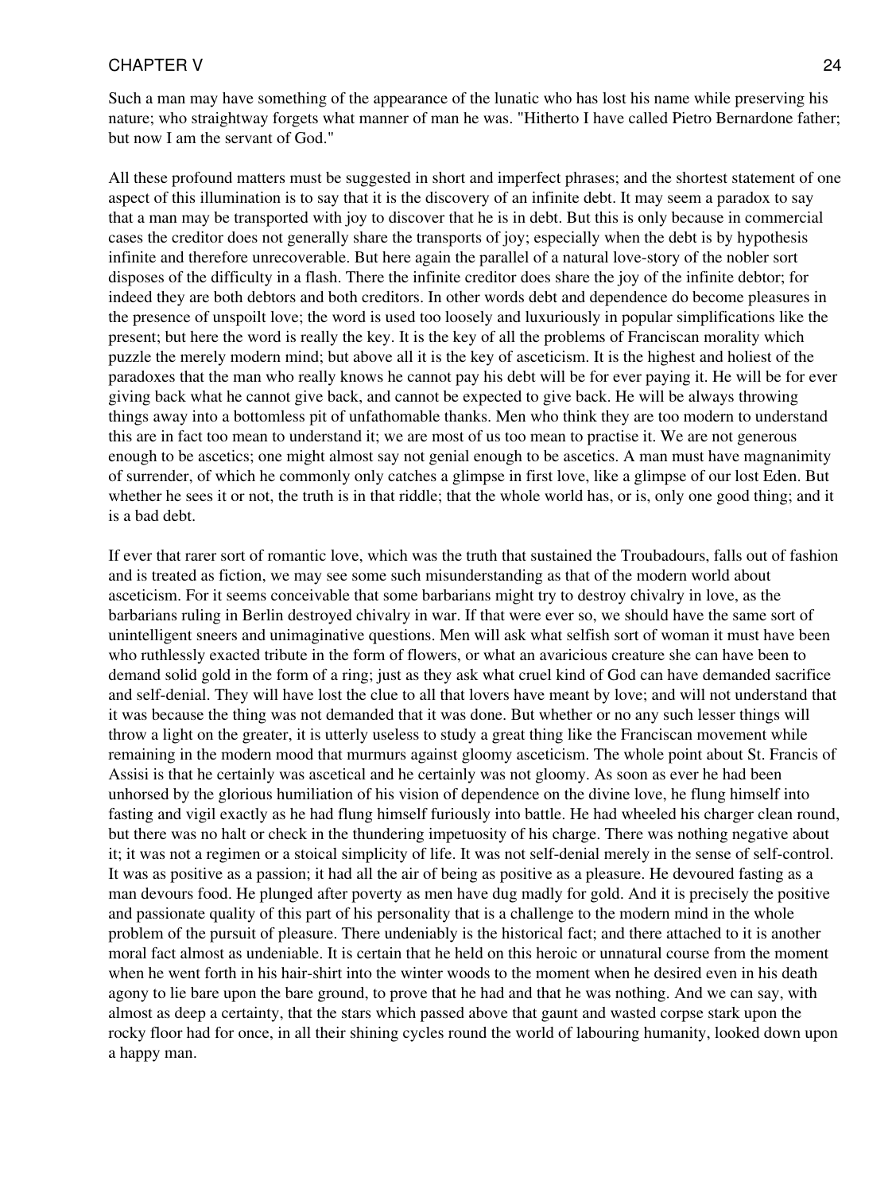Such a man may have something of the appearance of the lunatic who has lost his name while preserving his nature; who straightway forgets what manner of man he was. "Hitherto I have called Pietro Bernardone father; but now I am the servant of God."

All these profound matters must be suggested in short and imperfect phrases; and the shortest statement of one aspect of this illumination is to say that it is the discovery of an infinite debt. It may seem a paradox to say that a man may be transported with joy to discover that he is in debt. But this is only because in commercial cases the creditor does not generally share the transports of joy; especially when the debt is by hypothesis infinite and therefore unrecoverable. But here again the parallel of a natural love-story of the nobler sort disposes of the difficulty in a flash. There the infinite creditor does share the joy of the infinite debtor; for indeed they are both debtors and both creditors. In other words debt and dependence do become pleasures in the presence of unspoilt love; the word is used too loosely and luxuriously in popular simplifications like the present; but here the word is really the key. It is the key of all the problems of Franciscan morality which puzzle the merely modern mind; but above all it is the key of asceticism. It is the highest and holiest of the paradoxes that the man who really knows he cannot pay his debt will be for ever paying it. He will be for ever giving back what he cannot give back, and cannot be expected to give back. He will be always throwing things away into a bottomless pit of unfathomable thanks. Men who think they are too modern to understand this are in fact too mean to understand it; we are most of us too mean to practise it. We are not generous enough to be ascetics; one might almost say not genial enough to be ascetics. A man must have magnanimity of surrender, of which he commonly only catches a glimpse in first love, like a glimpse of our lost Eden. But whether he sees it or not, the truth is in that riddle; that the whole world has, or is, only one good thing; and it is a bad debt.

If ever that rarer sort of romantic love, which was the truth that sustained the Troubadours, falls out of fashion and is treated as fiction, we may see some such misunderstanding as that of the modern world about asceticism. For it seems conceivable that some barbarians might try to destroy chivalry in love, as the barbarians ruling in Berlin destroyed chivalry in war. If that were ever so, we should have the same sort of unintelligent sneers and unimaginative questions. Men will ask what selfish sort of woman it must have been who ruthlessly exacted tribute in the form of flowers, or what an avaricious creature she can have been to demand solid gold in the form of a ring; just as they ask what cruel kind of God can have demanded sacrifice and self-denial. They will have lost the clue to all that lovers have meant by love; and will not understand that it was because the thing was not demanded that it was done. But whether or no any such lesser things will throw a light on the greater, it is utterly useless to study a great thing like the Franciscan movement while remaining in the modern mood that murmurs against gloomy asceticism. The whole point about St. Francis of Assisi is that he certainly was ascetical and he certainly was not gloomy. As soon as ever he had been unhorsed by the glorious humiliation of his vision of dependence on the divine love, he flung himself into fasting and vigil exactly as he had flung himself furiously into battle. He had wheeled his charger clean round, but there was no halt or check in the thundering impetuosity of his charge. There was nothing negative about it; it was not a regimen or a stoical simplicity of life. It was not self-denial merely in the sense of self-control. It was as positive as a passion; it had all the air of being as positive as a pleasure. He devoured fasting as a man devours food. He plunged after poverty as men have dug madly for gold. And it is precisely the positive and passionate quality of this part of his personality that is a challenge to the modern mind in the whole problem of the pursuit of pleasure. There undeniably is the historical fact; and there attached to it is another moral fact almost as undeniable. It is certain that he held on this heroic or unnatural course from the moment when he went forth in his hair-shirt into the winter woods to the moment when he desired even in his death agony to lie bare upon the bare ground, to prove that he had and that he was nothing. And we can say, with almost as deep a certainty, that the stars which passed above that gaunt and wasted corpse stark upon the rocky floor had for once, in all their shining cycles round the world of labouring humanity, looked down upon a happy man.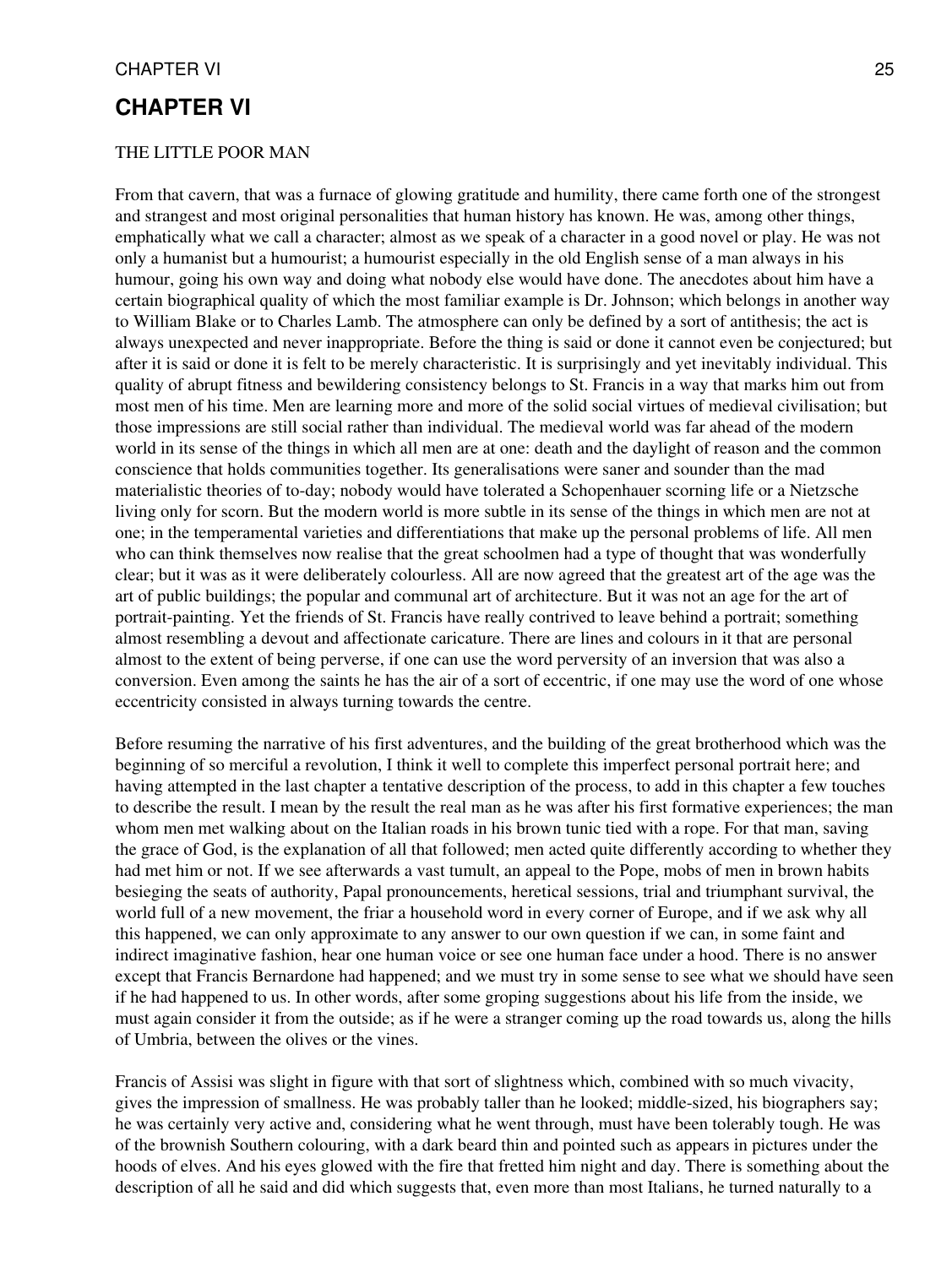## CHAPTER VI

THE LITTLE POOR MAN

From that cavern, that was a furnace of glowing gratitude and humility, there came forth one of the strongest and strangest and most original personalities that human history has known. He was, among other things, emphatically what we call a character; almost as we speak of a character in a good novel or play. He was not only a humanist but a humourist; a humourist especially in the old English sense of a man always in his humour, going his own way and doing what nobody else would have done. The anecdotes about him have a certain biographical quality of which the most familiar example is Dr. Johnson; which belongs in another way to William Blake or to Charles Lamb. The atmosphere can only be defined by a sort of antithesis; the act is always unexpected and never inappropriate. Before the thing is said or done it cannot even be conjectured; but after it is said or done it is felt to be merely characteristic. It is surprisingly and yet inevitably individual. This quality of abrupt fitness and bewildering consistency belongs to St. Francis in a way that marks him out from most men of his time. Men are learning more and more of the solid social virtues of medieval civilisation; but those impressions are still social rather than individual. The medieval world was far ahead of the modern world in its sense of the things in which all men are at one: death and the daylight of reason and the common conscience that holds communities together. Its generalisations were saner and sounder than the mad materialistic theories of to-day; nobody would have tolerated a Schopenhauer scorning life or a Nietzsche living only for scorn. But the modern world is more subtle in its sense of the things in which men are not at one; in the temperamental varieties and differentiations that make up the personal problems of life. All men who can think themselves now realise that the great schoolmen had a type of thought that was wonderfully clear; but it was as it were deliberately colourless. All are now agreed that the greatest art of the age was the art of public buildings; the popular and communal art of architecture. But it was not an age for the art of portrait-painting. Yet the friends of St. Francis have really contrived to leave behind a portrait; something almost resembling a devout and affectionate caricature. There are lines and colours in it that are personal almost to the extent of being perverse, if one can use the word perversity of an inversion that was also a conversion. Even among the saints he has the air of a sort of eccentric, if one may use the word of one whose eccentricity consisted in always turning towards the centre.

Before resuming the narrative of his first adventures, and the building of the great brotherhood which was the beginning of so merciful a revolution, I think it well to complete this imperfect personal portrait here; and having attempted in the last chapter a tentative description of the process, to add in this chapter a few touches to describe the result. I mean by the result the real man as he was after his first formative experiences; the man whom men met walking about on the Italian roads in his brown tunic tied with a rope. For that man, saving the grace of God, is the explanation of all that followed; men acted quite differently according to whether they had met him or not. If we see afterwards a vast tumult, an appeal to the Pope, mobs of men in brown habits besieging the seats of authority, Papal pronouncements, heretical sessions, trial and triumphant survival, the world full of a new movement, the friar a household word in every corner of Europe, and if we ask why all this happened, we can only approximate to any answer to our own question if we can, in some faint and indirect imaginative fashion, hear one human voice or see one human face under a hood. There is no answer except that Francis Bernardone had happened; and we must try in some sense to see what we should have seen if he had happened to us. In other words, after some groping suggestions about his life from the inside, we must again consider it from the outside; as if he were a stranger coming up the road towards us, along the hills of Umbria, between the olives or the vines.

Francis of Assisi was slight in figure with that sort of slightness which, combined with so much vivacity, gives the impression of smallness. He was probably taller than he looked; middle-sized, his biographers say; he was certainly very active and, considering what he went through, must have been tolerably tough. He was of the brownish Southern colouring, with a dark beard thin and pointed such as appears in pictures under the hoods of elves. And his eyes glowed with the fire that fretted him night and day. There is something about the description of all he said and did which suggests that, even more than most Italians, he turned naturally to a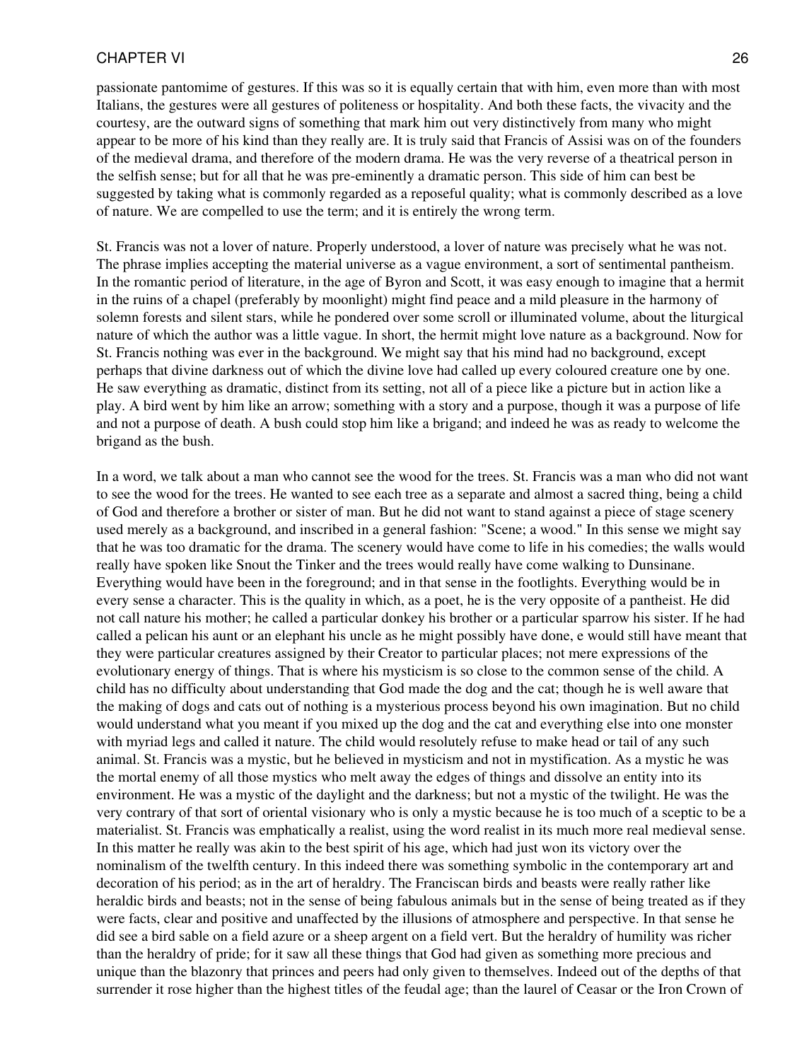passionate pantomime of gestures. If this was so it is equally certain that with him, even more than with most Italians, the gestures were all gestures of politeness or hospitality. And both these facts, the vivacity and the courtesy, are the outward signs of something that mark him out very distinctively from many who might appear to be more of his kind than they really are. It is truly said that Francis of Assisi was on of the founders of the medieval drama, and therefore of the modern drama. He was the very reverse of a theatrical person in the selfish sense; but for all that he was pre-eminently a dramatic person. This side of him can best be suggested by taking what is commonly regarded as a reposeful quality; what is commonly described as a love of nature. We are compelled to use the term; and it is entirely the wrong term.

St. Francis was not a lover of nature. Properly understood, a lover of nature was precisely what he was not. The phrase implies accepting the material universe as a vague environment, a sort of sentimental pantheism. In the romantic period of literature, in the age of Byron and Scott, it was easy enough to imagine that a hermit in the ruins of a chapel (preferably by moonlight) might find peace and a mild pleasure in the harmony of solemn forests and silent stars, while he pondered over some scroll or illuminated volume, about the liturgical nature of which the author was a little vague. In short, the hermit might love nature as a background. Now for St. Francis nothing was ever in the background. We might say that his mind had no background, except perhaps that divine darkness out of which the divine love had called up every coloured creature one by one. He saw everything as dramatic, distinct from its setting, not all of a piece like a picture but in action like a play. A bird went by him like an arrow; something with a story and a purpose, though it was a purpose of life and not a purpose of death. A bush could stop him like a brigand; and indeed he was as ready to welcome the brigand as the bush.

In a word, we talk about a man who cannot see the wood for the trees. St. Francis was a man who did not want to see the wood for the trees. He wanted to see each tree as a separate and almost a sacred thing, being a child of God and therefore a brother or sister of man. But he did not want to stand against a piece of stage scenery used merely as a background, and inscribed in a general fashion: "Scene; a wood." In this sense we might say that he was too dramatic for the drama. The scenery would have come to life in his comedies; the walls would really have spoken like Snout the Tinker and the trees would really have come walking to Dunsinane. Everything would have been in the foreground; and in that sense in the footlights. Everything would be in every sense a character. This is the quality in which, as a poet, he is the very opposite of a pantheist. He did not call nature his mother; he called a particular donkey his brother or a particular sparrow his sister. If he had called a pelican his aunt or an elephant his uncle as he might possibly have done, e would still have meant that they were particular creatures assigned by their Creator to particular places; not mere expressions of the evolutionary energy of things. That is where his mysticism is so close to the common sense of the child. A child has no difficulty about understanding that God made the dog and the cat; though he is well aware that the making of dogs and cats out of nothing is a mysterious process beyond his own imagination. But no child would understand what you meant if you mixed up the dog and the cat and everything else into one monster with myriad legs and called it nature. The child would resolutely refuse to make head or tail of any such animal. St. Francis was a mystic, but he believed in mysticism and not in mystification. As a mystic he was the mortal enemy of all those mystics who melt away the edges of things and dissolve an entity into its environment. He was a mystic of the daylight and the darkness; but not a mystic of the twilight. He was the very contrary of that sort of oriental visionary who is only a mystic because he is too much of a sceptic to be a materialist. St. Francis was emphatically a realist, using the word realist in its much more real medieval sense. In this matter he really was akin to the best spirit of his age, which had just won its victory over the nominalism of the twelfth century. In this indeed there was something symbolic in the contemporary art and decoration of his period; as in the art of heraldry. The Franciscan birds and beasts were really rather like heraldic birds and beasts; not in the sense of being fabulous animals but in the sense of being treated as if they were facts, clear and positive and unaffected by the illusions of atmosphere and perspective. In that sense he did see a bird sable on a field azure or a sheep argent on a field vert. But the heraldry of humility was richer than the heraldry of pride; for it saw all these things that God had given as something more precious and unique than the blazonry that princes and peers had only given to themselves. Indeed out of the depths of that surrender it rose higher than the highest titles of the feudal age; than the laurel of Ceasar or the Iron Crown of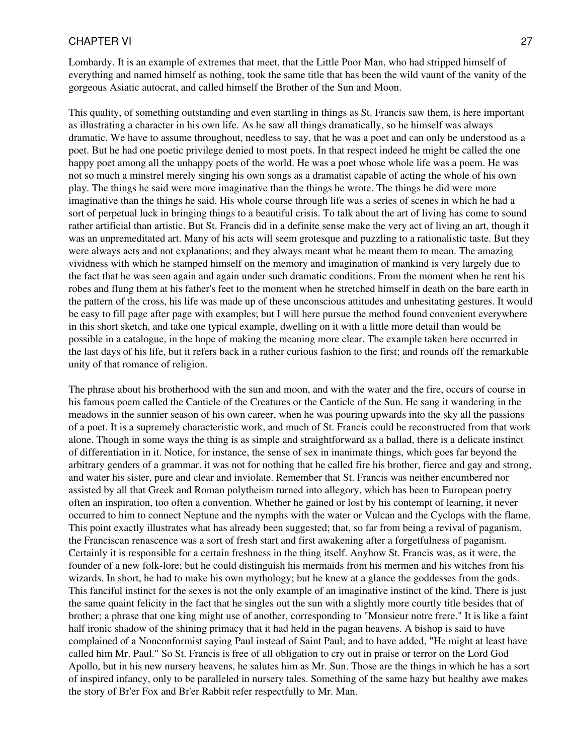Lombardy. It is an example of extremes that meet, that the Little Poor Man, who had stripped himself of everything and named himself as nothing, took the same title that has been the wild vaunt of the vanity of the gorgeous Asiatic autocrat, and called himself the Brother of the Sun and Moon.

This quality, of something outstanding and even startling in things as St. Francis saw them, is here important as illustrating a character in his own life. As he saw all things dramatically, so he himself was always dramatic. We have to assume throughout, needless to say, that he was a poet and can only be understood as a poet. But he had one poetic privilege denied to most poets. In that respect indeed he might be called the one happy poet among all the unhappy poets of the world. He was a poet whose whole life was a poem. He was not so much a minstrel merely singing his own songs as a dramatist capable of acting the whole of his own play. The things he said were more imaginative than the things he wrote. The things he did were more imaginative than the things he said. His whole course through life was a series of scenes in which he had a sort of perpetual luck in bringing things to a beautiful crisis. To talk about the art of living has come to sound rather artificial than artistic. But St. Francis did in a definite sense make the very act of living an art, though it was an unpremeditated art. Many of his acts will seem grotesque and puzzling to a rationalistic taste. But they were always acts and not explanations; and they always meant what he meant them to mean. The amazing vividness with which he stamped himself on the memory and imagination of mankind is very largely due to the fact that he was seen again and again under such dramatic conditions. From the moment when he rent his robes and flung them at his father's feet to the moment when he stretched himself in death on the bare earth in the pattern of the cross, his life was made up of these unconscious attitudes and unhesitating gestures. It would be easy to fill page after page with examples; but I will here pursue the method found convenient everywhere in this short sketch, and take one typical example, dwelling on it with a little more detail than would be possible in a catalogue, in the hope of making the meaning more clear. The example taken here occurred in the last days of his life, but it refers back in a rather curious fashion to the first; and rounds off the remarkable unity of that romance of religion.

The phrase about his brotherhood with the sun and moon, and with the water and the fire, occurs of course in his famous poem called the Canticle of the Creatures or the Canticle of the Sun. He sang it wandering in the meadows in the sunnier season of his own career, when he was pouring upwards into the sky all the passions of a poet. It is a supremely characteristic work, and much of St. Francis could be reconstructed from that work alone. Though in some ways the thing is as simple and straightforward as a ballad, there is a delicate instinct of differentiation in it. Notice, for instance, the sense of sex in inanimate things, which goes far beyond the arbitrary genders of a grammar. it was not for nothing that he called fire his brother, fierce and gay and strong, and water his sister, pure and clear and inviolate. Remember that St. Francis was neither encumbered nor assisted by all that Greek and Roman polytheism turned into allegory, which has been to European poetry often an inspiration, too often a convention. Whether he gained or lost by his contempt of learning, it never occurred to him to connect Neptune and the nymphs with the water or Vulcan and the Cyclops with the flame. This point exactly illustrates what has already been suggested; that, so far from being a revival of paganism, the Franciscan renascence was a sort of fresh start and first awakening after a forgetfulness of paganism. Certainly it is responsible for a certain freshness in the thing itself. Anyhow St. Francis was, as it were, the founder of a new folk-lore; but he could distinguish his mermaids from his mermen and his witches from his wizards. In short, he had to make his own mythology; but he knew at a glance the goddesses from the gods. This fanciful instinct for the sexes is not the only example of an imaginative instinct of the kind. There is just the same quaint felicity in the fact that he singles out the sun with a slightly more courtly title besides that of brother; a phrase that one king might use of another, corresponding to "Monsieur notre frere." It is like a faint half ironic shadow of the shining primacy that it had held in the pagan heavens. A bishop is said to have complained of a Nonconformist saying Paul instead of Saint Paul; and to have added, "He might at least have called him Mr. Paul." So St. Francis is free of all obligation to cry out in praise or terror on the Lord God Apollo, but in his new nursery heavens, he salutes him as Mr. Sun. Those are the things in which he has a sort of inspired infancy, only to be paralleled in nursery tales. Something of the same hazy but healthy awe makes the story of Br'er Fox and Br'er Rabbit refer respectfully to Mr. Man.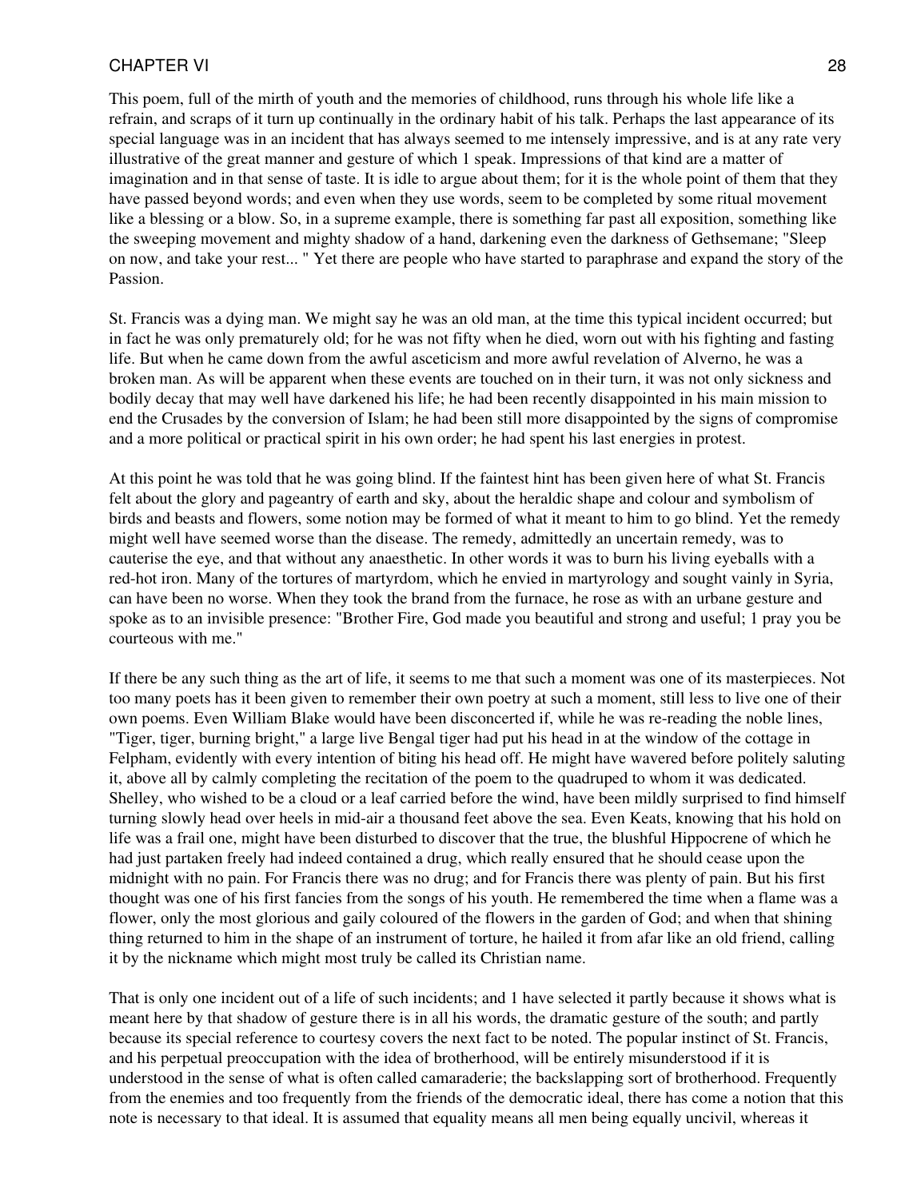This poem, full of the mirth of youth and the memories of childhood, runs through his whole life like a refrain, and scraps of it turn up continually in the ordinary habit of his talk. Perhaps the last appearance of its special language was in an incident that has always seemed to me intensely impressive, and is at any rate very illustrative of the great manner and gesture of which 1 speak. Impressions of that kind are a matter of imagination and in that sense of taste. It is idle to argue about them; for it is the whole point of them that they have passed beyond words; and even when they use words, seem to be completed by some ritual movement like a blessing or a blow. So, in a supreme example, there is something far past all exposition, something like the sweeping movement and mighty shadow of a hand, darkening even the darkness of Gethsemane; "Sleep on now, and take your rest... " Yet there are people who have started to paraphrase and expand the story of the Passion.

St. Francis was a dying man. We might say he was an old man, at the time this typical incident occurred; but in fact he was only prematurely old; for he was not fifty when he died, worn out with his fighting and fasting life. But when he came down from the awful asceticism and more awful revelation of Alverno, he was a broken man. As will be apparent when these events are touched on in their turn, it was not only sickness and bodily decay that may well have darkened his life; he had been recently disappointed in his main mission to end the Crusades by the conversion of Islam; he had been still more disappointed by the signs of compromise and a more political or practical spirit in his own order; he had spent his last energies in protest.

At this point he was told that he was going blind. If the faintest hint has been given here of what St. Francis felt about the glory and pageantry of earth and sky, about the heraldic shape and colour and symbolism of birds and beasts and flowers, some notion may be formed of what it meant to him to go blind. Yet the remedy might well have seemed worse than the disease. The remedy, admittedly an uncertain remedy, was to cauterise the eye, and that without any anaesthetic. In other words it was to burn his living eyeballs with a red-hot iron. Many of the tortures of martyrdom, which he envied in martyrology and sought vainly in Syria, can have been no worse. When they took the brand from the furnace, he rose as with an urbane gesture and spoke as to an invisible presence: "Brother Fire, God made you beautiful and strong and useful; 1 pray you be courteous with me."

If there be any such thing as the art of life, it seems to me that such a moment was one of its masterpieces. Not too many poets has it been given to remember their own poetry at such a moment, still less to live one of their own poems. Even William Blake would have been disconcerted if, while he was re-reading the noble lines, "Tiger, tiger, burning bright," a large live Bengal tiger had put his head in at the window of the cottage in Felpham, evidently with every intention of biting his head off. He might have wavered before politely saluting it, above all by calmly completing the recitation of the poem to the quadruped to whom it was dedicated. Shelley, who wished to be a cloud or a leaf carried before the wind, have been mildly surprised to find himself turning slowly head over heels in mid-air a thousand feet above the sea. Even Keats, knowing that his hold on life was a frail one, might have been disturbed to discover that the true, the blushful Hippocrene of which he had just partaken freely had indeed contained a drug, which really ensured that he should cease upon the midnight with no pain. For Francis there was no drug; and for Francis there was plenty of pain. But his first thought was one of his first fancies from the songs of his youth. He remembered the time when a flame was a flower, only the most glorious and gaily coloured of the flowers in the garden of God; and when that shining thing returned to him in the shape of an instrument of torture, he hailed it from afar like an old friend, calling it by the nickname which might most truly be called its Christian name.

That is only one incident out of a life of such incidents; and 1 have selected it partly because it shows what is meant here by that shadow of gesture there is in all his words, the dramatic gesture of the south; and partly because its special reference to courtesy covers the next fact to be noted. The popular instinct of St. Francis, and his perpetual preoccupation with the idea of brotherhood, will be entirely misunderstood if it is understood in the sense of what is often called camaraderie; the backslapping sort of brotherhood. Frequently from the enemies and too frequently from the friends of the democratic ideal, there has come a notion that this note is necessary to that ideal. It is assumed that equality means all men being equally uncivil, whereas it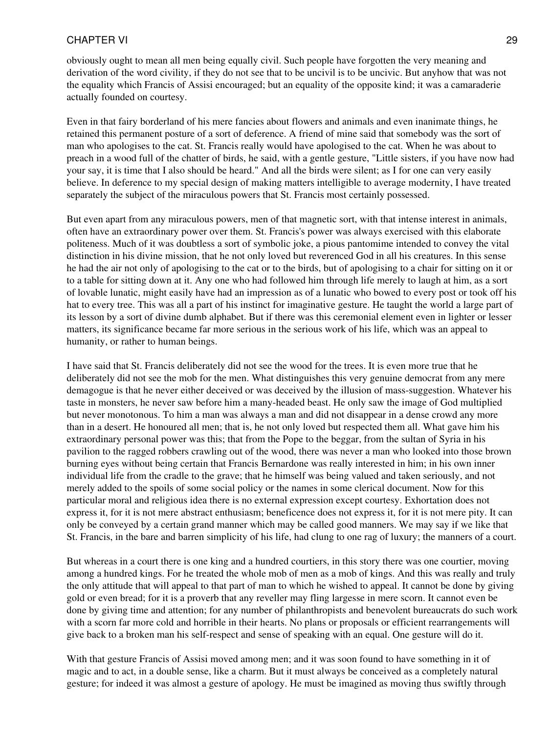obviously ought to mean all men being equally civil. Such people have forgotten the very meaning and derivation of the word civility, if they do not see that to be uncivil is to be uncivic. But anyhow that was not the equality which Francis of Assisi encouraged; but an equality of the opposite kind; it was a camaraderie actually founded on courtesy.

Even in that fairy borderland of his mere fancies about flowers and animals and even inanimate things, he retained this permanent posture of a sort of deference. A friend of mine said that somebody was the sort of man who apologises to the cat. St. Francis really would have apologised to the cat. When he was about to preach in a wood full of the chatter of birds, he said, with a gentle gesture, "Little sisters, if you have now had your say, it is time that I also should be heard." And all the birds were silent; as I for one can very easily believe. In deference to my special design of making matters intelligible to average modernity, I have treated separately the subject of the miraculous powers that St. Francis most certainly possessed.

But even apart from any miraculous powers, men of that magnetic sort, with that intense interest in animals, often have an extraordinary power over them. St. Francis's power was always exercised with this elaborate politeness. Much of it was doubtless a sort of symbolic joke, a pious pantomime intended to convey the vital distinction in his divine mission, that he not only loved but reverenced God in all his creatures. In this sense he had the air not only of apologising to the cat or to the birds, but of apologising to a chair for sitting on it or to a table for sitting down at it. Any one who had followed him through life merely to laugh at him, as a sort of lovable lunatic, might easily have had an impression as of a lunatic who bowed to every post or took off his hat to every tree. This was all a part of his instinct for imaginative gesture. He taught the world a large part of its lesson by a sort of divine dumb alphabet. But if there was this ceremonial element even in lighter or lesser matters, its significance became far more serious in the serious work of his life, which was an appeal to humanity, or rather to human beings.

I have said that St. Francis deliberately did not see the wood for the trees. It is even more true that he deliberately did not see the mob for the men. What distinguishes this very genuine democrat from any mere demagogue is that he never either deceived or was deceived by the illusion of mass-suggestion. Whatever his taste in monsters, he never saw before him a many-headed beast. He only saw the image of God multiplied but never monotonous. To him a man was always a man and did not disappear in a dense crowd any more than in a desert. He honoured all men; that is, he not only loved but respected them all. What gave him his extraordinary personal power was this; that from the Pope to the beggar, from the sultan of Syria in his pavilion to the ragged robbers crawling out of the wood, there was never a man who looked into those brown burning eyes without being certain that Francis Bernardone was really interested in him; in his own inner individual life from the cradle to the grave; that he himself was being valued and taken seriously, and not merely added to the spoils of some social policy or the names in some clerical document. Now for this particular moral and religious idea there is no external expression except courtesy. Exhortation does not express it, for it is not mere abstract enthusiasm; beneficence does not express it, for it is not mere pity. It can only be conveyed by a certain grand manner which may be called good manners. We may say if we like that St. Francis, in the bare and barren simplicity of his life, had clung to one rag of luxury; the manners of a court.

But whereas in a court there is one king and a hundred courtiers, in this story there was one courtier, moving among a hundred kings. For he treated the whole mob of men as a mob of kings. And this was really and truly the only attitude that will appeal to that part of man to which he wished to appeal. It cannot be done by giving gold or even bread; for it is a proverb that any reveller may fling largesse in mere scorn. It cannot even be done by giving time and attention; for any number of philanthropists and benevolent bureaucrats do such work with a scorn far more cold and horrible in their hearts. No plans or proposals or efficient rearrangements will give back to a broken man his self-respect and sense of speaking with an equal. One gesture will do it.

With that gesture Francis of Assisi moved among men; and it was soon found to have something in it of magic and to act, in a double sense, like a charm. But it must always be conceived as a completely natural gesture; for indeed it was almost a gesture of apology. He must be imagined as moving thus swiftly through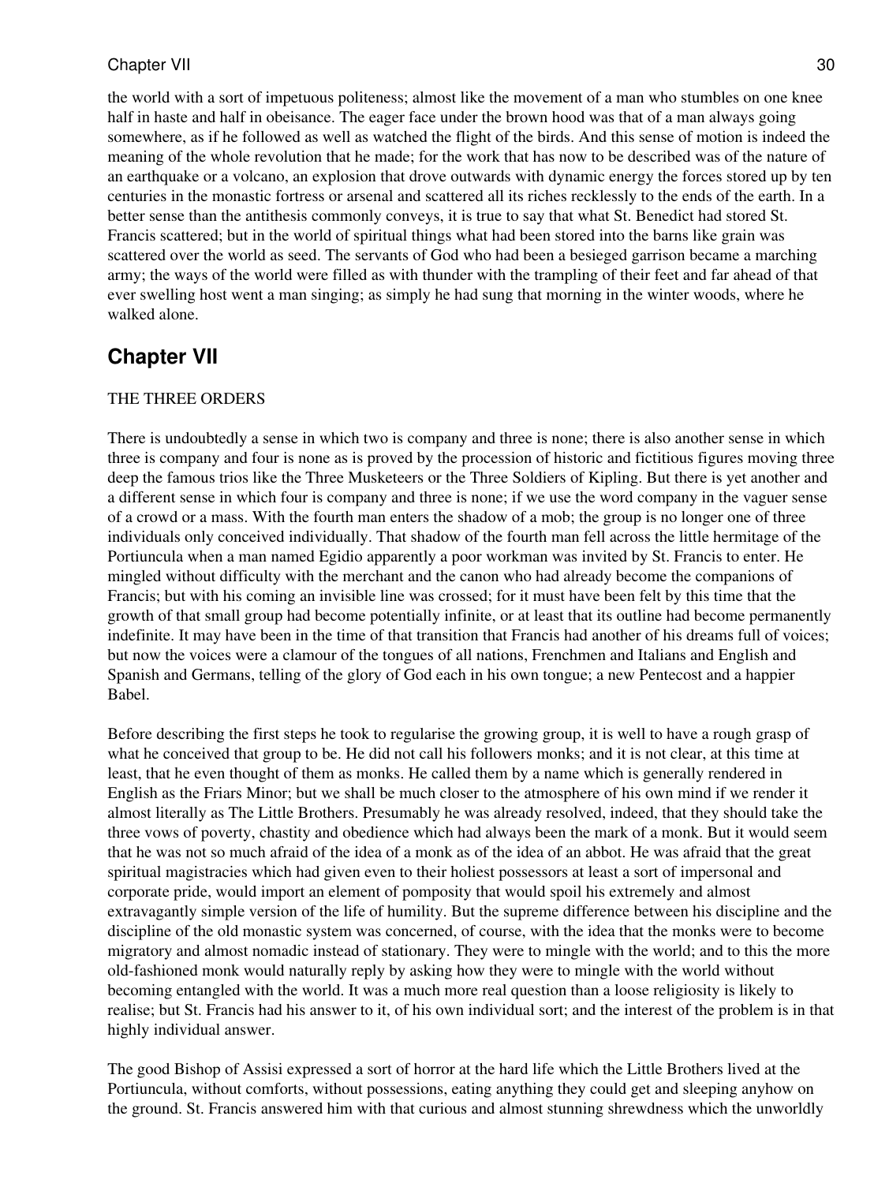the world with a sort of impetuous politeness; almost like the movement of a man who stumbles on one knee half in haste and half in obeisance. The eager face under the brown hood was that of a man always going somewhere, as if he followed as well as watched the flight of the birds. And this sense of motion is indeed the meaning of the whole revolution that he made; for the work that has now to be described was of the nature of an earthquake or a volcano, an explosion that drove outwards with dynamic energy the forces stored up by ten centuries in the monastic fortress or arsenal and scattered all its riches recklessly to the ends of the earth. In a better sense than the antithesis commonly conveys, it is true to say that what St. Benedict had stored St. Francis scattered; but in the world of spiritual things what had been stored into the barns like grain was scattered over the world as seed. The servants of God who had been a besieged garrison became a marching army; the ways of the world were filled as with thunder with the trampling of their feet and far ahead of that ever swelling host went a man singing; as simply he had sung that morning in the winter woods, where he walked alone.

## Chapter VII

THE THREE ORDERS

There is undoubtedly a sense in which two is company and three is none; there is also another sense in which three is company and four is none as is proved by the procession of historic and fictitious figures moving three deep the famous trios like the Three Musketeers or the Three Soldiers of Kipling. But there is yet another and a different sense in which four is company and three is none; if we use the word company in the vaguer sense of a crowd or a mass. With the fourth man enters the shadow of a mob; the group is no longer one of three individuals only conceived individually. That shadow of the fourth man fell across the little hermitage of the Portiuncula when a man named Egidio apparently a poor workman was invited by St. Francis to enter. He mingled without difficulty with the merchant and the canon who had already become the companions of Francis; but with his coming an invisible line was crossed; for it must have been felt by this time that the growth of that small group had become potentially infinite, or at least that its outline had become permanently indefinite. It may have been in the time of that transition that Francis had another of his dreams full of voices; but now the voices were a clamour of the tongues of all nations, Frenchmen and Italians and English and Spanish and Germans, telling of the glory of God each in his own tongue; a new Pentecost and a happier Babel.

Before describing the first steps he took to regularise the growing group, it is well to have a rough grasp of what he conceived that group to be. He did not call his followers monks; and it is not clear, at this time at least, that he even thought of them as monks. He called them by a name which is generally rendered in English as the Friars Minor; but we shall be much closer to the atmosphere of his own mind if we render it almost literally as The Little Brothers. Presumably he was already resolved, indeed, that they should take the three vows of poverty, chastity and obedience which had always been the mark of a monk. But it would seem that he was not so much afraid of the idea of a monk as of the idea of an abbot. He was afraid that the great spiritual magistracies which had given even to their holiest possessors at least a sort of impersonal and corporate pride, would import an element of pomposity that would spoil his extremely and almost extravagantly simple version of the life of humility. But the supreme difference between his discipline and the discipline of the old monastic system was concerned, of course, with the idea that the monks were to become migratory and almost nomadic instead of stationary. They were to mingle with the world; and to this the more old-fashioned monk would naturally reply by asking how they were to mingle with the world without becoming entangled with the world. It was a much more real question than a loose religiosity is likely to realise; but St. Francis had his answer to it, of his own individual sort; and the interest of the problem is in that highly individual answer.

The good Bishop of Assisi expressed a sort of horror at the hard life which the Little Brothers lived at the Portiuncula, without comforts, without possessions, eating anything they could get and sleeping anyhow on the ground. St. Francis answered him with that curious and almost stunning shrewdness which the unworldly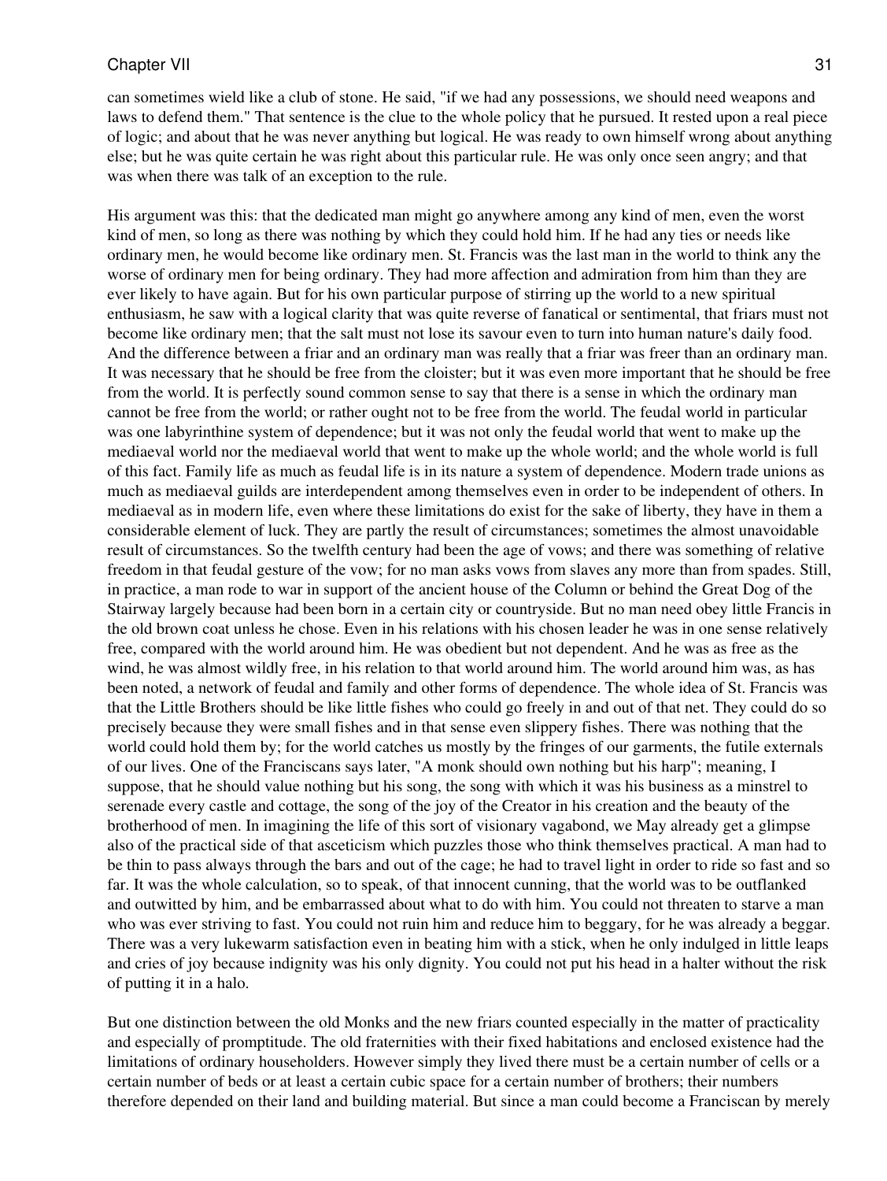can sometimes wield like a club of stone. He said, "if we had any possessions, we should need weapons and laws to defend them." That sentence is the clue to the whole policy that he pursued. It rested upon a real piece of logic; and about that he was never anything but logical. He was ready to own himself wrong about anything else; but he was quite certain he was right about this particular rule. He was only once seen angry; and that was when there was talk of an exception to the rule.

His argument was this: that the dedicated man might go anywhere among any kind of men, even the worst kind of men, so long as there was nothing by which they could hold him. If he had any ties or needs like ordinary men, he would become like ordinary men. St. Francis was the last man in the world to think any the worse of ordinary men for being ordinary. They had more affection and admiration from him than they are ever likely to have again. But for his own particular purpose of stirring up the world to a new spiritual enthusiasm, he saw with a logical clarity that was quite reverse of fanatical or sentimental, that friars must not become like ordinary men; that the salt must not lose its savour even to turn into human nature's daily food. And the difference between a friar and an ordinary man was really that a friar was freer than an ordinary man. It was necessary that he should be free from the cloister; but it was even more important that he should be free from the world. It is perfectly sound common sense to say that there is a sense in which the ordinary man cannot be free from the world; or rather ought not to be free from the world. The feudal world in particular was one labyrinthine system of dependence; but it was not only the feudal world that went to make up the mediaeval world nor the mediaeval world that went to make up the whole world; and the whole world is full of this fact. Family life as much as feudal life is in its nature a system of dependence. Modern trade unions as much as mediaeval guilds are interdependent among themselves even in order to be independent of others. In mediaeval as in modern life, even where these limitations do exist for the sake of liberty, they have in them a considerable element of luck. They are partly the result of circumstances; sometimes the almost unavoidable result of circumstances. So the twelfth century had been the age of vows; and there was something of relative freedom in that feudal gesture of the vow; for no man asks vows from slaves any more than from spades. Still, in practice, a man rode to war in support of the ancient house of the Column or behind the Great Dog of the Stairway largely because had been born in a certain city or countryside. But no man need obey little Francis in the old brown coat unless he chose. Even in his relations with his chosen leader he was in one sense relatively free, compared with the world around him. He was obedient but not dependent. And he was as free as the wind, he was almost wildly free, in his relation to that world around him. The world around him was, as has been noted, a network of feudal and family and other forms of dependence. The whole idea of St. Francis was that the Little Brothers should be like little fishes who could go freely in and out of that net. They could do so precisely because they were small fishes and in that sense even slippery fishes. There was nothing that the world could hold them by; for the world catches us mostly by the fringes of our garments, the futile externals of our lives. One of the Franciscans says later, "A monk should own nothing but his harp"; meaning, I suppose, that he should value nothing but his song, the song with which it was his business as a minstrel to serenade every castle and cottage, the song of the joy of the Creator in his creation and the beauty of the brotherhood of men. In imagining the life of this sort of visionary vagabond, we May already get a glimpse also of the practical side of that asceticism which puzzles those who think themselves practical. A man had to be thin to pass always through the bars and out of the cage; he had to travel light in order to ride so fast and so far. It was the whole calculation, so to speak, of that innocent cunning, that the world was to be outflanked and outwitted by him, and be embarrassed about what to do with him. You could not threaten to starve a man who was ever striving to fast. You could not ruin him and reduce him to beggary, for he was already a beggar. There was a very lukewarm satisfaction even in beating him with a stick, when he only indulged in little leaps and cries of joy because indignity was his only dignity. You could not put his head in a halter without the risk of putting it in a halo.

But one distinction between the old Monks and the new friars counted especially in the matter of practicality and especially of promptitude. The old fraternities with their fixed habitations and enclosed existence had the limitations of ordinary householders. However simply they lived there must be a certain number of cells or a certain number of beds or at least a certain cubic space for a certain number of brothers; their numbers therefore depended on their land and building material. But since a man could become a Franciscan by merely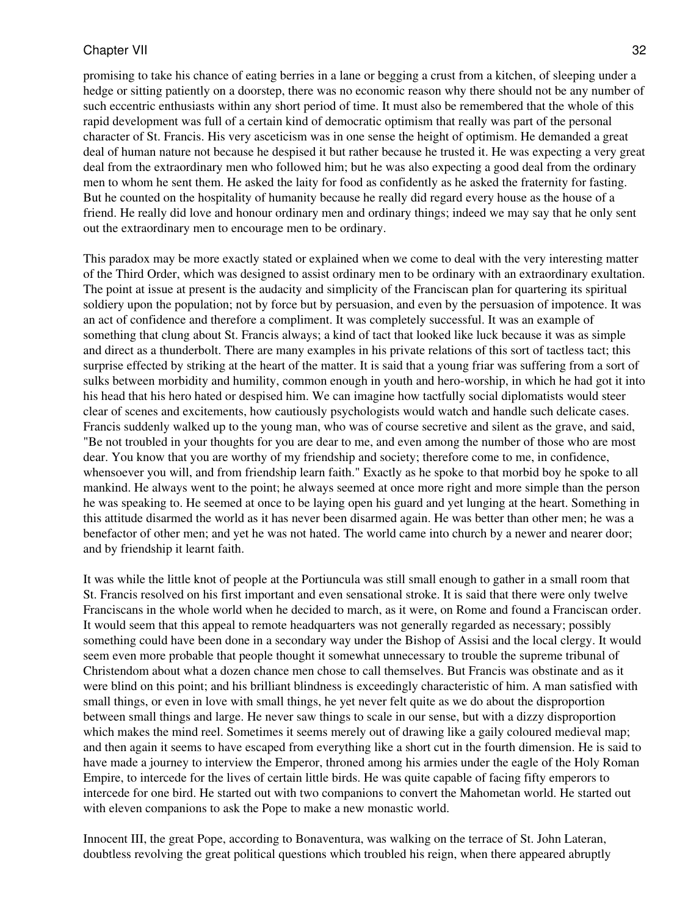promising to take his chance of eating berries in a lane or begging a crust from a kitchen, of sleeping under a hedge or sitting patiently on a doorstep, there was no economic reason why there should not be any number of such eccentric enthusiasts within any short period of time. It must also be remembered that the whole of this rapid development was full of a certain kind of democratic optimism that really was part of the personal character of St. Francis. His very asceticism was in one sense the height of optimism. He demanded a great deal of human nature not because he despised it but rather because he trusted it. He was expecting a very great deal from the extraordinary men who followed him; but he was also expecting a good deal from the ordinary men to whom he sent them. He asked the laity for food as confidently as he asked the fraternity for fasting. But he counted on the hospitality of humanity because he really did regard every house as the house of a friend. He really did love and honour ordinary men and ordinary things; indeed we may say that he only sent out the extraordinary men to encourage men to be ordinary.

This paradox may be more exactly stated or explained when we come to deal with the very interesting matter of the Third Order, which was designed to assist ordinary men to be ordinary with an extraordinary exultation. The point at issue at present is the audacity and simplicity of the Franciscan plan for quartering its spiritual soldiery upon the population; not by force but by persuasion, and even by the persuasion of impotence. It was an act of confidence and therefore a compliment. It was completely successful. It was an example of something that clung about St. Francis always; a kind of tact that looked like luck because it was as simple and direct as a thunderbolt. There are many examples in his private relations of this sort of tactless tact; this surprise effected by striking at the heart of the matter. It is said that a young friar was suffering from a sort of sulks between morbidity and humility, common enough in youth and hero-worship, in which he had got it into his head that his hero hated or despised him. We can imagine how tactfully social diplomatists would steer clear of scenes and excitements, how cautiously psychologists would watch and handle such delicate cases. Francis suddenly walked up to the young man, who was of course secretive and silent as the grave, and said, "Be not troubled in your thoughts for you are dear to me, and even among the number of those who are most dear. You know that you are worthy of my friendship and society; therefore come to me, in confidence, whensoever you will, and from friendship learn faith." Exactly as he spoke to that morbid boy he spoke to all mankind. He always went to the point; he always seemed at once more right and more simple than the person he was speaking to. He seemed at once to be laying open his guard and yet lunging at the heart. Something in this attitude disarmed the world as it has never been disarmed again. He was better than other men; he was a benefactor of other men; and yet he was not hated. The world came into church by a newer and nearer door; and by friendship it learnt faith.

It was while the little knot of people at the Portiuncula was still small enough to gather in a small room that St. Francis resolved on his first important and even sensational stroke. It is said that there were only twelve Franciscans in the whole world when he decided to march, as it were, on Rome and found a Franciscan order. It would seem that this appeal to remote headquarters was not generally regarded as necessary; possibly something could have been done in a secondary way under the Bishop of Assisi and the local clergy. It would seem even more probable that people thought it somewhat unnecessary to trouble the supreme tribunal of Christendom about what a dozen chance men chose to call themselves. But Francis was obstinate and as it were blind on this point; and his brilliant blindness is exceedingly characteristic of him. A man satisfied with small things, or even in love with small things, he yet never felt quite as we do about the disproportion between small things and large. He never saw things to scale in our sense, but with a dizzy disproportion which makes the mind reel. Sometimes it seems merely out of drawing like a gaily coloured medieval map; and then again it seems to have escaped from everything like a short cut in the fourth dimension. He is said to have made a journey to interview the Emperor, throned among his armies under the eagle of the Holy Roman Empire, to intercede for the lives of certain little birds. He was quite capable of facing fifty emperors to intercede for one bird. He started out with two companions to convert the Mahometan world. He started out with eleven companions to ask the Pope to make a new monastic world.

Innocent III, the great Pope, according to Bonaventura, was walking on the terrace of St. John Lateran, doubtless revolving the great political questions which troubled his reign, when there appeared abruptly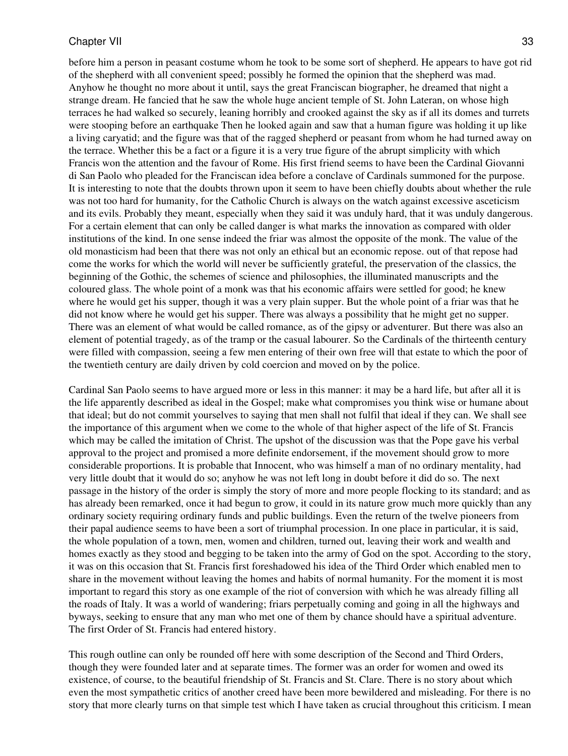before him a person in peasant costume whom he took to be some sort of shepherd. He appears to have got rid of the shepherd with all convenient speed; possibly he formed the opinion that the shepherd was mad. Anyhow he thought no more about it until, says the great Franciscan biographer, he dreamed that night a strange dream. He fancied that he saw the whole huge ancient temple of St. John Lateran, on whose high terraces he had walked so securely, leaning horribly and crooked against the sky as if all its domes and turrets were stooping before an earthquake Then he looked again and saw that a human figure was holding it up like a living caryatid; and the figure was that of the ragged shepherd or peasant from whom he had turned away on the terrace. Whether this be a fact or a figure it is a very true figure of the abrupt simplicity with which Francis won the attention and the favour of Rome. His first friend seems to have been the Cardinal Giovanni di San Paolo who pleaded for the Franciscan idea before a conclave of Cardinals summoned for the purpose. It is interesting to note that the doubts thrown upon it seem to have been chiefly doubts about whether the rule was not too hard for humanity, for the Catholic Church is always on the watch against excessive asceticism and its evils. Probably they meant, especially when they said it was unduly hard, that it was unduly dangerous. For a certain element that can only be called danger is what marks the innovation as compared with older institutions of the kind. In one sense indeed the friar was almost the opposite of the monk. The value of the old monasticism had been that there was not only an ethical but an economic repose. out of that repose had come the works for which the world will never be sufficiently grateful, the preservation of the classics, the beginning of the Gothic, the schemes of science and philosophies, the illuminated manuscripts and the coloured glass. The whole point of a monk was that his economic affairs were settled for good; he knew where he would get his supper, though it was a very plain supper. But the whole point of a friar was that he did not know where he would get his supper. There was always a possibility that he might get no supper. There was an element of what would be called romance, as of the gipsy or adventurer. But there was also an element of potential tragedy, as of the tramp or the casual labourer. So the Cardinals of the thirteenth century were filled with compassion, seeing a few men entering of their own free will that estate to which the poor of the twentieth century are daily driven by cold coercion and moved on by the police.

Cardinal San Paolo seems to have argued more or less in this manner: it may be a hard life, but after all it is the life apparently described as ideal in the Gospel; make what compromises you think wise or humane about that ideal; but do not commit yourselves to saying that men shall not fulfil that ideal if they can. We shall see the importance of this argument when we come to the whole of that higher aspect of the life of St. Francis which may be called the imitation of Christ. The upshot of the discussion was that the Pope gave his verbal approval to the project and promised a more definite endorsement, if the movement should grow to more considerable proportions. It is probable that Innocent, who was himself a man of no ordinary mentality, had very little doubt that it would do so; anyhow he was not left long in doubt before it did do so. The next passage in the history of the order is simply the story of more and more people flocking to its standard; and as has already been remarked, once it had begun to grow, it could in its nature grow much more quickly than any ordinary society requiring ordinary funds and public buildings. Even the return of the twelve pioneers from their papal audience seems to have been a sort of triumphal procession. In one place in particular, it is said, the whole population of a town, men, women and children, turned out, leaving their work and wealth and homes exactly as they stood and begging to be taken into the army of God on the spot. According to the story, it was on this occasion that St. Francis first foreshadowed his idea of the Third Order which enabled men to share in the movement without leaving the homes and habits of normal humanity. For the moment it is most important to regard this story as one example of the riot of conversion with which he was already filling all the roads of Italy. It was a world of wandering; friars perpetually coming and going in all the highways and byways, seeking to ensure that any man who met one of them by chance should have a spiritual adventure. The first Order of St. Francis had entered history.

This rough outline can only be rounded off here with some description of the Second and Third Orders, though they were founded later and at separate times. The former was an order for women and owed its existence, of course, to the beautiful friendship of St. Francis and St. Clare. There is no story about which even the most sympathetic critics of another creed have been more bewildered and misleading. For there is no story that more clearly turns on that simple test which I have taken as crucial throughout this criticism. I mean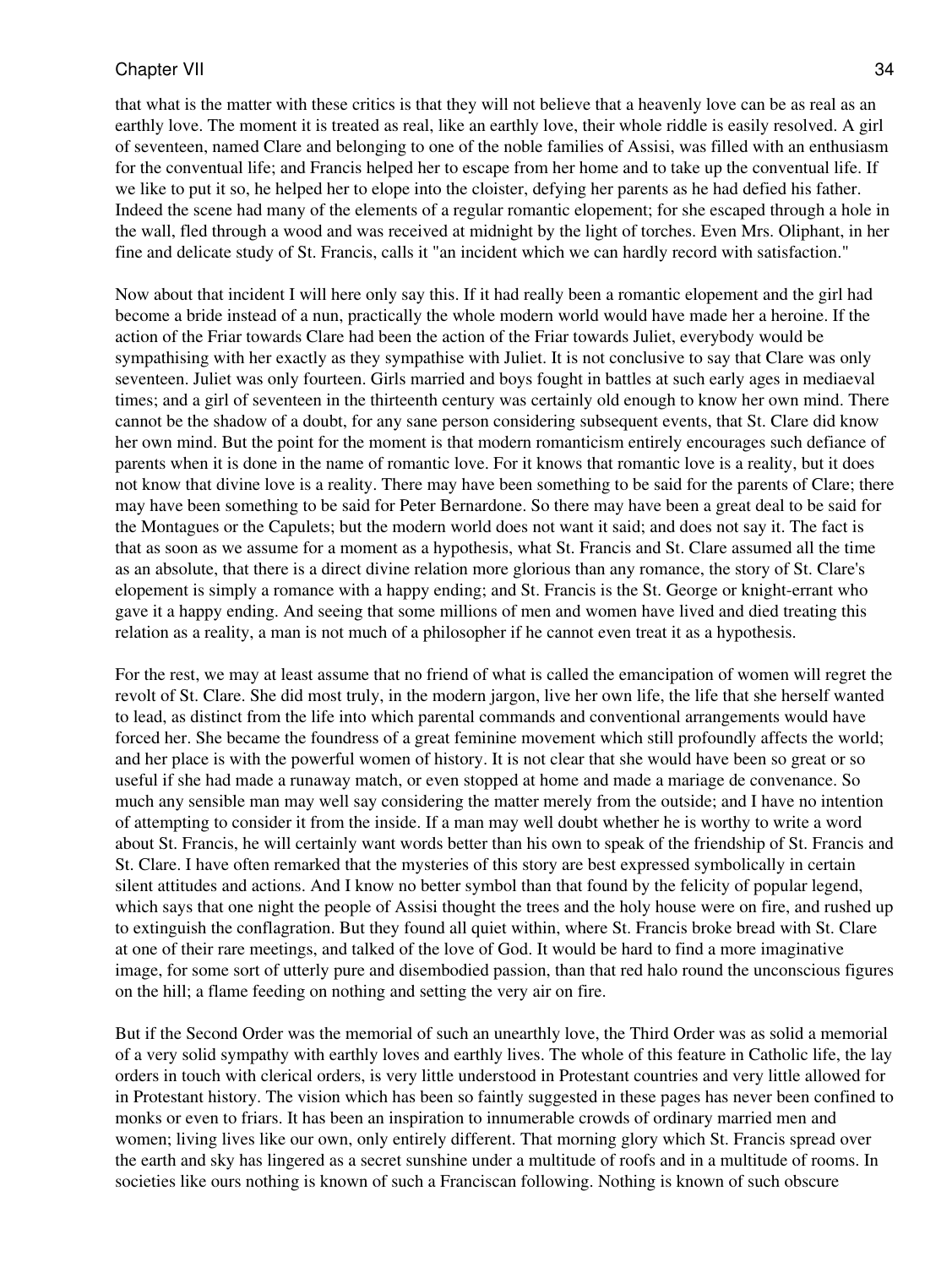that what is the matter with these critics is that they will not believe that a heavenly love can be as real as an earthly love. The moment it is treated as real, like an earthly love, their whole riddle is easily resolved. A girl of seventeen, named Clare and belonging to one of the noble families of Assisi, was filled with an enthusiasm for the conventual life; and Francis helped her to escape from her home and to take up the conventual life. If we like to put it so, he helped her to elope into the cloister, defying her parents as he had defied his father. Indeed the scene had many of the elements of a regular romantic elopement; for she escaped through a hole in the wall, fled through a wood and was received at midnight by the light of torches. Even Mrs. Oliphant, in her fine and delicate study of St. Francis, calls it "an incident which we can hardly record with satisfaction."

Now about that incident I will here only say this. If it had really been a romantic elopement and the girl had become a bride instead of a nun, practically the whole modern world would have made her a heroine. If the action of the Friar towards Clare had been the action of the Friar towards Juliet, everybody would be sympathising with her exactly as they sympathise with Juliet. It is not conclusive to say that Clare was only seventeen. Juliet was only fourteen. Girls married and boys fought in battles at such early ages in mediaeval times; and a girl of seventeen in the thirteenth century was certainly old enough to know her own mind. There cannot be the shadow of a doubt, for any sane person considering subsequent events, that St. Clare did know her own mind. But the point for the moment is that modern romanticism entirely encourages such defiance of parents when it is done in the name of romantic love. For it knows that romantic love is a reality, but it does not know that divine love is a reality. There may have been something to be said for the parents of Clare; there may have been something to be said for Peter Bernardone. So there may have been a great deal to be said for the Montagues or the Capulets; but the modern world does not want it said; and does not say it. The fact is that as soon as we assume for a moment as a hypothesis, what St. Francis and St. Clare assumed all the time as an absolute, that there is a direct divine relation more glorious than any romance, the story of St. Clare's elopement is simply a romance with a happy ending; and St. Francis is the St. George or knight-errant who gave it a happy ending. And seeing that some millions of men and women have lived and died treating this relation as a reality, a man is not much of a philosopher if he cannot even treat it as a hypothesis.

For the rest, we may at least assume that no friend of what is called the emancipation of women will regret the revolt of St. Clare. She did most truly, in the modern jargon, live her own life, the life that she herself wanted to lead, as distinct from the life into which parental commands and conventional arrangements would have forced her. She became the foundress of a great feminine movement which still profoundly affects the world; and her place is with the powerful women of history. It is not clear that she would have been so great or so useful if she had made a runaway match, or even stopped at home and made a mariage de convenance. So much any sensible man may well say considering the matter merely from the outside; and I have no intention of attempting to consider it from the inside. If a man may well doubt whether he is worthy to write a word about St. Francis, he will certainly want words better than his own to speak of the friendship of St. Francis and St. Clare. I have often remarked that the mysteries of this story are best expressed symbolically in certain silent attitudes and actions. And I know no better symbol than that found by the felicity of popular legend, which says that one night the people of Assisi thought the trees and the holy house were on fire, and rushed up to extinguish the conflagration. But they found all quiet within, where St. Francis broke bread with St. Clare at one of their rare meetings, and talked of the love of God. It would be hard to find a more imaginative image, for some sort of utterly pure and disembodied passion, than that red halo round the unconscious figures on the hill; a flame feeding on nothing and setting the very air on fire.

But if the Second Order was the memorial of such an unearthly love, the Third Order was as solid a memorial of a very solid sympathy with earthly loves and earthly lives. The whole of this feature in Catholic life, the lay orders in touch with clerical orders, is very little understood in Protestant countries and very little allowed for in Protestant history. The vision which has been so faintly suggested in these pages has never been confined to monks or even to friars. It has been an inspiration to innumerable crowds of ordinary married men and women; living lives like our own, only entirely different. That morning glory which St. Francis spread over the earth and sky has lingered as a secret sunshine under a multitude of roofs and in a multitude of rooms. In societies like ours nothing is known of such a Franciscan following. Nothing is known of such obscure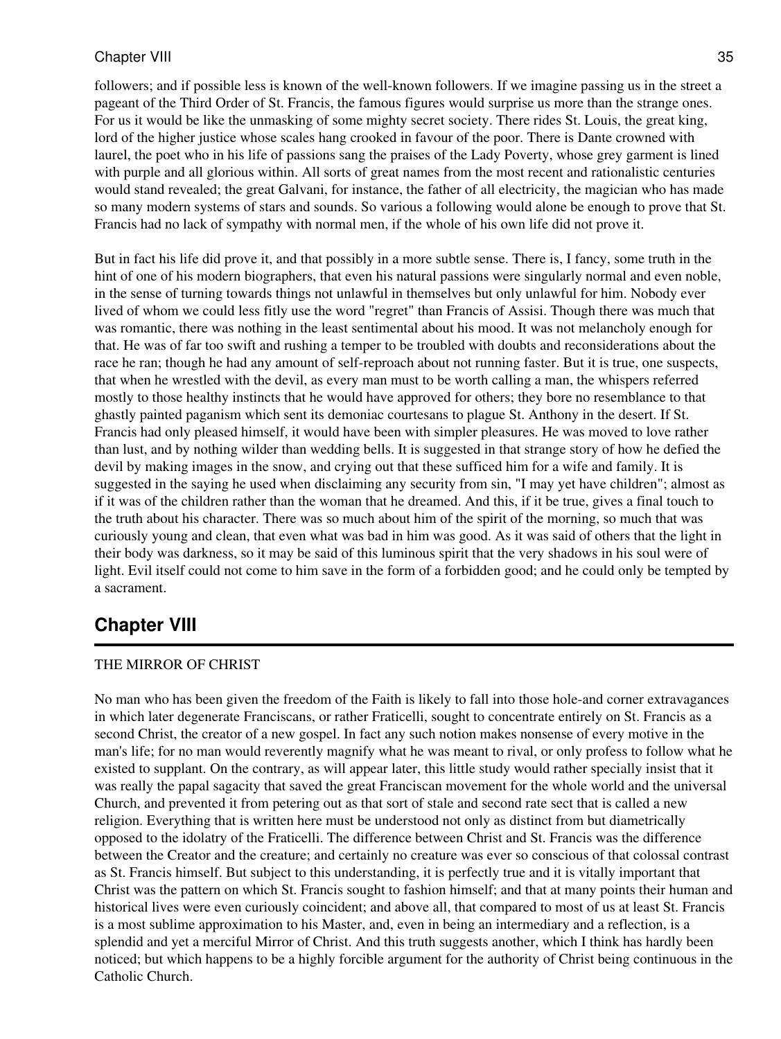followers; and if possible less is known of the well-known followers. If we imagine passing us in the street a pageant of the Third Order of St. Francis, the famous figures would surprise us more than the strange ones. For us it would be like the unmasking of some mighty secret society. There rides St. Louis, the great king, lord of the higher justice whose scales hang crooked in favour of the poor. There is Dante crowned with laurel, the poet who in his life of passions sang the praises of the Lady Poverty, whose grey garment is lined with purple and all glorious within. All sorts of great names from the most recent and rationalistic centuries would stand revealed; the great Galvani, for instance, the father of all electricity, the magician who has made so many modern systems of stars and sounds. So various a following would alone be enough to prove that St. Francis had no lack of sympathy with normal men, if the whole of his own life did not prove it.

But in fact his life did prove it, and that possibly in a more subtle sense. There is, I fancy, some truth in the hint of one of his modern biographers, that even his natural passions were singularly normal and even noble, in the sense of turning towards things not unlawful in themselves but only unlawful for him. Nobody ever lived of whom we could less fitly use the word "regret" than Francis of Assisi. Though there was much that was romantic, there was nothing in the least sentimental about his mood. It was not melancholy enough for that. He was of far too swift and rushing a temper to be troubled with doubts and reconsiderations about the race he ran; though he had any amount of self-reproach about not running faster. But it is true, one suspects, that when he wrestled with the devil, as every man must to be worth calling a man, the whispers referred mostly to those healthy instincts that he would have approved for others; they bore no resemblance to that ghastly painted paganism which sent its demoniac courtesans to plague St. Anthony in the desert. If St. Francis had only pleased himself, it would have been with simpler pleasures. He was moved to love rather than lust, and by nothing wilder than wedding bells. It is suggested in that strange story of how he defied the devil by making images in the snow, and crying out that these sufficed him for a wife and family. It is suggested in the saying he used when disclaiming any security from sin, "I may yet have children"; almost as if it was of the children rather than the woman that he dreamed. And this, if it be true, gives a final touch to the truth about his character. There was so much about him of the spirit of the morning, so much that was curiously young and clean, that even what was bad in him was good. As it was said of others that the light in their body was darkness, so it may be said of this luminous spirit that the very shadows in his soul were of light. Evil itself could not come to him save in the form of a forbidden good; and he could only be tempted by a sacrament.

## Chapter VIII

THE MIRROR OF CHRIST

No man who has been given the freedom of the Faith is likely to fall into those hole-and corner extravagances in which later degenerate Franciscans, or rather Fraticelli, sought to concentrate entirely on St. Francis as a second Christ, the creator of a new gospel. In fact any such notion makes nonsense of every motive in the man's life; for no man would reverently magnify what he was meant to rival, or only profess to follow what he existed to supplant. On the contrary, as will appear later, this little study would rather specially insist that it was really the papal sagacity that saved the great Franciscan movement for the whole world and the universal Church, and prevented it from petering out as that sort of stale and second rate sect that is called a new religion. Everything that is written here must be understood not only as distinct from but diametrically opposed to the idolatry of the Fraticelli. The difference between Christ and St. Francis was the difference between the Creator and the creature; and certainly no creature was ever so conscious of that colossal contrast as St. Francis himself. But subject to this understanding, it is perfectly true and it is vitally important that Christ was the pattern on which St. Francis sought to fashion himself; and that at many points their human and historical lives were even curiously coincident; and above all, that compared to most of us at least St. Francis is a most sublime approximation to his Master, and, even in being an intermediary and a reflection, is a splendid and yet a merciful Mirror of Christ. And this truth suggests another, which I think has hardly been noticed; but which happens to be a highly forcible argument for the authority of Christ being continuous in the Catholic Church.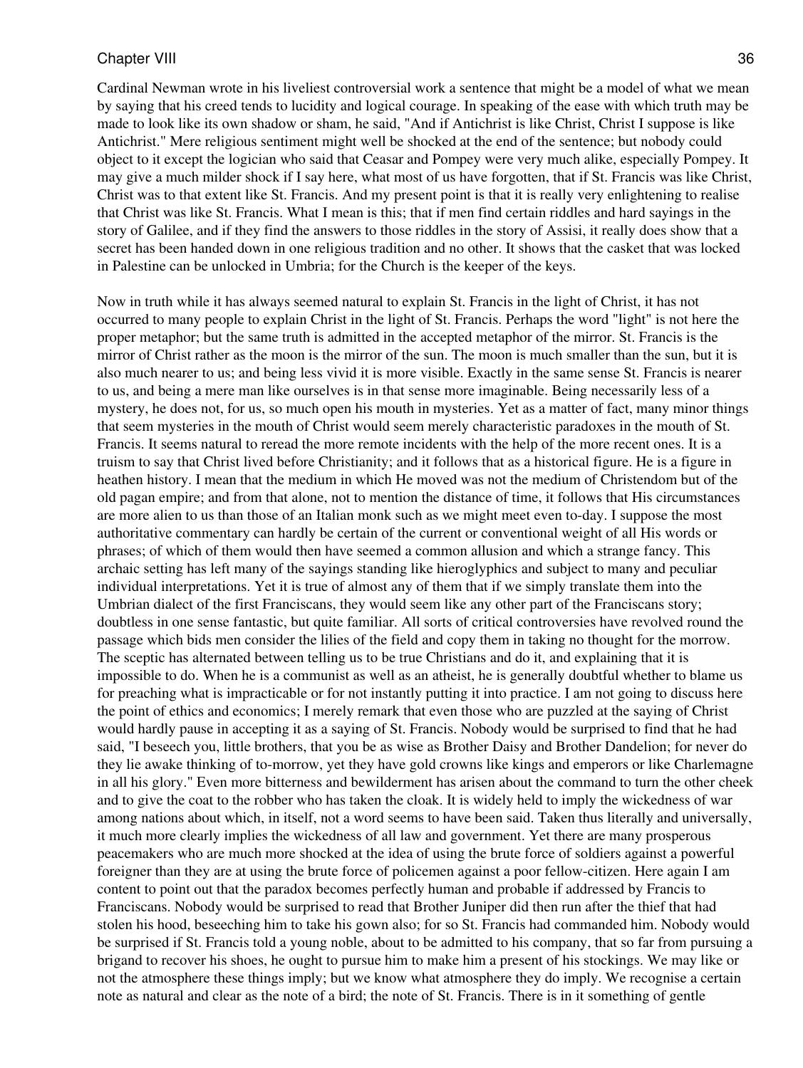Cardinal Newman wrote in his liveliest controversial work a sentence that might be a model of what we mean by saying that his creed tends to lucidity and logical courage. In speaking of the ease with which truth may be made to look like its own shadow or sham, he said, "And if Antichrist is like Christ, Christ I suppose is like Antichrist." Mere religious sentiment might well be shocked at the end of the sentence; but nobody could object to it except the logician who said that Ceasar and Pompey were very much alike, especially Pompey. It may give a much milder shock if I say here, what most of us have forgotten, that if St. Francis was like Christ, Christ was to that extent like St. Francis. And my present point is that it is really very enlightening to realise that Christ was like St. Francis. What I mean is this; that if men find certain riddles and hard sayings in the story of Galilee, and if they find the answers to those riddles in the story of Assisi, it really does show that a secret has been handed down in one religious tradition and no other. It shows that the casket that was locked in Palestine can be unlocked in Umbria; for the Church is the keeper of the keys.

Now in truth while it has always seemed natural to explain St. Francis in the light of Christ, it has not occurred to many people to explain Christ in the light of St. Francis. Perhaps the word "light" is not here the proper metaphor; but the same truth is admitted in the accepted metaphor of the mirror. St. Francis is the mirror of Christ rather as the moon is the mirror of the sun. The moon is much smaller than the sun, but it is also much nearer to us; and being less vivid it is more visible. Exactly in the same sense St. Francis is nearer to us, and being a mere man like ourselves is in that sense more imaginable. Being necessarily less of a mystery, he does not, for us, so much open his mouth in mysteries. Yet as a matter of fact, many minor things that seem mysteries in the mouth of Christ would seem merely characteristic paradoxes in the mouth of St. Francis. It seems natural to reread the more remote incidents with the help of the more recent ones. It is a truism to say that Christ lived before Christianity; and it follows that as a historical figure. He is a figure in heathen history. I mean that the medium in which He moved was not the medium of Christendom but of the old pagan empire; and from that alone, not to mention the distance of time, it follows that His circumstances are more alien to us than those of an Italian monk such as we might meet even to-day. I suppose the most authoritative commentary can hardly be certain of the current or conventional weight of all His words or phrases; of which of them would then have seemed a common allusion and which a strange fancy. This archaic setting has left many of the sayings standing like hieroglyphics and subject to many and peculiar individual interpretations. Yet it is true of almost any of them that if we simply translate them into the Umbrian dialect of the first Franciscans, they would seem like any other part of the Franciscans story; doubtless in one sense fantastic, but quite familiar. All sorts of critical controversies have revolved round the passage which bids men consider the lilies of the field and copy them in taking no thought for the morrow. The sceptic has alternated between telling us to be true Christians and do it, and explaining that it is impossible to do. When he is a communist as well as an atheist, he is generally doubtful whether to blame us for preaching what is impracticable or for not instantly putting it into practice. I am not going to discuss here the point of ethics and economics; I merely remark that even those who are puzzled at the saying of Christ would hardly pause in accepting it as a saying of St. Francis. Nobody would be surprised to find that he had said, "I beseech you, little brothers, that you be as wise as Brother Daisy and Brother Dandelion; for never do they lie awake thinking of to-morrow, yet they have gold crowns like kings and emperors or like Charlemagne in all his glory." Even more bitterness and bewilderment has arisen about the command to turn the other cheek and to give the coat to the robber who has taken the cloak. It is widely held to imply the wickedness of war among nations about which, in itself, not a word seems to have been said. Taken thus literally and universally, it much more clearly implies the wickedness of all law and government. Yet there are many prosperous peacemakers who are much more shocked at the idea of using the brute force of soldiers against a powerful foreigner than they are at using the brute force of policemen against a poor fellow-citizen. Here again I am content to point out that the paradox becomes perfectly human and probable if addressed by Francis to Franciscans. Nobody would be surprised to read that Brother Juniper did then run after the thief that had stolen his hood, beseeching him to take his gown also; for so St. Francis had commanded him. Nobody would be surprised if St. Francis told a young noble, about to be admitted to his company, that so far from pursuing a brigand to recover his shoes, he ought to pursue him to make him a present of his stockings. We may like or not the atmosphere these things imply; but we know what atmosphere they do imply. We recognise a certain note as natural and clear as the note of a bird; the note of St. Francis. There is in it something of gentle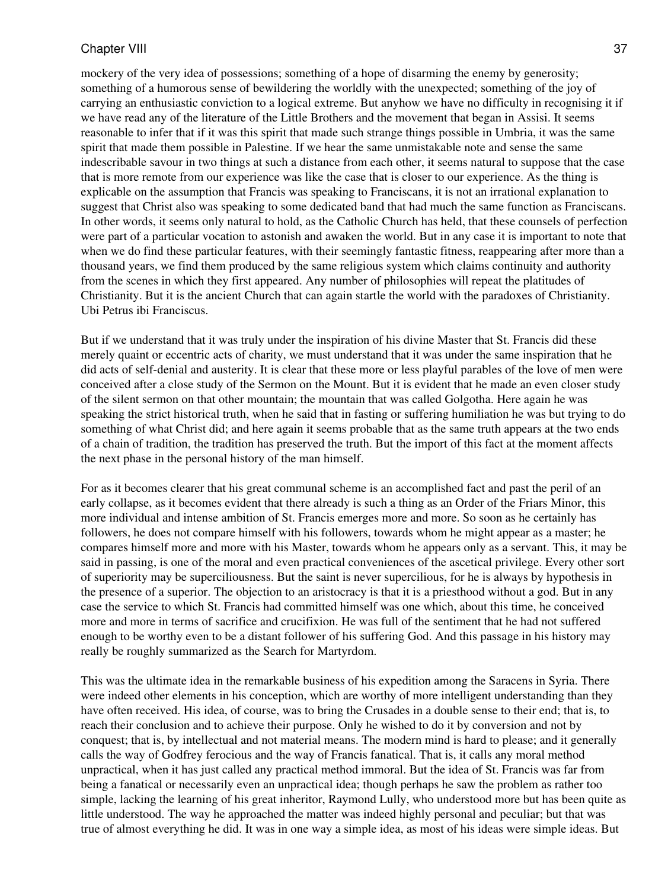mockery of the very idea of possessions; something of a hope of disarming the enemy by generosity; something of a humorous sense of bewildering the worldly with the unexpected; something of the joy of carrying an enthusiastic conviction to a logical extreme. But anyhow we have no difficulty in recognising it if we have read any of the literature of the Little Brothers and the movement that began in Assisi. It seems reasonable to infer that if it was this spirit that made such strange things possible in Umbria, it was the same spirit that made them possible in Palestine. If we hear the same unmistakable note and sense the same indescribable savour in two things at such a distance from each other, it seems natural to suppose that the case that is more remote from our experience was like the case that is closer to our experience. As the thing is explicable on the assumption that Francis was speaking to Franciscans, it is not an irrational explanation to suggest that Christ also was speaking to some dedicated band that had much the same function as Franciscans. In other words, it seems only natural to hold, as the Catholic Church has held, that these counsels of perfection were part of a particular vocation to astonish and awaken the world. But in any case it is important to note that when we do find these particular features, with their seemingly fantastic fitness, reappearing after more than a thousand years, we find them produced by the same religious system which claims continuity and authority from the scenes in which they first appeared. Any number of philosophies will repeat the platitudes of Christianity. But it is the ancient Church that can again startle the world with the paradoxes of Christianity. Ubi Petrus ibi Franciscus.

But if we understand that it was truly under the inspiration of his divine Master that St. Francis did these merely quaint or eccentric acts of charity, we must understand that it was under the same inspiration that he did acts of self-denial and austerity. It is clear that these more or less playful parables of the love of men were conceived after a close study of the Sermon on the Mount. But it is evident that he made an even closer study of the silent sermon on that other mountain; the mountain that was called Golgotha. Here again he was speaking the strict historical truth, when he said that in fasting or suffering humiliation he was but trying to do something of what Christ did; and here again it seems probable that as the same truth appears at the two ends of a chain of tradition, the tradition has preserved the truth. But the import of this fact at the moment affects the next phase in the personal history of the man himself.

For as it becomes clearer that his great communal scheme is an accomplished fact and past the peril of an early collapse, as it becomes evident that there already is such a thing as an Order of the Friars Minor, this more individual and intense ambition of St. Francis emerges more and more. So soon as he certainly has followers, he does not compare himself with his followers, towards whom he might appear as a master; he compares himself more and more with his Master, towards whom he appears only as a servant. This, it may be said in passing, is one of the moral and even practical conveniences of the ascetical privilege. Every other sort of superiority may be superciliousness. But the saint is never supercilious, for he is always by hypothesis in the presence of a superior. The objection to an aristocracy is that it is a priesthood without a god. But in any case the service to which St. Francis had committed himself was one which, about this time, he conceived more and more in terms of sacrifice and crucifixion. He was full of the sentiment that he had not suffered enough to be worthy even to be a distant follower of his suffering God. And this passage in his history may really be roughly summarized as the Search for Martyrdom.

This was the ultimate idea in the remarkable business of his expedition among the Saracens in Syria. There were indeed other elements in his conception, which are worthy of more intelligent understanding than they have often received. His idea, of course, was to bring the Crusades in a double sense to their end; that is, to reach their conclusion and to achieve their purpose. Only he wished to do it by conversion and not by conquest; that is, by intellectual and not material means. The modern mind is hard to please; and it generally calls the way of Godfrey ferocious and the way of Francis fanatical. That is, it calls any moral method unpractical, when it has just called any practical method immoral. But the idea of St. Francis was far from being a fanatical or necessarily even an unpractical idea; though perhaps he saw the problem as rather too simple, lacking the learning of his great inheritor, Raymond Lully, who understood more but has been quite as little understood. The way he approached the matter was indeed highly personal and peculiar; but that was true of almost everything he did. It was in one way a simple idea, as most of his ideas were simple ideas. But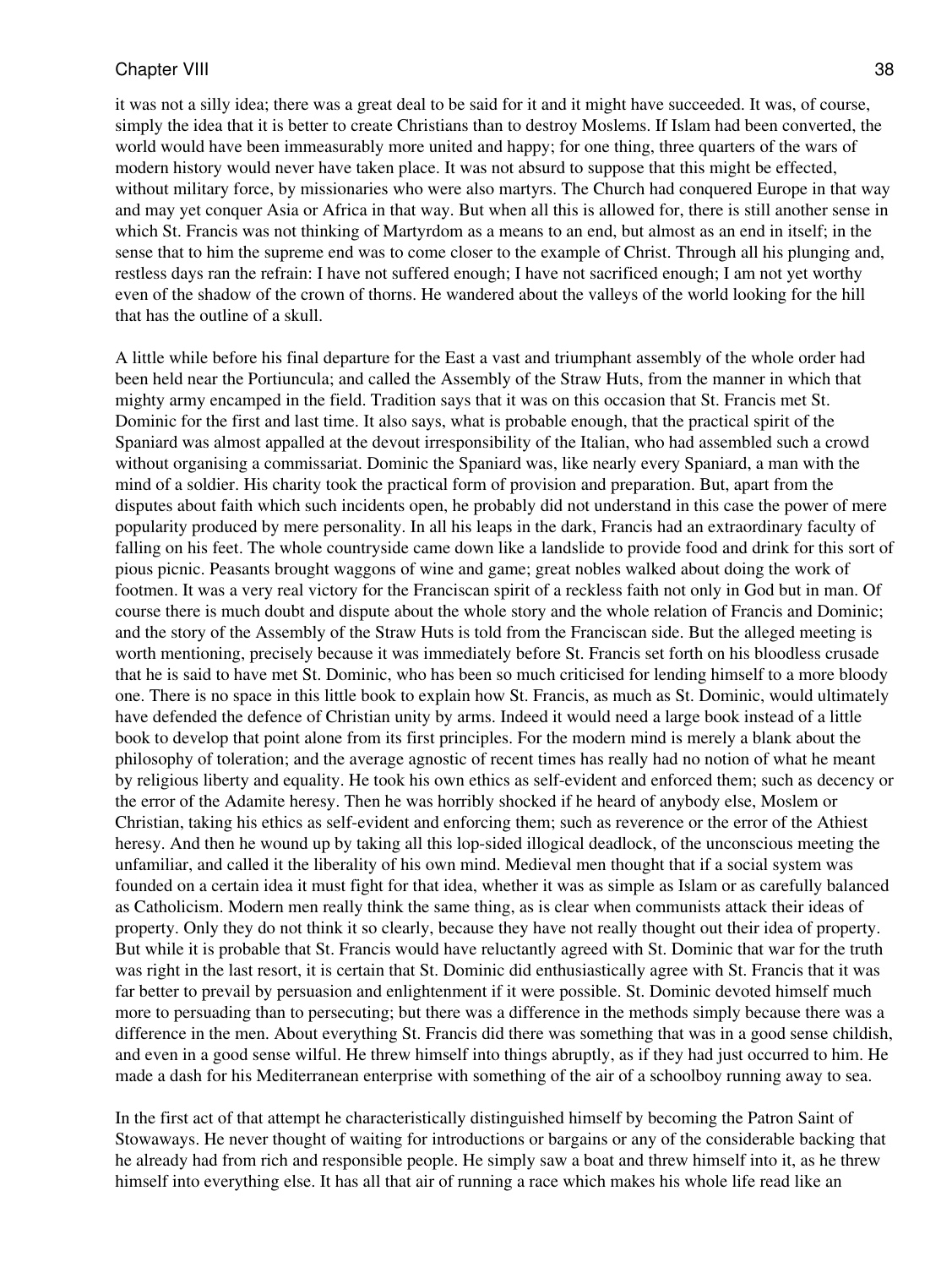it was not a silly idea; there was a great deal to be said for it and it might have succeeded. It was, of course, simply the idea that it is better to create Christians than to destroy Moslems. If Islam had been converted, the world would have been immeasurably more united and happy; for one thing, three quarters of the wars of modern history would never have taken place. It was not absurd to suppose that this might be effected, without military force, by missionaries who were also martyrs. The Church had conquered Europe in that way and may yet conquer Asia or Africa in that way. But when all this is allowed for, there is still another sense in which St. Francis was not thinking of Martyrdom as a means to an end, but almost as an end in itself; in the sense that to him the supreme end was to come closer to the example of Christ. Through all his plunging and, restless days ran the refrain: I have not suffered enough; I have not sacrificed enough; I am not yet worthy even of the shadow of the crown of thorns. He wandered about the valleys of the world looking for the hill that has the outline of a skull.

A little while before his final departure for the East a vast and triumphant assembly of the whole order had been held near the Portiuncula; and called the Assembly of the Straw Huts, from the manner in which that mighty army encamped in the field. Tradition says that it was on this occasion that St. Francis met St. Dominic for the first and last time. It also says, what is probable enough, that the practical spirit of the Spaniard was almost appalled at the devout irresponsibility of the Italian, who had assembled such a crowd without organising a commissariat. Dominic the Spaniard was, like nearly every Spaniard, a man with the mind of a soldier. His charity took the practical form of provision and preparation. But, apart from the disputes about faith which such incidents open, he probably did not understand in this case the power of mere popularity produced by mere personality. In all his leaps in the dark, Francis had an extraordinary faculty of falling on his feet. The whole countryside came down like a landslide to provide food and drink for this sort of pious picnic. Peasants brought waggons of wine and game; great nobles walked about doing the work of footmen. It was a very real victory for the Franciscan spirit of a reckless faith not only in God but in man. Of course there is much doubt and dispute about the whole story and the whole relation of Francis and Dominic; and the story of the Assembly of the Straw Huts is told from the Franciscan side. But the alleged meeting is worth mentioning, precisely because it was immediately before St. Francis set forth on his bloodless crusade that he is said to have met St. Dominic, who has been so much criticised for lending himself to a more bloody one. There is no space in this little book to explain how St. Francis, as much as St. Dominic, would ultimately have defended the defence of Christian unity by arms. Indeed it would need a large book instead of a little book to develop that point alone from its first principles. For the modern mind is merely a blank about the philosophy of toleration; and the average agnostic of recent times has really had no notion of what he meant by religious liberty and equality. He took his own ethics as self-evident and enforced them; such as decency or the error of the Adamite heresy. Then he was horribly shocked if he heard of anybody else, Moslem or Christian, taking his ethics as self-evident and enforcing them; such as reverence or the error of the Athiest heresy. And then he wound up by taking all this lop-sided illogical deadlock, of the unconscious meeting the unfamiliar, and called it the liberality of his own mind. Medieval men thought that if a social system was founded on a certain idea it must fight for that idea, whether it was as simple as Islam or as carefully balanced as Catholicism. Modern men really think the same thing, as is clear when communists attack their ideas of property. Only they do not think it so clearly, because they have not really thought out their idea of property. But while it is probable that St. Francis would have reluctantly agreed with St. Dominic that war for the truth was right in the last resort, it is certain that St. Dominic did enthusiastically agree with St. Francis that it was far better to prevail by persuasion and enlightenment if it were possible. St. Dominic devoted himself much more to persuading than to persecuting; but there was a difference in the methods simply because there was a difference in the men. About everything St. Francis did there was something that was in a good sense childish, and even in a good sense wilful. He threw himself into things abruptly, as if they had just occurred to him. He made a dash for his Mediterranean enterprise with something of the air of a schoolboy running away to sea.

In the first act of that attempt he characteristically distinguished himself by becoming the Patron Saint of Stowaways. He never thought of waiting for introductions or bargains or any of the considerable backing that he already had from rich and responsible people. He simply saw a boat and threw himself into it, as he threw himself into everything else. It has all that air of running a race which makes his whole life read like an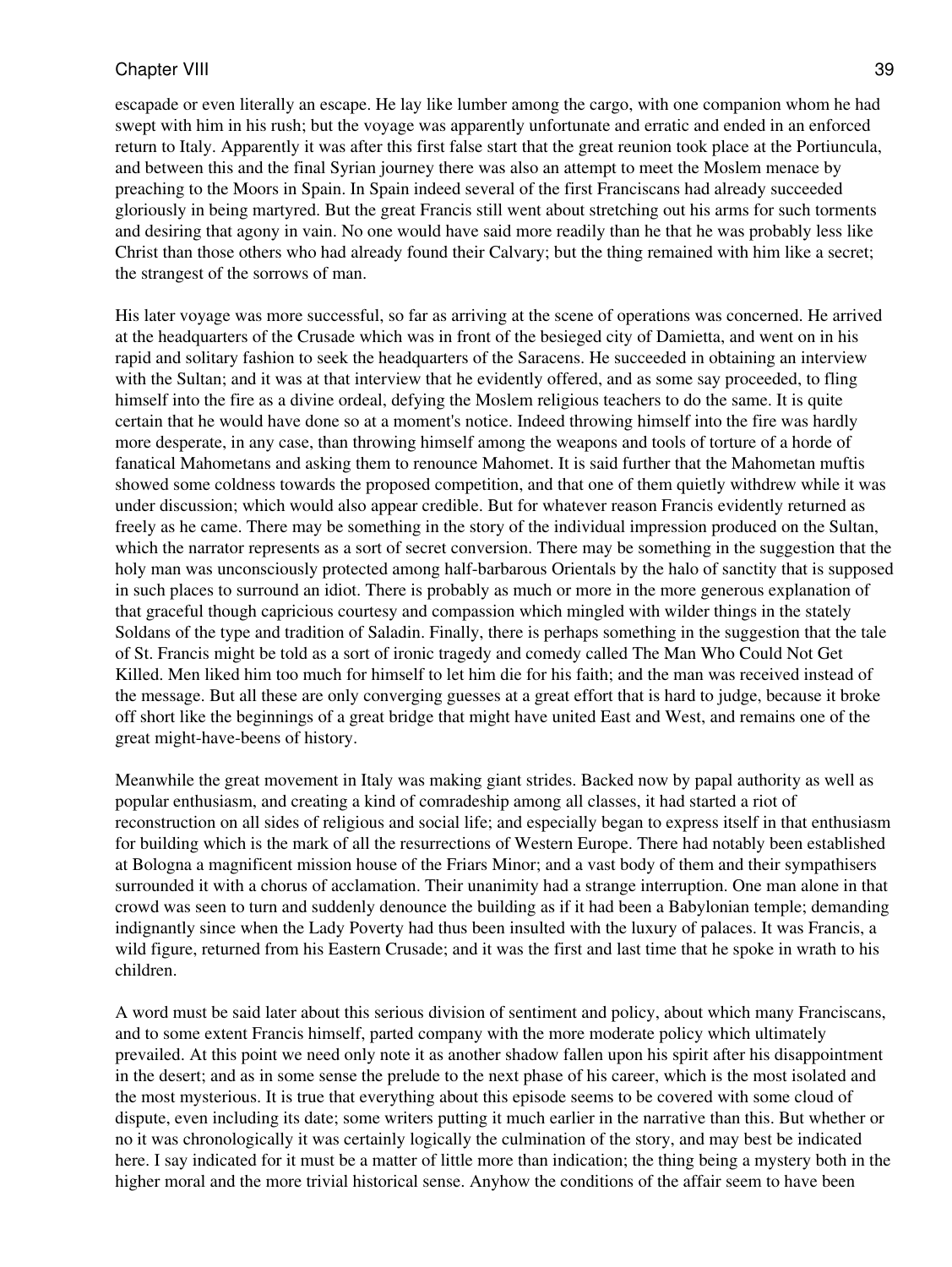escapade or even literally an escape. He lay like lumber among the cargo, with one companion whom he had swept with him in his rush; but the voyage was apparently unfortunate and erratic and ended in an enforced return to Italy. Apparently it was after this first false start that the great reunion took place at the Portiuncula, and between this and the final Syrian journey there was also an attempt to meet the Moslem menace by preaching to the Moors in Spain. In Spain indeed several of the first Franciscans had already succeeded gloriously in being martyred. But the great Francis still went about stretching out his arms for such torments and desiring that agony in vain. No one would have said more readily than he that he was probably less like Christ than those others who had already found their Calvary; but the thing remained with him like a secret; the strangest of the sorrows of man.

His later voyage was more successful, so far as arriving at the scene of operations was concerned. He arrived at the headquarters of the Crusade which was in front of the besieged city of Damietta, and went on in his rapid and solitary fashion to seek the headquarters of the Saracens. He succeeded in obtaining an interview with the Sultan; and it was at that interview that he evidently offered, and as some say proceeded, to fling himself into the fire as a divine ordeal, defying the Moslem religious teachers to do the same. It is quite certain that he would have done so at a moment's notice. Indeed throwing himself into the fire was hardly more desperate, in any case, than throwing himself among the weapons and tools of torture of a horde of fanatical Mahometans and asking them to renounce Mahomet. It is said further that the Mahometan muftis showed some coldness towards the proposed competition, and that one of them quietly withdrew while it was under discussion; which would also appear credible. But for whatever reason Francis evidently returned as freely as he came. There may be something in the story of the individual impression produced on the Sultan, which the narrator represents as a sort of secret conversion. There may be something in the suggestion that the holy man was unconsciously protected among half-barbarous Orientals by the halo of sanctity that is supposed in such places to surround an idiot. There is probably as much or more in the more generous explanation of that graceful though capricious courtesy and compassion which mingled with wilder things in the stately Soldans of the type and tradition of Saladin. Finally, there is perhaps something in the suggestion that the tale of St. Francis might be told as a sort of ironic tragedy and comedy called The Man Who Could Not Get Killed. Men liked him too much for himself to let him die for his faith; and the man was received instead of the message. But all these are only converging guesses at a great effort that is hard to judge, because it broke off short like the beginnings of a great bridge that might have united East and West, and remains one of the great might-have-beens of history.

Meanwhile the great movement in Italy was making giant strides. Backed now by papal authority as well as popular enthusiasm, and creating a kind of comradeship among all classes, it had started a riot of reconstruction on all sides of religious and social life; and especially began to express itself in that enthusiasm for building which is the mark of all the resurrections of Western Europe. There had notably been established at Bologna a magnificent mission house of the Friars Minor; and a vast body of them and their sympathisers surrounded it with a chorus of acclamation. Their unanimity had a strange interruption. One man alone in that crowd was seen to turn and suddenly denounce the building as if it had been a Babylonian temple; demanding indignantly since when the Lady Poverty had thus been insulted with the luxury of palaces. It was Francis, a wild figure, returned from his Eastern Crusade; and it was the first and last time that he spoke in wrath to his children.

A word must be said later about this serious division of sentiment and policy, about which many Franciscans, and to some extent Francis himself, parted company with the more moderate policy which ultimately prevailed. At this point we need only note it as another shadow fallen upon his spirit after his disappointment in the desert; and as in some sense the prelude to the next phase of his career, which is the most isolated and the most mysterious. It is true that everything about this episode seems to be covered with some cloud of dispute, even including its date; some writers putting it much earlier in the narrative than this. But whether or no it was chronologically it was certainly logically the culmination of the story, and may best be indicated here. I say indicated for it must be a matter of little more than indication; the thing being a mystery both in the higher moral and the more trivial historical sense. Anyhow the conditions of the affair seem to have been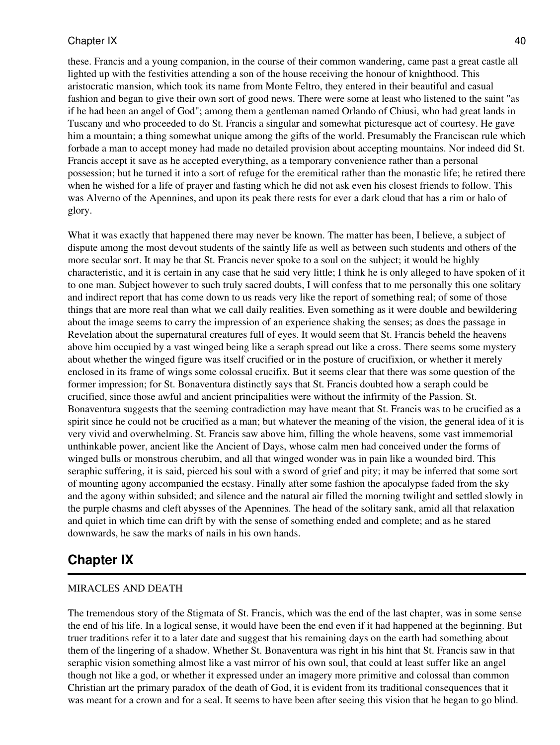these. Francis and a young companion, in the course of their common wandering, came past a great castle all lighted up with the festivities attending a son of the house receiving the honour of knighthood. This aristocratic mansion, which took its name from Monte Feltro, they entered in their beautiful and casual fashion and began to give their own sort of good news. There were some at least who listened to the saint "as if he had been an angel of God"; among them a gentleman named Orlando of Chiusi, who had great lands in Tuscany and who proceeded to do St. Francis a singular and somewhat picturesque act of courtesy. He gave him a mountain; a thing somewhat unique among the gifts of the world. Presumably the Franciscan rule which forbade a man to accept money had made no detailed provision about accepting mountains. Nor indeed did St. Francis accept it save as he accepted everything, as a temporary convenience rather than a personal possession; but he turned it into a sort of refuge for the eremitical rather than the monastic life; he retired there when he wished for a life of prayer and fasting which he did not ask even his closest friends to follow. This was Alverno of the Apennines, and upon its peak there rests for ever a dark cloud that has a rim or halo of glory.

What it was exactly that happened there may never be known. The matter has been, I believe, a subject of dispute among the most devout students of the saintly life as well as between such students and others of the more secular sort. It may be that St. Francis never spoke to a soul on the subject; it would be highly characteristic, and it is certain in any case that he said very little; I think he is only alleged to have spoken of it to one man. Subject however to such truly sacred doubts, I will confess that to me personally this one solitary and indirect report that has come down to us reads very like the report of something real; of some of those things that are more real than what we call daily realities. Even something as it were double and bewildering about the image seems to carry the impression of an experience shaking the senses; as does the passage in Revelation about the supernatural creatures full of eyes. It would seem that St. Francis beheld the heavens above him occupied by a vast winged being like a seraph spread out like a cross. There seems some mystery about whether the winged figure was itself crucified or in the posture of crucifixion, or whether it merely enclosed in its frame of wings some colossal crucifix. But it seems clear that there was some question of the former impression; for St. Bonaventura distinctly says that St. Francis doubted how a seraph could be crucified, since those awful and ancient principalities were without the infirmity of the Passion. St. Bonaventura suggests that the seeming contradiction may have meant that St. Francis was to be crucified as a spirit since he could not be crucified as a man; but whatever the meaning of the vision, the general idea of it is very vivid and overwhelming. St. Francis saw above him, filling the whole heavens, some vast immemorial unthinkable power, ancient like the Ancient of Days, whose calm men had conceived under the forms of winged bulls or monstrous cherubim, and all that winged wonder was in pain like a wounded bird. This seraphic suffering, it is said, pierced his soul with a sword of grief and pity; it may be inferred that some sort of mounting agony accompanied the ecstasy. Finally after some fashion the apocalypse faded from the sky and the agony within subsided; and silence and the natural air filled the morning twilight and settled slowly in the purple chasms and cleft abysses of the Apennines. The head of the solitary sank, amid all that relaxation and quiet in which time can drift by with the sense of something ended and complete; and as he stared downwards, he saw the marks of nails in his own hands.

## Chapter IX

MIRACLES AND DEATH

The tremendous story of the Stigmata of St. Francis, which was the end of the last chapter, was in some sense the end of his life. In a logical sense, it would have been the end even if it had happened at the beginning. But truer traditions refer it to a later date and suggest that his remaining days on the earth had something about them of the lingering of a shadow. Whether St. Bonaventura was right in his hint that St. Francis saw in that seraphic vision something almost like a vast mirror of his own soul, that could at least suffer like an angel though not like a god, or whether it expressed under an imagery more primitive and colossal than common Christian art the primary paradox of the death of God, it is evident from its traditional consequences that it was meant for a crown and for a seal. It seems to have been after seeing this vision that he began to go blind.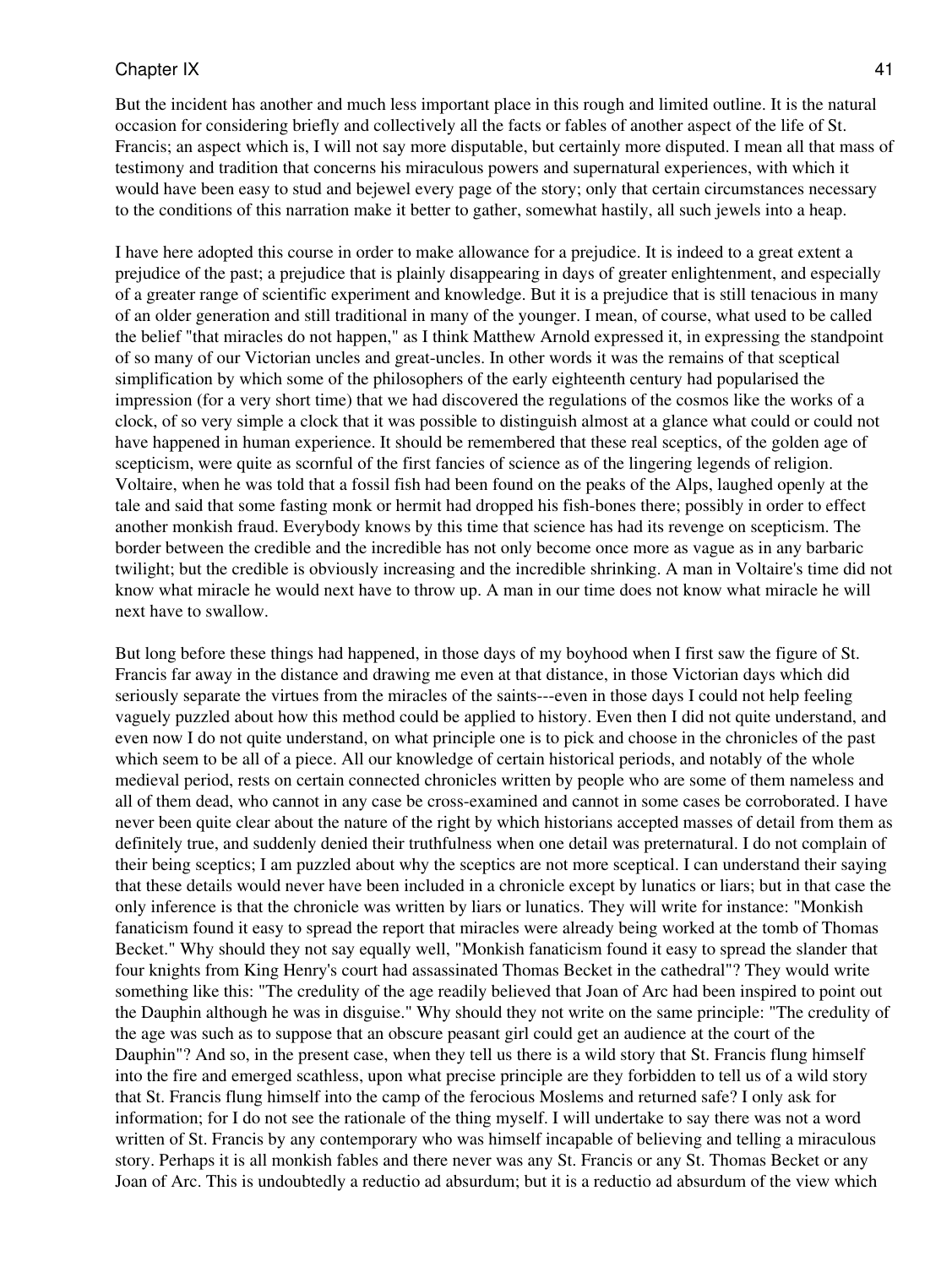But the incident has another and much less important place in this rough and limited outline. It is the natural occasion for considering briefly and collectively all the facts or fables of another aspect of the life of St. Francis; an aspect which is, I will not say more disputable, but certainly more disputed. I mean all that mass of testimony and tradition that concerns his miraculous powers and supernatural experiences, with which it would have been easy to stud and bejewel every page of the story; only that certain circumstances necessary to the conditions of this narration make it better to gather, somewhat hastily, all such jewels into a heap.

I have here adopted this course in order to make allowance for a prejudice. It is indeed to a great extent a prejudice of the past; a prejudice that is plainly disappearing in days of greater enlightenment, and especially of a greater range of scientific experiment and knowledge. But it is a prejudice that is still tenacious in many of an older generation and still traditional in many of the younger. I mean, of course, what used to be called the belief "that miracles do not happen," as I think Matthew Arnold expressed it, in expressing the standpoint of so many of our Victorian uncles and great-uncles. In other words it was the remains of that sceptical simplification by which some of the philosophers of the early eighteenth century had popularised the impression (for a very short time) that we had discovered the regulations of the cosmos like the works of a clock, of so very simple a clock that it was possible to distinguish almost at a glance what could or could not have happened in human experience. It should be remembered that these real sceptics, of the golden age of scepticism, were quite as scornful of the first fancies of science as of the lingering legends of religion. Voltaire, when he was told that a fossil fish had been found on the peaks of the Alps, laughed openly at the tale and said that some fasting monk or hermit had dropped his fish-bones there; possibly in order to effect another monkish fraud. Everybody knows by this time that science has had its revenge on scepticism. The border between the credible and the incredible has not only become once more as vague as in any barbaric twilight; but the credible is obviously increasing and the incredible shrinking. A man in Voltaire's time did not know what miracle he would next have to throw up. A man in our time does not know what miracle he will next have to swallow.

But long before these things had happened, in those days of my boyhood when I first saw the figure of St. Francis far away in the distance and drawing me even at that distance, in those Victorian days which did seriously separate the virtues from the miracles of the saints---even in those days I could not help feeling vaguely puzzled about how this method could be applied to history. Even then I did not quite understand, and even now I do not quite understand, on what principle one is to pick and choose in the chronicles of the past which seem to be all of a piece. All our knowledge of certain historical periods, and notably of the whole medieval period, rests on certain connected chronicles written by people who are some of them nameless and all of them dead, who cannot in any case be cross-examined and cannot in some cases be corroborated. I have never been quite clear about the nature of the right by which historians accepted masses of detail from them as definitely true, and suddenly denied their truthfulness when one detail was preternatural. I do not complain of their being sceptics; I am puzzled about why the sceptics are not more sceptical. I can understand their saying that these details would never have been included in a chronicle except by lunatics or liars; but in that case the only inference is that the chronicle was written by liars or lunatics. They will write for instance: "Monkish fanaticism found it easy to spread the report that miracles were already being worked at the tomb of Thomas Becket." Why should they not say equally well, "Monkish fanaticism found it easy to spread the slander that four knights from King Henry's court had assassinated Thomas Becket in the cathedral"? They would write something like this: "The credulity of the age readily believed that Joan of Arc had been inspired to point out the Dauphin although he was in disguise." Why should they not write on the same principle: "The credulity of the age was such as to suppose that an obscure peasant girl could get an audience at the court of the Dauphin"? And so, in the present case, when they tell us there is a wild story that St. Francis flung himself into the fire and emerged scathless, upon what precise principle are they forbidden to tell us of a wild story that St. Francis flung himself into the camp of the ferocious Moslems and returned safe? I only ask for information; for I do not see the rationale of the thing myself. I will undertake to say there was not a word written of St. Francis by any contemporary who was himself incapable of believing and telling a miraculous story. Perhaps it is all monkish fables and there never was any St. Francis or any St. Thomas Becket or any Joan of Arc. This is undoubtedly a reductio ad absurdum; but it is a reductio ad absurdum of the view which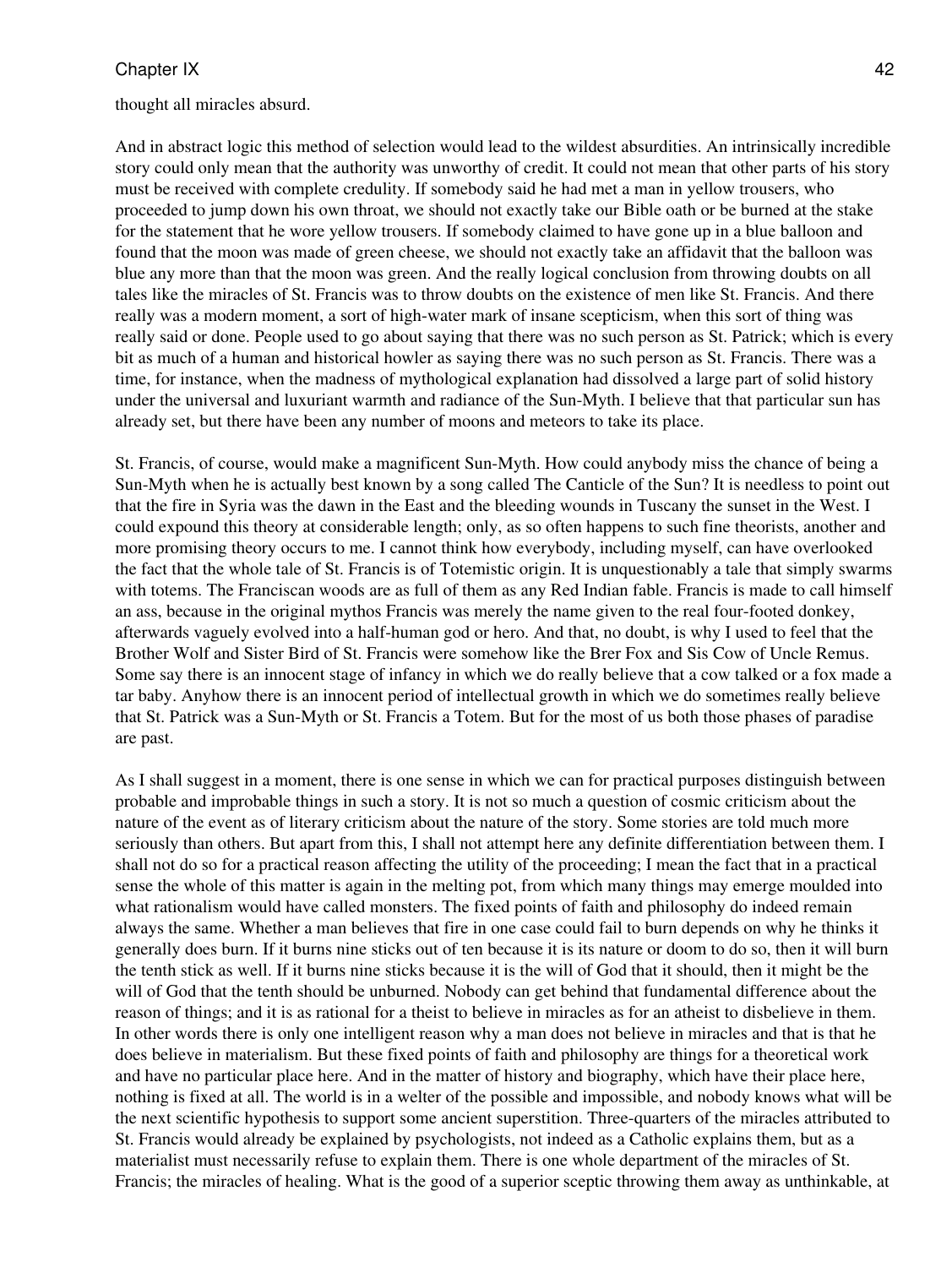thought all miracles absurd.

And in abstract logic this method of selection would lead to the wildest absurdities. An intrinsically incredible story could only mean that the authority was unworthy of credit. It could not mean that other parts of his story must be received with complete credulity. If somebody said he had met a man in yellow trousers, who proceeded to jump down his own throat, we should not exactly take our Bible oath or be burned at the stake for the statement that he wore yellow trousers. If somebody claimed to have gone up in a blue balloon and found that the moon was made of green cheese, we should not exactly take an affidavit that the balloon was blue any more than that the moon was green. And the really logical conclusion from throwing doubts on all tales like the miracles of St. Francis was to throw doubts on the existence of men like St. Francis. And there really was a modern moment, a sort of high-water mark of insane scepticism, when this sort of thing was really said or done. People used to go about saying that there was no such person as St. Patrick; which is every bit as much of a human and historical howler as saying there was no such person as St. Francis. There was a time, for instance, when the madness of mythological explanation had dissolved a large part of solid history under the universal and luxuriant warmth and radiance of the Sun-Myth. I believe that that particular sun has already set, but there have been any number of moons and meteors to take its place.

St. Francis, of course, would make a magnificent Sun-Myth. How could anybody miss the chance of being a Sun-Myth when he is actually best known by a song called The Canticle of the Sun? It is needless to point out that the fire in Syria was the dawn in the East and the bleeding wounds in Tuscany the sunset in the West. I could expound this theory at considerable length; only, as so often happens to such fine theorists, another and more promising theory occurs to me. I cannot think how everybody, including myself, can have overlooked the fact that the whole tale of St. Francis is of Totemistic origin. It is unquestionably a tale that simply swarms with totems. The Franciscan woods are as full of them as any Red Indian fable. Francis is made to call himself an ass, because in the original mythos Francis was merely the name given to the real four-footed donkey, afterwards vaguely evolved into a half-human god or hero. And that, no doubt, is why I used to feel that the Brother Wolf and Sister Bird of St. Francis were somehow like the Brer Fox and Sis Cow of Uncle Remus. Some say there is an innocent stage of infancy in which we do really believe that a cow talked or a fox made a tar baby. Anyhow there is an innocent period of intellectual growth in which we do sometimes really believe that St. Patrick was a Sun-Myth or St. Francis a Totem. But for the most of us both those phases of paradise are past.

As I shall suggest in a moment, there is one sense in which we can for practical purposes distinguish between probable and improbable things in such a story. It is not so much a question of cosmic criticism about the nature of the event as of literary criticism about the nature of the story. Some stories are told much more seriously than others. But apart from this, I shall not attempt here any definite differentiation between them. I shall not do so for a practical reason affecting the utility of the proceeding; I mean the fact that in a practical sense the whole of this matter is again in the melting pot, from which many things may emerge moulded into what rationalism would have called monsters. The fixed points of faith and philosophy do indeed remain always the same. Whether a man believes that fire in one case could fail to burn depends on why he thinks it generally does burn. If it burns nine sticks out of ten because it is its nature or doom to do so, then it will burn the tenth stick as well. If it burns nine sticks because it is the will of God that it should, then it might be the will of God that the tenth should be unburned. Nobody can get behind that fundamental difference about the reason of things; and it is as rational for a theist to believe in miracles as for an atheist to disbelieve in them. In other words there is only one intelligent reason why a man does not believe in miracles and that is that he does believe in materialism. But these fixed points of faith and philosophy are things for a theoretical work and have no particular place here. And in the matter of history and biography, which have their place here, nothing is fixed at all. The world is in a welter of the possible and impossible, and nobody knows what will be the next scientific hypothesis to support some ancient superstition. Three-quarters of the miracles attributed to St. Francis would already be explained by psychologists, not indeed as a Catholic explains them, but as a materialist must necessarily refuse to explain them. There is one whole department of the miracles of St. Francis; the miracles of healing. What is the good of a superior sceptic throwing them away as unthinkable, at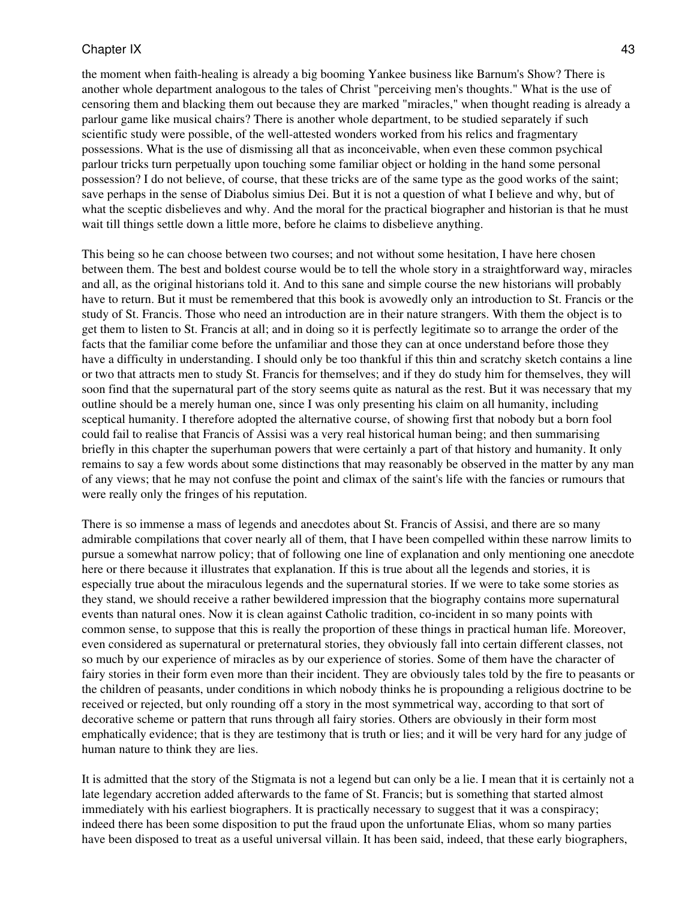the moment when faith-healing is already a big booming Yankee business like Barnum's Show? There is another whole department analogous to the tales of Christ "perceiving men's thoughts." What is the use of censoring them and blacking them out because they are marked "miracles," when thought reading is already a parlour game like musical chairs? There is another whole department, to be studied separately if such scientific study were possible, of the well-attested wonders worked from his relics and fragmentary possessions. What is the use of dismissing all that as inconceivable, when even these common psychical parlour tricks turn perpetually upon touching some familiar object or holding in the hand some personal possession? I do not believe, of course, that these tricks are of the same type as the good works of the saint; save perhaps in the sense of Diabolus simius Dei. But it is not a question of what I believe and why, but of what the sceptic disbelieves and why. And the moral for the practical biographer and historian is that he must wait till things settle down a little more, before he claims to disbelieve anything.

This being so he can choose between two courses; and not without some hesitation, I have here chosen between them. The best and boldest course would be to tell the whole story in a straightforward way, miracles and all, as the original historians told it. And to this sane and simple course the new historians will probably have to return. But it must be remembered that this book is avowedly only an introduction to St. Francis or the study of St. Francis. Those who need an introduction are in their nature strangers. With them the object is to get them to listen to St. Francis at all; and in doing so it is perfectly legitimate so to arrange the order of the facts that the familiar come before the unfamiliar and those they can at once understand before those they have a difficulty in understanding. I should only be too thankful if this thin and scratchy sketch contains a line or two that attracts men to study St. Francis for themselves; and if they do study him for themselves, they will soon find that the supernatural part of the story seems quite as natural as the rest. But it was necessary that my outline should be a merely human one, since I was only presenting his claim on all humanity, including sceptical humanity. I therefore adopted the alternative course, of showing first that nobody but a born fool could fail to realise that Francis of Assisi was a very real historical human being; and then summarising briefly in this chapter the superhuman powers that were certainly a part of that history and humanity. It only remains to say a few words about some distinctions that may reasonably be observed in the matter by any man of any views; that he may not confuse the point and climax of the saint's life with the fancies or rumours that were really only the fringes of his reputation.

There is so immense a mass of legends and anecdotes about St. Francis of Assisi, and there are so many admirable compilations that cover nearly all of them, that I have been compelled within these narrow limits to pursue a somewhat narrow policy; that of following one line of explanation and only mentioning one anecdote here or there because it illustrates that explanation. If this is true about all the legends and stories, it is especially true about the miraculous legends and the supernatural stories. If we were to take some stories as they stand, we should receive a rather bewildered impression that the biography contains more supernatural events than natural ones. Now it is clean against Catholic tradition, co-incident in so many points with common sense, to suppose that this is really the proportion of these things in practical human life. Moreover, even considered as supernatural or preternatural stories, they obviously fall into certain different classes, not so much by our experience of miracles as by our experience of stories. Some of them have the character of fairy stories in their form even more than their incident. They are obviously tales told by the fire to peasants or the children of peasants, under conditions in which nobody thinks he is propounding a religious doctrine to be received or rejected, but only rounding off a story in the most symmetrical way, according to that sort of decorative scheme or pattern that runs through all fairy stories. Others are obviously in their form most emphatically evidence; that is they are testimony that is truth or lies; and it will be very hard for any judge of human nature to think they are lies.

It is admitted that the story of the Stigmata is not a legend but can only be a lie. I mean that it is certainly not a late legendary accretion added afterwards to the fame of St. Francis; but is something that started almost immediately with his earliest biographers. It is practically necessary to suggest that it was a conspiracy; indeed there has been some disposition to put the fraud upon the unfortunate Elias, whom so many parties have been disposed to treat as a useful universal villain. It has been said, indeed, that these early biographers,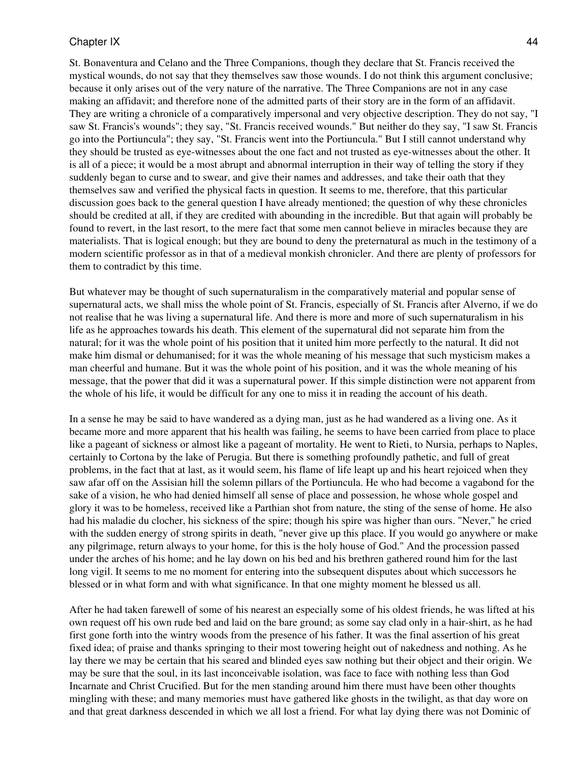St. Bonaventura and Celano and the Three Companions, though they declare that St. Francis received the mystical wounds, do not say that they themselves saw those wounds. I do not think this argument conclusive; because it only arises out of the very nature of the narrative. The Three Companions are not in any case making an affidavit; and therefore none of the admitted parts of their story are in the form of an affidavit. They are writing a chronicle of a comparatively impersonal and very objective description. They do not say, "I saw St. Francis's wounds"; they say, "St. Francis received wounds." But neither do they say, "I saw St. Francis go into the Portiuncula"; they say, "St. Francis went into the Portiuncula." But I still cannot understand why they should be trusted as eye-witnesses about the one fact and not trusted as eye-witnesses about the other. It is all of a piece; it would be a most abrupt and abnormal interruption in their way of telling the story if they suddenly began to curse and to swear, and give their names and addresses, and take their oath that they themselves saw and verified the physical facts in question. It seems to me, therefore, that this particular discussion goes back to the general question I have already mentioned; the question of why these chronicles should be credited at all, if they are credited with abounding in the incredible. But that again will probably be found to revert, in the last resort, to the mere fact that some men cannot believe in miracles because they are materialists. That is logical enough; but they are bound to deny the preternatural as much in the testimony of a modern scientific professor as in that of a medieval monkish chronicler. And there are plenty of professors for them to contradict by this time.

But whatever may be thought of such supernaturalism in the comparatively material and popular sense of supernatural acts, we shall miss the whole point of St. Francis, especially of St. Francis after Alverno, if we do not realise that he was living a supernatural life. And there is more and more of such supernaturalism in his life as he approaches towards his death. This element of the supernatural did not separate him from the natural; for it was the whole point of his position that it united him more perfectly to the natural. It did not make him dismal or dehumanised; for it was the whole meaning of his message that such mysticism makes a man cheerful and humane. But it was the whole point of his position, and it was the whole meaning of his message, that the power that did it was a supernatural power. If this simple distinction were not apparent from the whole of his life, it would be difficult for any one to miss it in reading the account of his death.

In a sense he may be said to have wandered as a dying man, just as he had wandered as a living one. As it became more and more apparent that his health was failing, he seems to have been carried from place to place like a pageant of sickness or almost like a pageant of mortality. He went to Rieti, to Nursia, perhaps to Naples, certainly to Cortona by the lake of Perugia. But there is something profoundly pathetic, and full of great problems, in the fact that at last, as it would seem, his flame of life leapt up and his heart rejoiced when they saw afar off on the Assisian hill the solemn pillars of the Portiuncula. He who had become a vagabond for the sake of a vision, he who had denied himself all sense of place and possession, he whose whole gospel and glory it was to be homeless, received like a Parthian shot from nature, the sting of the sense of home. He also had his maladie du clocher, his sickness of the spire; though his spire was higher than ours. "Never," he cried with the sudden energy of strong spirits in death, "never give up this place. If you would go anywhere or make any pilgrimage, return always to your home, for this is the holy house of God." And the procession passed under the arches of his home; and he lay down on his bed and his brethren gathered round him for the last long vigil. It seems to me no moment for entering into the subsequent disputes about which successors he blessed or in what form and with what significance. In that one mighty moment he blessed us all.

After he had taken farewell of some of his nearest an especially some of his oldest friends, he was lifted at his own request off his own rude bed and laid on the bare ground; as some say clad only in a hair-shirt, as he had first gone forth into the wintry woods from the presence of his father. It was the final assertion of his great fixed idea; of praise and thanks springing to their most towering height out of nakedness and nothing. As he lay there we may be certain that his seared and blinded eyes saw nothing but their object and their origin. We may be sure that the soul, in its last inconceivable isolation, was face to face with nothing less than God Incarnate and Christ Crucified. But for the men standing around him there must have been other thoughts mingling with these; and many memories must have gathered like ghosts in the twilight, as that day wore on and that great darkness descended in which we all lost a friend. For what lay dying there was not Dominic of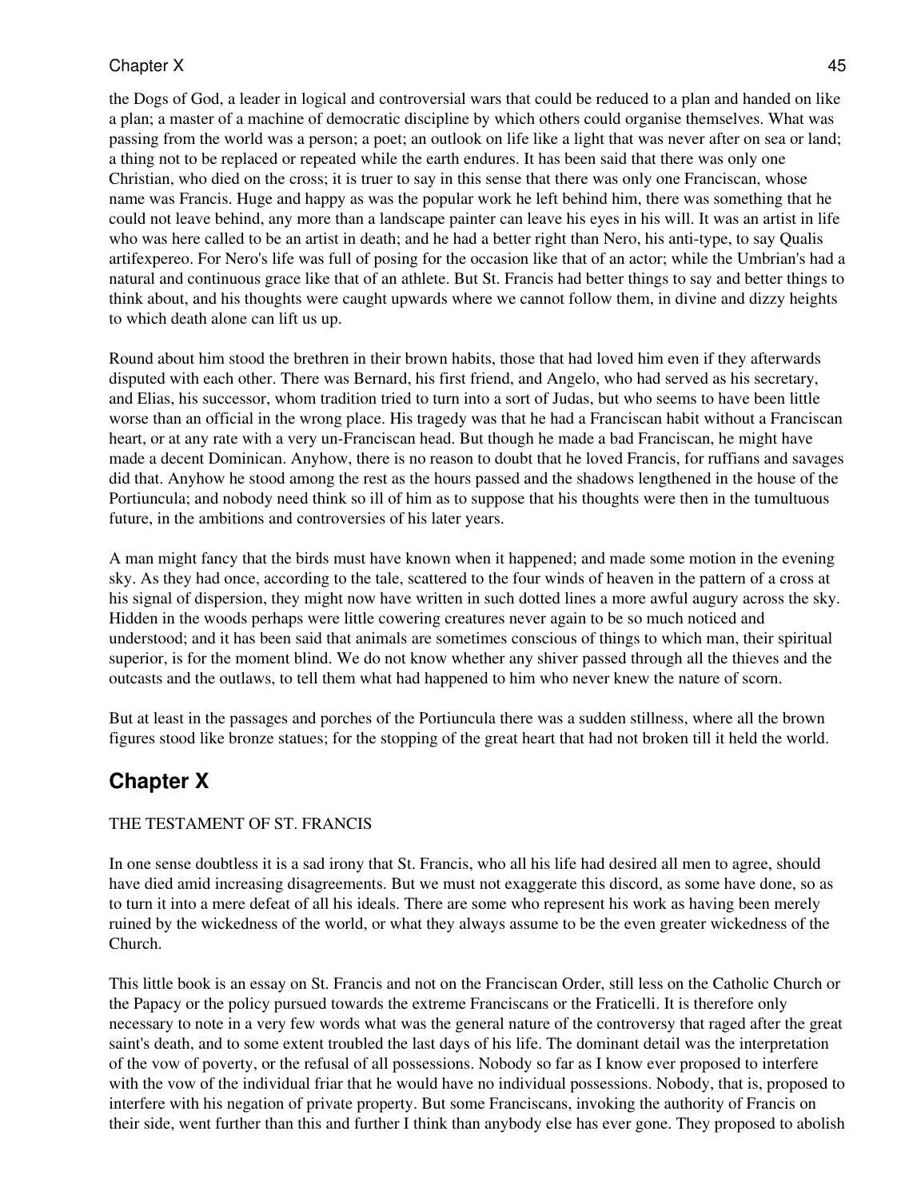the Dogs of God, a leader in logical and controversial wars that could be reduced to a plan and handed on like a plan; a master of a machine of democratic discipline by which others could organise themselves. What was passing from the world was a person; a poet; an outlook on life like a light that was never after on sea or land; a thing not to be replaced or repeated while the earth endures. It has been said that there was only one Christian, who died on the cross; it is truer to say in this sense that there was only one Franciscan, whose name was Francis. Huge and happy as was the popular work he left behind him, there was something that he could not leave behind, any more than a landscape painter can leave his eyes in his will. It was an artist in life who was here called to be an artist in death; and he had a better right than Nero, his anti-type, to say Qualis artifexpereo. For Nero's life was full of posing for the occasion like that of an actor; while the Umbrian's had a natural and continuous grace like that of an athlete. But St. Francis had better things to say and better things to think about, and his thoughts were caught upwards where we cannot follow them, in divine and dizzy heights to which death alone can lift us up.

Round about him stood the brethren in their brown habits, those that had loved him even if they afterwards disputed with each other. There was Bernard, his first friend, and Angelo, who had served as his secretary, and Elias, his successor, whom tradition tried to turn into a sort of Judas, but who seems to have been little worse than an official in the wrong place. His tragedy was that he had a Franciscan habit without a Franciscan heart, or at any rate with a very un-Franciscan head. But though he made a bad Franciscan, he might have made a decent Dominican. Anyhow, there is no reason to doubt that he loved Francis, for ruffians and savages did that. Anyhow he stood among the rest as the hours passed and the shadows lengthened in the house of the Portiuncula; and nobody need think so ill of him as to suppose that his thoughts were then in the tumultuous future, in the ambitions and controversies of his later years.

A man might fancy that the birds must have known when it happened; and made some motion in the evening sky. As they had once, according to the tale, scattered to the four winds of heaven in the pattern of a cross at his signal of dispersion, they might now have written in such dotted lines a more awful augury across the sky. Hidden in the woods perhaps were little cowering creatures never again to be so much noticed and understood; and it has been said that animals are sometimes conscious of things to which man, their spiritual superior, is for the moment blind. We do not know whether any shiver passed through all the thieves and the outcasts and the outlaws, to tell them what had happened to him who never knew the nature of scorn.

But at least in the passages and porches of the Portiuncula there was a sudden stillness, where all the brown figures stood like bronze statues; for the stopping of the great heart that had not broken till it held the world.

## Chapter X

THE TESTAMENT OF ST. FRANCIS

In one sense doubtless it is a sad irony that St. Francis, who all his life had desired all men to agree, should have died amid increasing disagreements. But we must not exaggerate this discord, as some have done, so as to turn it into a mere defeat of all his ideals. There are some who represent his work as having been merely ruined by the wickedness of the world, or what they always assume to be the even greater wickedness of the Church.

This little book is an essay on St. Francis and not on the Franciscan Order, still less on the Catholic Church or the Papacy or the policy pursued towards the extreme Franciscans or the Fraticelli. It is therefore only necessary to note in a very few words what was the general nature of the controversy that raged after the great saint's death, and to some extent troubled the last days of his life. The dominant detail was the interpretation of the vow of poverty, or the refusal of all possessions. Nobody so far as I know ever proposed to interfere with the vow of the individual friar that he would have no individual possessions. Nobody, that is, proposed to interfere with his negation of private property. But some Franciscans, invoking the authority of Francis on their side, went further than this and further I think than anybody else has ever gone. They proposed to abolish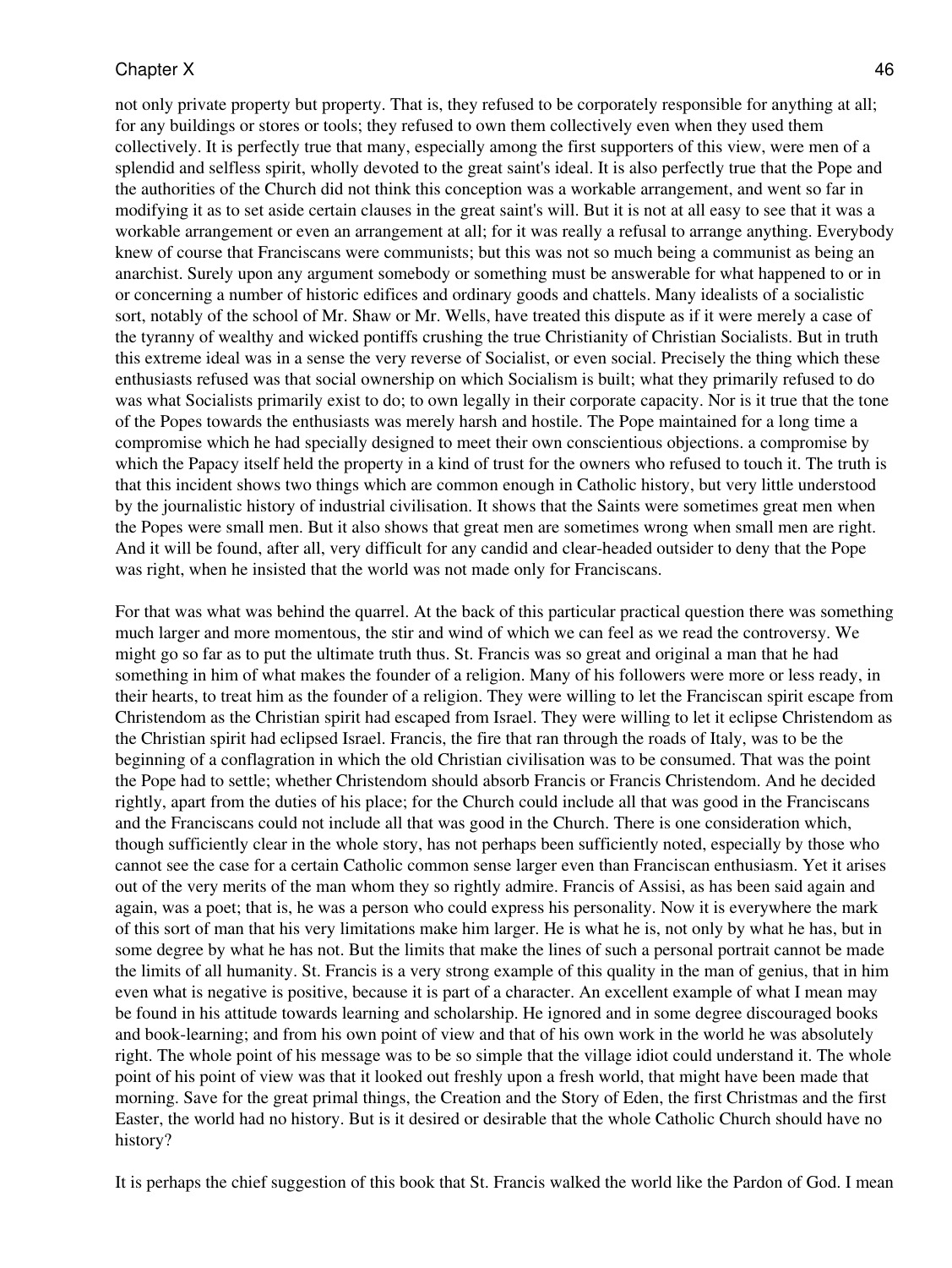not only private property but property. That is, they refused to be corporately responsible for anything at all; for any buildings or stores or tools; they refused to own them collectively even when they used them collectively. It is perfectly true that many, especially among the first supporters of this view, were men of a splendid and selfless spirit, wholly devoted to the great saint's ideal. It is also perfectly true that the Pope and the authorities of the Church did not think this conception was a workable arrangement, and went so far in modifying it as to set aside certain clauses in the great saint's will. But it is not at all easy to see that it was a workable arrangement or even an arrangement at all; for it was really a refusal to arrange anything. Everybody knew of course that Franciscans were communists; but this was not so much being a communist as being an anarchist. Surely upon any argument somebody or something must be answerable for what happened to or in or concerning a number of historic edifices and ordinary goods and chattels. Many idealists of a socialistic sort, notably of the school of Mr. Shaw or Mr. Wells, have treated this dispute as if it were merely a case of the tyranny of wealthy and wicked pontiffs crushing the true Christianity of Christian Socialists. But in truth this extreme ideal was in a sense the very reverse of Socialist, or even social. Precisely the thing which these enthusiasts refused was that social ownership on which Socialism is built; what they primarily refused to do was what Socialists primarily exist to do; to own legally in their corporate capacity. Nor is it true that the tone of the Popes towards the enthusiasts was merely harsh and hostile. The Pope maintained for a long time a compromise which he had specially designed to meet their own conscientious objections. a compromise by which the Papacy itself held the property in a kind of trust for the owners who refused to touch it. The truth is that this incident shows two things which are common enough in Catholic history, but very little understood by the journalistic history of industrial civilisation. It shows that the Saints were sometimes great men when the Popes were small men. But it also shows that great men are sometimes wrong when small men are right. And it will be found, after all, very difficult for any candid and clear-headed outsider to deny that the Pope was right, when he insisted that the world was not made only for Franciscans.

For that was what was behind the quarrel. At the back of this particular practical question there was something much larger and more momentous, the stir and wind of which we can feel as we read the controversy. We might go so far as to put the ultimate truth thus. St. Francis was so great and original a man that he had something in him of what makes the founder of a religion. Many of his followers were more or less ready, in their hearts, to treat him as the founder of a religion. They were willing to let the Franciscan spirit escape from Christendom as the Christian spirit had escaped from Israel. They were willing to let it eclipse Christendom as the Christian spirit had eclipsed Israel. Francis, the fire that ran through the roads of Italy, was to be the beginning of a conflagration in which the old Christian civilisation was to be consumed. That was the point the Pope had to settle; whether Christendom should absorb Francis or Francis Christendom. And he decided rightly, apart from the duties of his place; for the Church could include all that was good in the Franciscans and the Franciscans could not include all that was good in the Church. There is one consideration which, though sufficiently clear in the whole story, has not perhaps been sufficiently noted, especially by those who cannot see the case for a certain Catholic common sense larger even than Franciscan enthusiasm. Yet it arises out of the very merits of the man whom they so rightly admire. Francis of Assisi, as has been said again and again, was a poet; that is, he was a person who could express his personality. Now it is everywhere the mark of this sort of man that his very limitations make him larger. He is what he is, not only by what he has, but in some degree by what he has not. But the limits that make the lines of such a personal portrait cannot be made the limits of all humanity. St. Francis is a very strong example of this quality in the man of genius, that in him even what is negative is positive, because it is part of a character. An excellent example of what I mean may be found in his attitude towards learning and scholarship. He ignored and in some degree discouraged books and book-learning; and from his own point of view and that of his own work in the world he was absolutely right. The whole point of his message was to be so simple that the village idiot could understand it. The whole point of his point of view was that it looked out freshly upon a fresh world, that might have been made that morning. Save for the great primal things, the Creation and the Story of Eden, the first Christmas and the first Easter, the world had no history. But is it desired or desirable that the whole Catholic Church should have no history?

It is perhaps the chief suggestion of this book that St. Francis walked the world like the Pardon of God. I mean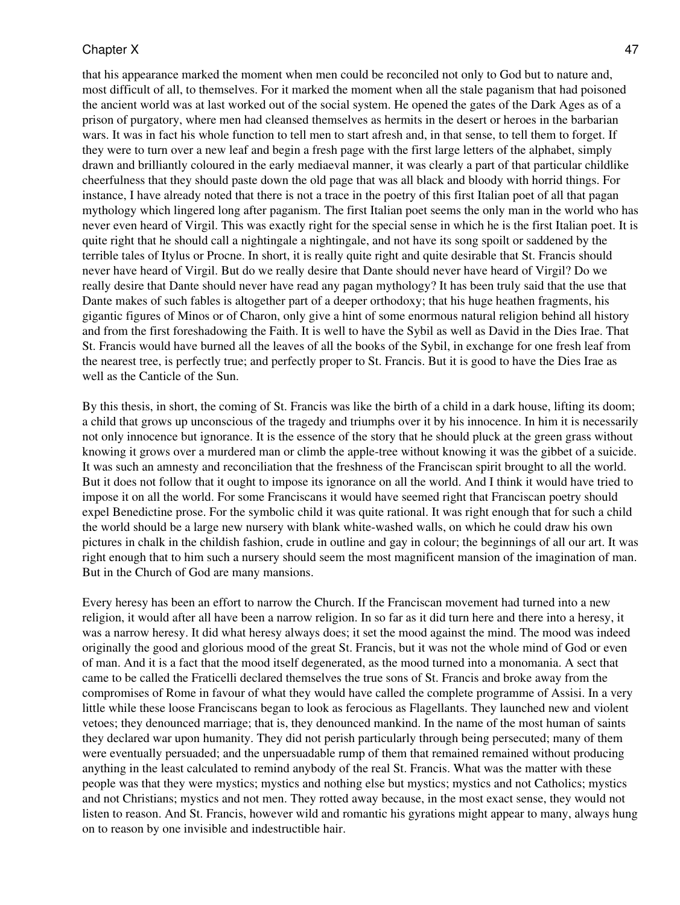that his appearance marked the moment when men could be reconciled not only to God but to nature and, most difficult of all, to themselves. For it marked the moment when all the stale paganism that had poisoned the ancient world was at last worked out of the social system. He opened the gates of the Dark Ages as of a prison of purgatory, where men had cleansed themselves as hermits in the desert or heroes in the barbarian wars. It was in fact his whole function to tell men to start afresh and, in that sense, to tell them to forget. If they were to turn over a new leaf and begin a fresh page with the first large letters of the alphabet, simply drawn and brilliantly coloured in the early mediaeval manner, it was clearly a part of that particular childlike cheerfulness that they should paste down the old page that was all black and bloody with horrid things. For instance, I have already noted that there is not a trace in the poetry of this first Italian poet of all that pagan mythology which lingered long after paganism. The first Italian poet seems the only man in the world who has never even heard of Virgil. This was exactly right for the special sense in which he is the first Italian poet. It is quite right that he should call a nightingale a nightingale, and not have its song spoilt or saddened by the terrible tales of Itylus or Procne. In short, it is really quite right and quite desirable that St. Francis should never have heard of Virgil. But do we really desire that Dante should never have heard of Virgil? Do we really desire that Dante should never have read any pagan mythology? It has been truly said that the use that Dante makes of such fables is altogether part of a deeper orthodoxy; that his huge heathen fragments, his gigantic figures of Minos or of Charon, only give a hint of some enormous natural religion behind all history and from the first foreshadowing the Faith. It is well to have the Sybil as well as David in the Dies Irae. That St. Francis would have burned all the leaves of all the books of the Sybil, in exchange for one fresh leaf from the nearest tree, is perfectly true; and perfectly proper to St. Francis. But it is good to have the Dies Irae as well as the Canticle of the Sun.

By this thesis, in short, the coming of St. Francis was like the birth of a child in a dark house, lifting its doom; a child that grows up unconscious of the tragedy and triumphs over it by his innocence. In him it is necessarily not only innocence but ignorance. It is the essence of the story that he should pluck at the green grass without knowing it grows over a murdered man or climb the apple-tree without knowing it was the gibbet of a suicide. It was such an amnesty and reconciliation that the freshness of the Franciscan spirit brought to all the world. But it does not follow that it ought to impose its ignorance on all the world. And I think it would have tried to impose it on all the world. For some Franciscans it would have seemed right that Franciscan poetry should expel Benedictine prose. For the symbolic child it was quite rational. It was right enough that for such a child the world should be a large new nursery with blank white-washed walls, on which he could draw his own pictures in chalk in the childish fashion, crude in outline and gay in colour; the beginnings of all our art. It was right enough that to him such a nursery should seem the most magnificent mansion of the imagination of man. But in the Church of God are many mansions.

Every heresy has been an effort to narrow the Church. If the Franciscan movement had turned into a new religion, it would after all have been a narrow religion. In so far as it did turn here and there into a heresy, it was a narrow heresy. It did what heresy always does; it set the mood against the mind. The mood was indeed originally the good and glorious mood of the great St. Francis, but it was not the whole mind of God or even of man. And it is a fact that the mood itself degenerated, as the mood turned into a monomania. A sect that came to be called the Fraticelli declared themselves the true sons of St. Francis and broke away from the compromises of Rome in favour of what they would have called the complete programme of Assisi. In a very little while these loose Franciscans began to look as ferocious as Flagellants. They launched new and violent vetoes; they denounced marriage; that is, they denounced mankind. In the name of the most human of saints they declared war upon humanity. They did not perish particularly through being persecuted; many of them were eventually persuaded; and the unpersuadable rump of them that remained remained without producing anything in the least calculated to remind anybody of the real St. Francis. What was the matter with these people was that they were mystics; mystics and nothing else but mystics; mystics and not Catholics; mystics and not Christians; mystics and not men. They rotted away because, in the most exact sense, they would not listen to reason. And St. Francis, however wild and romantic his gyrations might appear to many, always hung on to reason by one invisible and indestructible hair.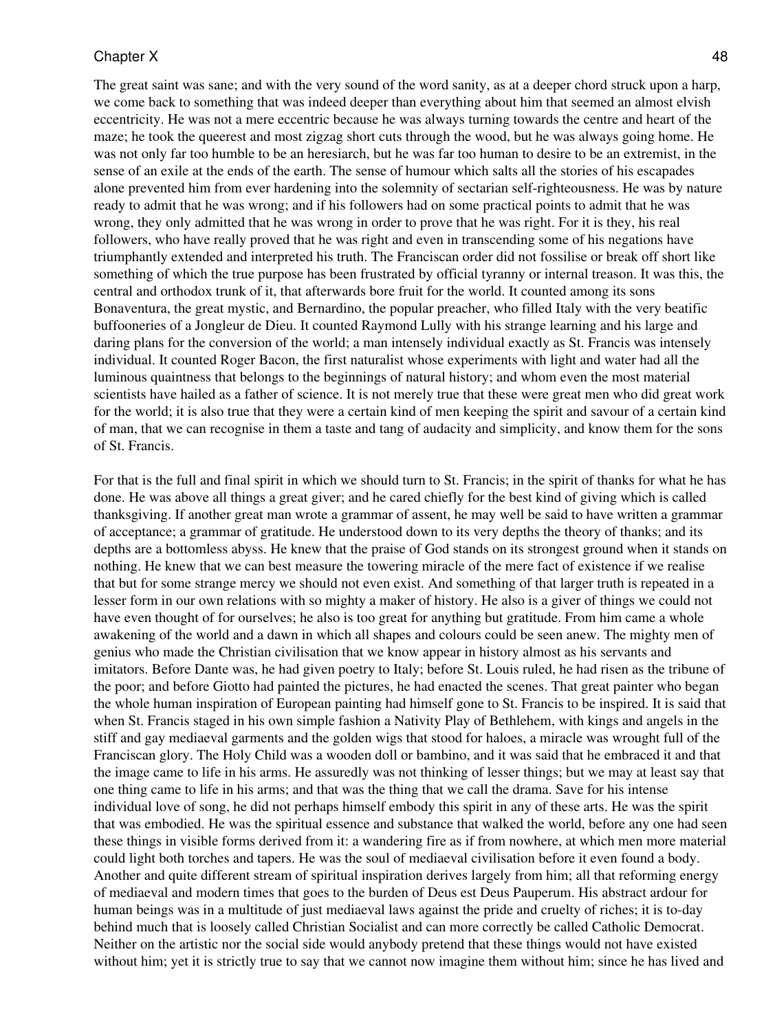The great saint was sane; and with the very sound of the word sanity, as at a deeper chord struck upon a harp, we come back to something that was indeed deeper than everything about him that seemed an almost elvish eccentricity. He was not a mere eccentric because he was always turning towards the centre and heart of the maze; he took the queerest and most zigzag short cuts through the wood, but he was always going home. He was not only far too humble to be an heresiarch, but he was far too human to desire to be an extremist, in the sense of an exile at the ends of the earth. The sense of humour which salts all the stories of his escapades alone prevented him from ever hardening into the solemnity of sectarian self-righteousness. He was by nature ready to admit that he was wrong; and if his followers had on some practical points to admit that he was wrong, they only admitted that he was wrong in order to prove that he was right. For it is they, his real followers, who have really proved that he was right and even in transcending some of his negations have triumphantly extended and interpreted his truth. The Franciscan order did not fossilise or break off short like something of which the true purpose has been frustrated by official tyranny or internal treason. It was this, the central and orthodox trunk of it, that afterwards bore fruit for the world. It counted among its sons Bonaventura, the great mystic, and Bernardino, the popular preacher, who filled Italy with the very beatific buffooneries of a Jongleur de Dieu. It counted Raymond Lully with his strange learning and his large and daring plans for the conversion of the world; a man intensely individual exactly as St. Francis was intensely individual. It counted Roger Bacon, the first naturalist whose experiments with light and water had all the luminous quaintness that belongs to the beginnings of natural history; and whom even the most material scientists have hailed as a father of science. It is not merely true that these were great men who did great work for the world; it is also true that they were a certain kind of men keeping the spirit and savour of a certain kind of man, that we can recognise in them a taste and tang of audacity and simplicity, and know them for the sons of St. Francis.

For that is the full and final spirit in which we should turn to St. Francis; in the spirit of thanks for what he has done. He was above all things a great giver; and he cared chiefly for the best kind of giving which is called thanksgiving. If another great man wrote a grammar of assent, he may well be said to have written a grammar of acceptance; a grammar of gratitude. He understood down to its very depths the theory of thanks; and its depths are a bottomless abyss. He knew that the praise of God stands on its strongest ground when it stands on nothing. He knew that we can best measure the towering miracle of the mere fact of existence if we realise that but for some strange mercy we should not even exist. And something of that larger truth is repeated in a lesser form in our own relations with so mighty a maker of history. He also is a giver of things we could not have even thought of for ourselves; he also is too great for anything but gratitude. From him came a whole awakening of the world and a dawn in which all shapes and colours could be seen anew. The mighty men of genius who made the Christian civilisation that we know appear in history almost as his servants and imitators. Before Dante was, he had given poetry to Italy; before St. Louis ruled, he had risen as the tribune of the poor; and before Giotto had painted the pictures, he had enacted the scenes. That great painter who began the whole human inspiration of European painting had himself gone to St. Francis to be inspired. It is said that when St. Francis staged in his own simple fashion a Nativity Play of Bethlehem, with kings and angels in the stiff and gay mediaeval garments and the golden wigs that stood for haloes, a miracle was wrought full of the Franciscan glory. The Holy Child was a wooden doll or bambino, and it was said that he embraced it and that the image came to life in his arms. He assuredly was not thinking of lesser things; but we may at least say that one thing came to life in his arms; and that was the thing that we call the drama. Save for his intense individual love of song, he did not perhaps himself embody this spirit in any of these arts. He was the spirit that was embodied. He was the spiritual essence and substance that walked the world, before any one had seen these things in visible forms derived from it: a wandering fire as if from nowhere, at which men more material could light both torches and tapers. He was the soul of mediaeval civilisation before it even found a body. Another and quite different stream of spiritual inspiration derives largely from him; all that reforming energy of mediaeval and modern times that goes to the burden of Deus est Deus Pauperum. His abstract ardour for human beings was in a multitude of just mediaeval laws against the pride and cruelty of riches; it is to-day behind much that is loosely called Christian Socialist and can more correctly be called Catholic Democrat. Neither on the artistic nor the social side would anybody pretend that these things would not have existed without him; yet it is strictly true to say that we cannot now imagine them without him; since he has lived and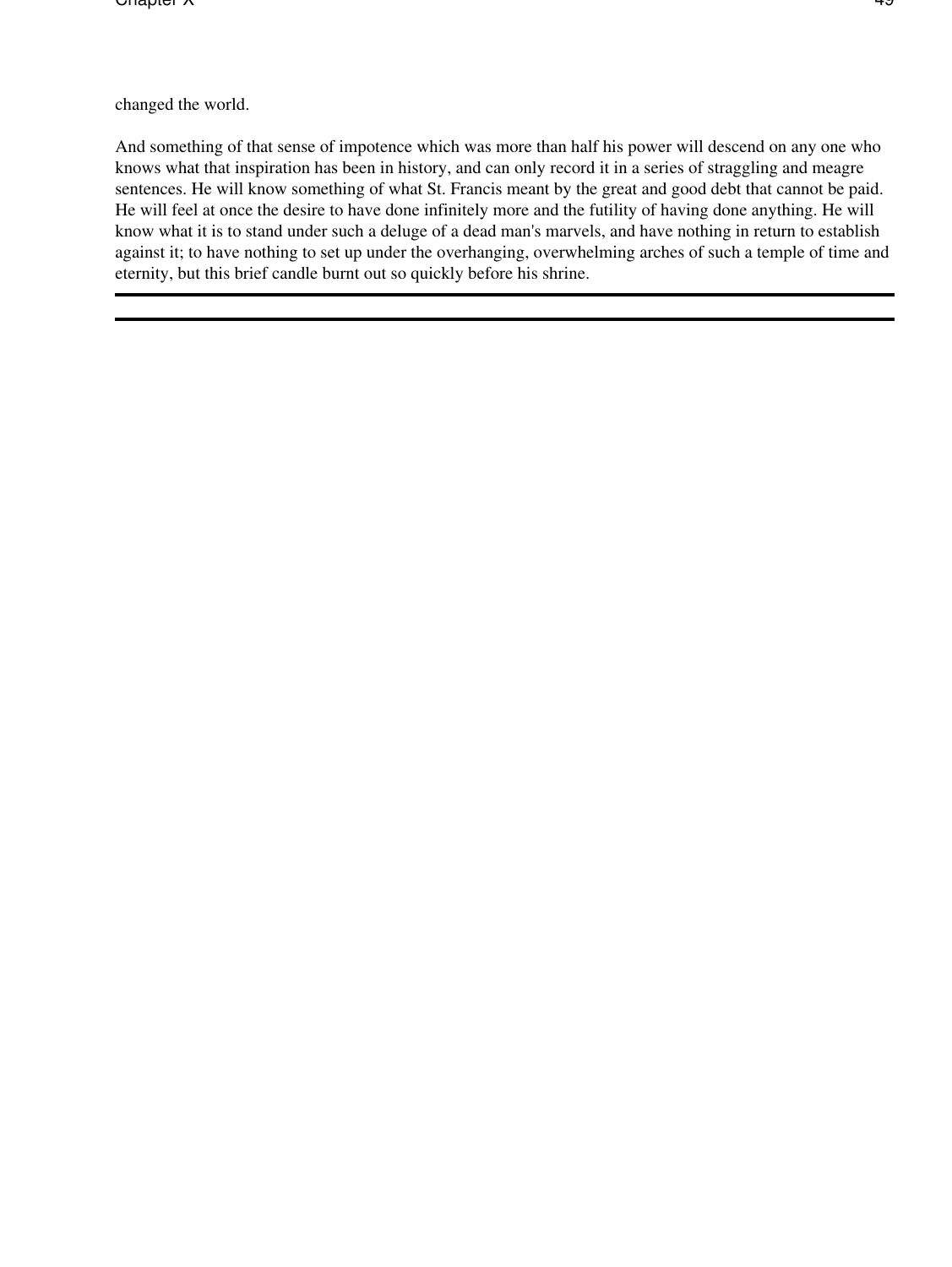changed the world.

And something of that sense of impotence which was more than half his power will descend on any one who knows what that inspiration has been in history, and can only record it in a series of straggling and meagre sentences. He will know something of what St. Francis meant by the great and good debt that cannot be paid. He will feel at once the desire to have done infinitely more and the futility of having done anything. He will know what it is to stand under such a deluge of a dead man's marvels, and have nothing in return to establish against it; to have nothing to set up under the overhanging, overwhelming arches of such a temple of time and eternity, but this brief candle burnt out so quickly before his shrine.

---

---